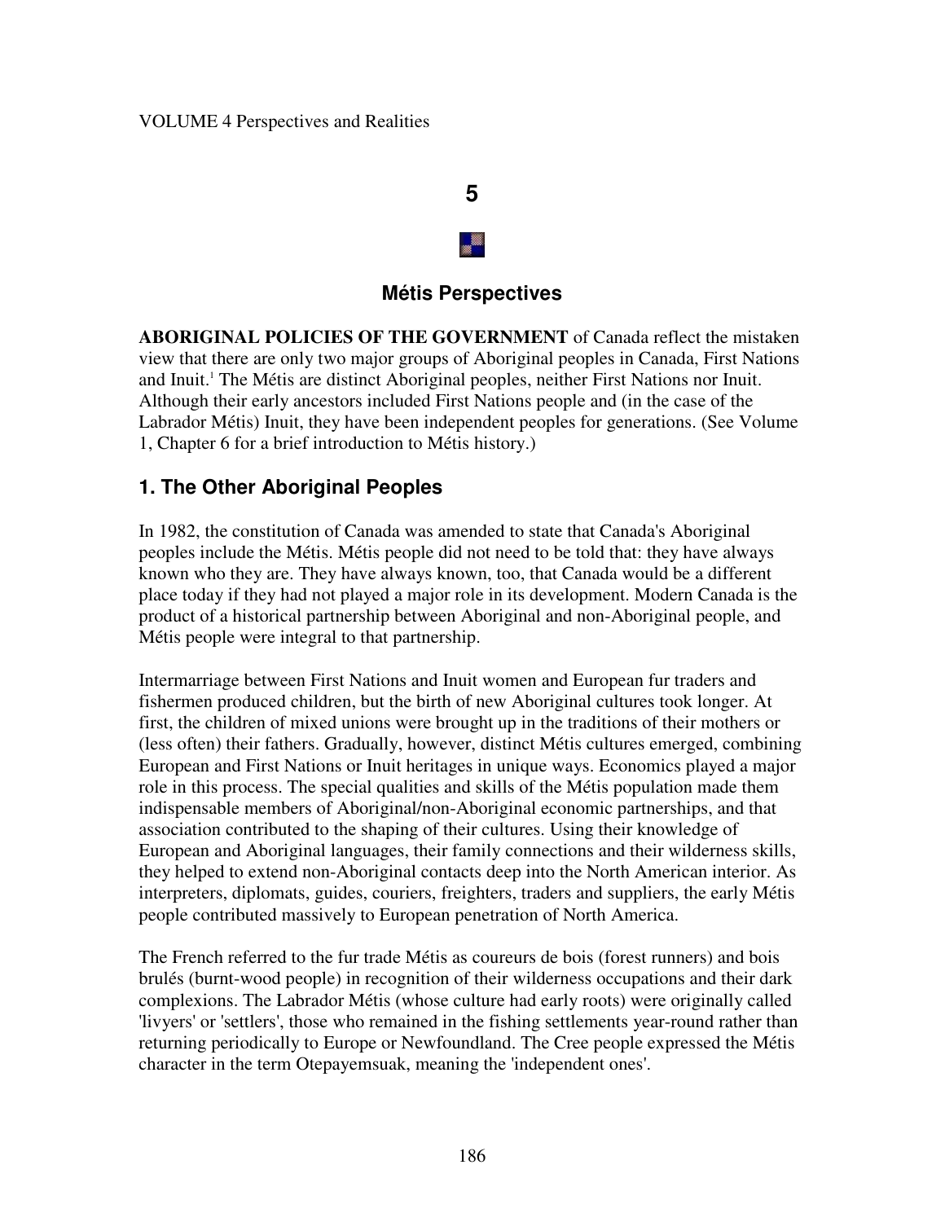# 5

## Métis Perspectives

**ABORIGINAL POLICIES OF THE GOVERNMENT** of Canada reflect the mistaken view that there are only two major groups of Aboriginal peoples in Canada, First Nations and Inuit.[1] The Métis are distinct Aboriginal peoples, neither First Nations nor Inuit. Although their early ancestors included First Nations people and (in the case of the Labrador Métis) Inuit, they have been independent peoples for generations. (See Volume 1, Chapter 6 for a brief introduction to Métis history.)

## 1. The Other Aboriginal Peoples

In 1982, the constitution of Canada was amended to state that Canada's Aboriginal peoples include the Métis. Métis people did not need to be told that: they have always known who they are. They have always known, too, that Canada would be a different place today if they had not played a major role in its development. Modern Canada is the product of a historical partnership between Aboriginal and non-Aboriginal people, and Métis people were integral to that partnership.

Intermarriage between First Nations and Inuit women and European fur traders and fishermen produced children, but the birth of new Aboriginal cultures took longer. At first, the children of mixed unions were brought up in the traditions of their mothers or (less often) their fathers. Gradually, however, distinct Métis cultures emerged, combining European and First Nations or Inuit heritages in unique ways. Economics played a major role in this process. The special qualities and skills of the Métis population made them indispensable members of Aboriginal/non-Aboriginal economic partnerships, and that association contributed to the shaping of their cultures. Using their knowledge of European and Aboriginal languages, their family connections and their wilderness skills, they helped to extend non-Aboriginal contacts deep into the North American interior. As interpreters, diplomats, guides, couriers, freighters, traders and suppliers, the early Métis people contributed massively to European penetration of North America.

The French referred to the fur trade Métis as coureurs de bois (forest runners) and bois brulés (burnt-wood people) in recognition of their wilderness occupations and their dark complexions. The Labrador Métis (whose culture had early roots) were originally called 'livyers' or 'settlers', those who remained in the fishing settlements year-round rather than returning periodically to Europe or Newfoundland. The Cree people expressed the Métis character in the term Otepayemsuak, meaning the 'independent ones'.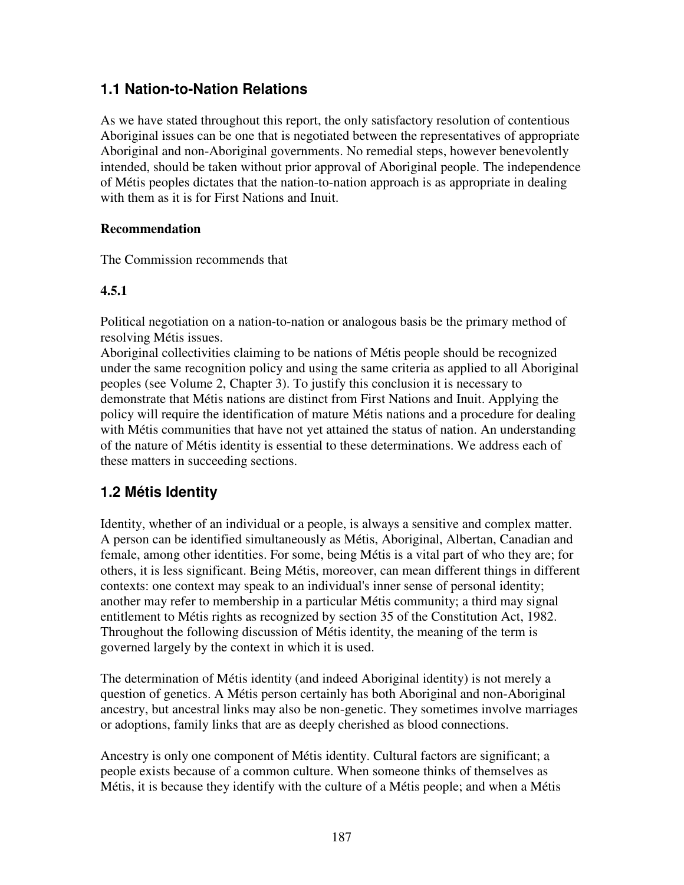## 1.1 Nation-to-Nation Relations

As we have stated throughout this report, the only satisfactory resolution of contentious Aboriginal issues can be one that is negotiated between the representatives of appropriate Aboriginal and non-Aboriginal governments. No remedial steps, however benevolently intended, should be taken without prior approval of Aboriginal people. The independence of Métis peoples dictates that the nation-to-nation approach is as appropriate in dealing with them as it is for First Nations and Inuit.

**Recommendation**

The Commission recommends that

**4.5.1**

Political negotiation on a nation-to-nation or analogous basis be the primary method of resolving Métis issues.

Aboriginal collectivities claiming to be nations of Métis people should be recognized under the same recognition policy and using the same criteria as applied to all Aboriginal peoples (see Volume 2, Chapter 3). To justify this conclusion it is necessary to demonstrate that Métis nations are distinct from First Nations and Inuit. Applying the policy will require the identification of mature Métis nations and a procedure for dealing with Métis communities that have not yet attained the status of nation. An understanding of the nature of Métis identity is essential to these determinations. We address each of these matters in succeeding sections.

## 1.2 Métis Identity

Identity, whether of an individual or a people, is always a sensitive and complex matter. A person can be identified simultaneously as Métis, Aboriginal, Albertan, Canadian and female, among other identities. For some, being Métis is a vital part of who they are; for others, it is less significant. Being Métis, moreover, can mean different things in different contexts: one context may speak to an individual's inner sense of personal identity; another may refer to membership in a particular Métis community; a third may signal entitlement to Métis rights as recognized by section 35 of the Constitution Act, 1982. Throughout the following discussion of Métis identity, the meaning of the term is governed largely by the context in which it is used.

The determination of Métis identity (and indeed Aboriginal identity) is not merely a question of genetics. A Métis person certainly has both Aboriginal and non-Aboriginal ancestry, but ancestral links may also be non-genetic. They sometimes involve marriages or adoptions, family links that are as deeply cherished as blood connections.

Ancestry is only one component of Métis identity. Cultural factors are significant; a people exists because of a common culture. When someone thinks of themselves as Métis, it is because they identify with the culture of a Métis people; and when a Métis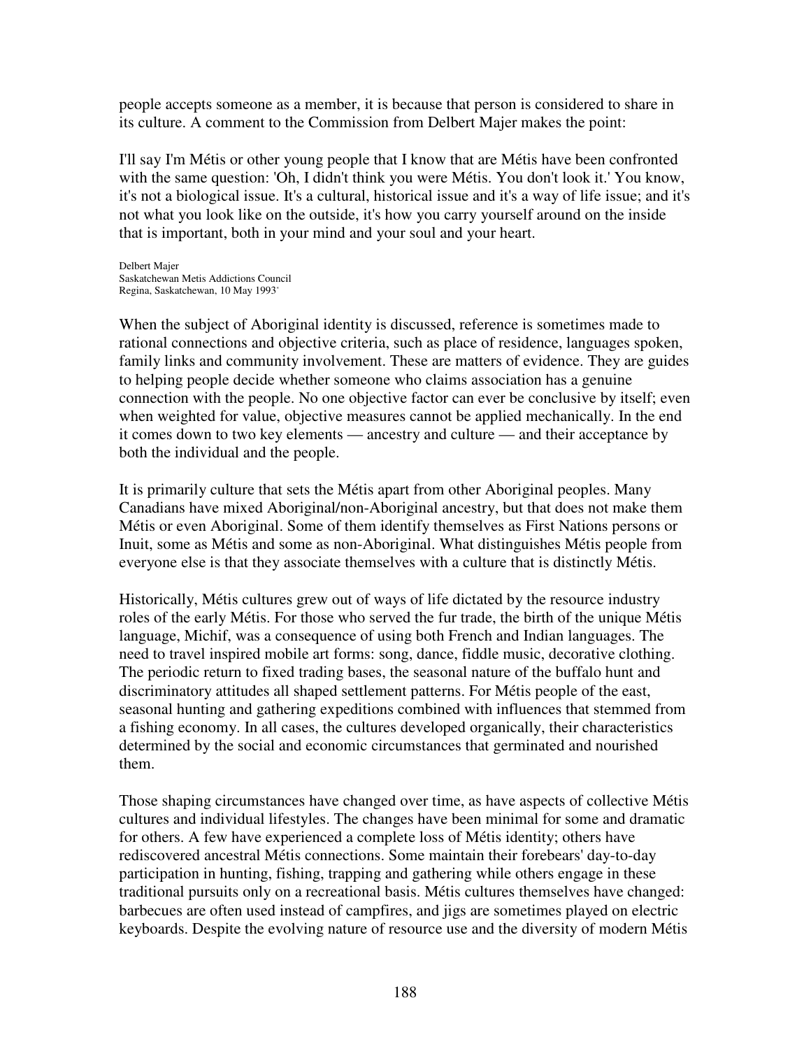people accepts someone as a member, it is because that person is considered to share in its culture. A comment to the Commission from Delbert Majer makes the point:

I'll say I'm Métis or other young people that I know that are Métis have been confronted with the same question: 'Oh, I didn't think you were Métis. You don't look it.' You know, it's not a biological issue. It's a cultural, historical issue and it's a way of life issue; and it's not what you look like on the outside, it's how you carry yourself around on the inside that is important, both in your mind and your soul and your heart.

Delbert Majer
Saskatchewan Metis Addictions Council
Regina, Saskatchewan, 10 May 1993*

When the subject of Aboriginal identity is discussed, reference is sometimes made to rational connections and objective criteria, such as place of residence, languages spoken, family links and community involvement. These are matters of evidence. They are guides to helping people decide whether someone who claims association has a genuine connection with the people. No one objective factor can ever be conclusive by itself; even when weighted for value, objective measures cannot be applied mechanically. In the end it comes down to two key elements — ancestry and culture — and their acceptance by both the individual and the people.

It is primarily culture that sets the Métis apart from other Aboriginal peoples. Many Canadians have mixed Aboriginal/non-Aboriginal ancestry, but that does not make them Métis or even Aboriginal. Some of them identify themselves as First Nations persons or Inuit, some as Métis and some as non-Aboriginal. What distinguishes Métis people from everyone else is that they associate themselves with a culture that is distinctly Métis.

Historically, Métis cultures grew out of ways of life dictated by the resource industry roles of the early Métis. For those who served the fur trade, the birth of the unique Métis language, Michif, was a consequence of using both French and Indian languages. The need to travel inspired mobile art forms: song, dance, fiddle music, decorative clothing. The periodic return to fixed trading bases, the seasonal nature of the buffalo hunt and discriminatory attitudes all shaped settlement patterns. For Métis people of the east, seasonal hunting and gathering expeditions combined with influences that stemmed from a fishing economy. In all cases, the cultures developed organically, their characteristics determined by the social and economic circumstances that germinated and nourished them.

Those shaping circumstances have changed over time, as have aspects of collective Métis cultures and individual lifestyles. The changes have been minimal for some and dramatic for others. A few have experienced a complete loss of Métis identity; others have rediscovered ancestral Métis connections. Some maintain their forebears' day-to-day participation in hunting, fishing, trapping and gathering while others engage in these traditional pursuits only on a recreational basis. Métis cultures themselves have changed: barbecues are often used instead of campfires, and jigs are sometimes played on electric keyboards. Despite the evolving nature of resource use and the diversity of modern Métis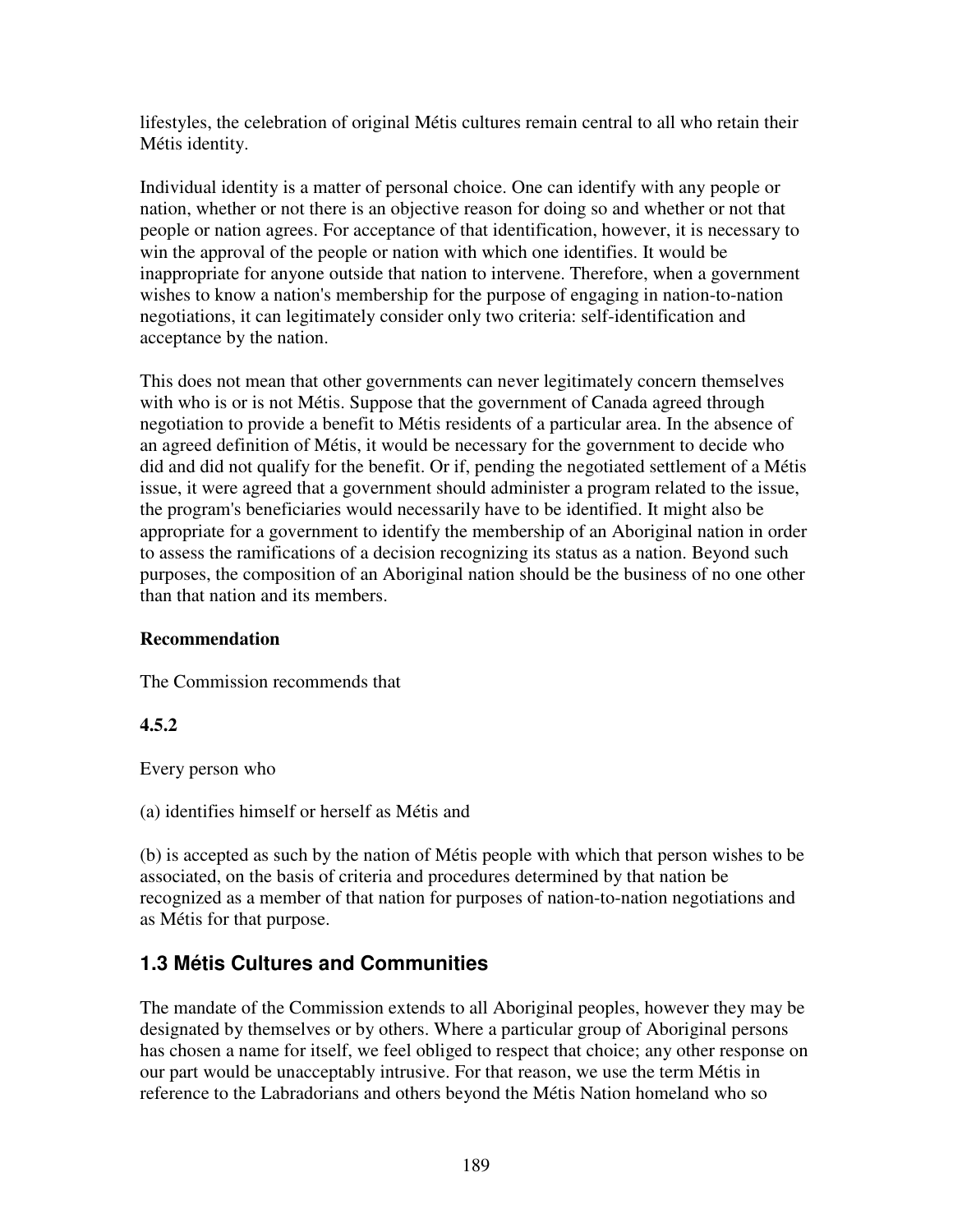lifestyles, the celebration of original Métis cultures remain central to all who retain their Métis identity.

Individual identity is a matter of personal choice. One can identify with any people or nation, whether or not there is an objective reason for doing so and whether or not that people or nation agrees. For acceptance of that identification, however, it is necessary to win the approval of the people or nation with which one identifies. It would be inappropriate for anyone outside that nation to intervene. Therefore, when a government wishes to know a nation's membership for the purpose of engaging in nation-to-nation negotiations, it can legitimately consider only two criteria: self-identification and acceptance by the nation.

This does not mean that other governments can never legitimately concern themselves with who is or is not Métis. Suppose that the government of Canada agreed through negotiation to provide a benefit to Métis residents of a particular area. In the absence of an agreed definition of Métis, it would be necessary for the government to decide who did and did not qualify for the benefit. Or if, pending the negotiated settlement of a Métis issue, it were agreed that a government should administer a program related to the issue, the program's beneficiaries would necessarily have to be identified. It might also be appropriate for a government to identify the membership of an Aboriginal nation in order to assess the ramifications of a decision recognizing its status as a nation. Beyond such purposes, the composition of an Aboriginal nation should be the business of no one other than that nation and its members.

**Recommendation**

The Commission recommends that

**4.5.2**

Every person who

(a) identifies himself or herself as Métis and

(b) is accepted as such by the nation of Métis people with which that person wishes to be associated, on the basis of criteria and procedures determined by that nation be recognized as a member of that nation for purposes of nation-to-nation negotiations and as Métis for that purpose.

## 1.3 Métis Cultures and Communities

The mandate of the Commission extends to all Aboriginal peoples, however they may be designated by themselves or by others. Where a particular group of Aboriginal persons has chosen a name for itself, we feel obliged to respect that choice; any other response on our part would be unacceptably intrusive. For that reason, we use the term Métis in reference to the Labradorians and others beyond the Métis Nation homeland who so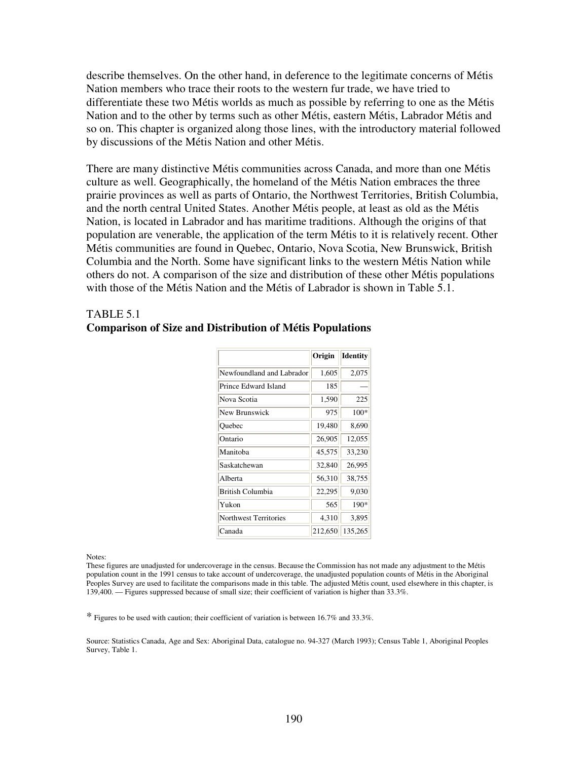describe themselves. On the other hand, in deference to the legitimate concerns of Métis Nation members who trace their roots to the western fur trade, we have tried to differentiate these two Métis worlds as much as possible by referring to one as the Métis Nation and to the other by terms such as other Métis, eastern Métis, Labrador Métis and so on. This chapter is organized along those lines, with the introductory material followed by discussions of the Métis Nation and other Métis.

There are many distinctive Métis communities across Canada, and more than one Métis culture as well. Geographically, the homeland of the Métis Nation embraces the three prairie provinces as well as parts of Ontario, the Northwest Territories, British Columbia, and the north central United States. Another Métis people, at least as old as the Métis Nation, is located in Labrador and has maritime traditions. Although the origins of that population are venerable, the application of the term Métis to it is relatively recent. Other Métis communities are found in Quebec, Ontario, Nova Scotia, New Brunswick, British Columbia and the North. Some have significant links to the western Métis Nation while others do not. A comparison of the size and distribution of these other Métis populations with those of the Métis Nation and the Métis of Labrador is shown in Table 5.1.

TABLE 5.1
**Comparison of Size and Distribution of Métis Populations**

| | Origin | Identity |
|---|---|---|
| Newfoundland and Labrador | 1,605 | 2,075 |
| Prince Edward Island | 185 | — |
| Nova Scotia | 1,590 | 225 |
| New Brunswick | 975 | 100* |
| Quebec | 19,480 | 8,690 |
| Ontario | 26,905 | 12,055 |
| Manitoba | 45,575 | 33,230 |
| Saskatchewan | 32,840 | 26,995 |
| Alberta | 56,310 | 38,755 |
| British Columbia | 22,295 | 9,030 |
| Yukon | 565 | 190* |
| Northwest Territories | 4,310 | 3,895 |
| Canada | 212,650 | 135,265 |

Notes:
These figures are unadjusted for undercoverage in the census. Because the Commission has not made any adjustment to the Métis population count in the 1991 census to take account of undercoverage, the unadjusted population counts of Métis in the Aboriginal Peoples Survey are used to facilitate the comparisons made in this table. The adjusted Métis count, used elsewhere in this chapter, is 139,400. — Figures suppressed because of small size; their coefficient of variation is higher than 33.3%.

* Figures to be used with caution; their coefficient of variation is between 16.7% and 33.3%.

Source: Statistics Canada, Age and Sex: Aboriginal Data, catalogue no. 94-327 (March 1993); Census Table 1, Aboriginal Peoples Survey, Table 1.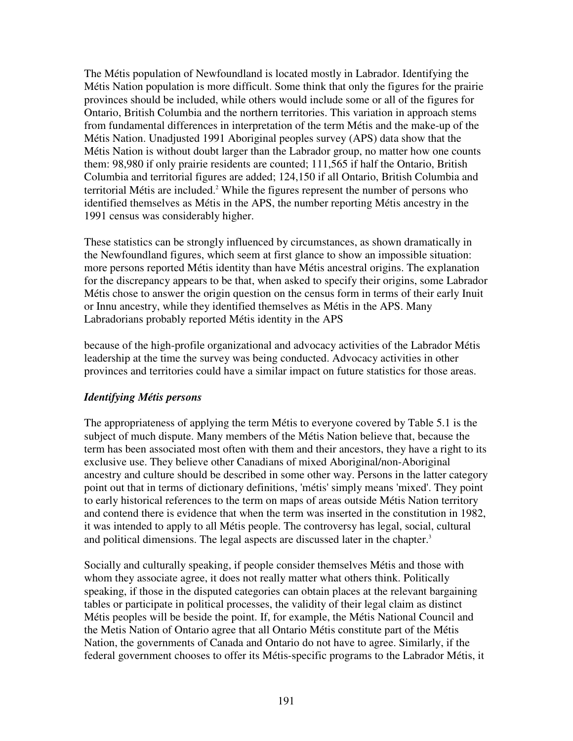The Métis population of Newfoundland is located mostly in Labrador. Identifying the Métis Nation population is more difficult. Some think that only the figures for the prairie provinces should be included, while others would include some or all of the figures for Ontario, British Columbia and the northern territories. This variation in approach stems from fundamental differences in interpretation of the term Métis and the make-up of the Métis Nation. Unadjusted 1991 Aboriginal peoples survey (APS) data show that the Métis Nation is without doubt larger than the Labrador group, no matter how one counts them: 98,980 if only prairie residents are counted; 111,565 if half the Ontario, British Columbia and territorial figures are added; 124,150 if all Ontario, British Columbia and territorial Métis are included.[2] While the figures represent the number of persons who identified themselves as Métis in the APS, the number reporting Métis ancestry in the 1991 census was considerably higher.

These statistics can be strongly influenced by circumstances, as shown dramatically in the Newfoundland figures, which seem at first glance to show an impossible situation: more persons reported Métis identity than have Métis ancestral origins. The explanation for the discrepancy appears to be that, when asked to specify their origins, some Labrador Métis chose to answer the origin question on the census form in terms of their early Inuit or Innu ancestry, while they identified themselves as Métis in the APS. Many Labradorians probably reported Métis identity in the APS because of the high-profile organizational and advocacy activities of the Labrador Métis leadership at the time the survey was being conducted. Advocacy activities in other provinces and territories could have a similar impact on future statistics for those areas.

### *Identifying Métis persons*

The appropriateness of applying the term Métis to everyone covered by Table 5.1 is the subject of much dispute. Many members of the Métis Nation believe that, because the term has been associated most often with them and their ancestors, they have a right to its exclusive use. They believe other Canadians of mixed Aboriginal/non-Aboriginal ancestry and culture should be described in some other way. Persons in the latter category point out that in terms of dictionary definitions, 'métis' simply means 'mixed'. They point to early historical references to the term on maps of areas outside Métis Nation territory and contend there is evidence that when the term was inserted in the constitution in 1982, it was intended to apply to all Métis people. The controversy has legal, social, cultural and political dimensions. The legal aspects are discussed later in the chapter.[3]

Socially and culturally speaking, if people consider themselves Métis and those with whom they associate agree, it does not really matter what others think. Politically speaking, if those in the disputed categories can obtain places at the relevant bargaining tables or participate in political processes, the validity of their legal claim as distinct Métis peoples will be beside the point. If, for example, the Métis National Council and the Metis Nation of Ontario agree that all Ontario Métis constitute part of the Métis Nation, the governments of Canada and Ontario do not have to agree. Similarly, if the federal government chooses to offer its Métis-specific programs to the Labrador Métis, it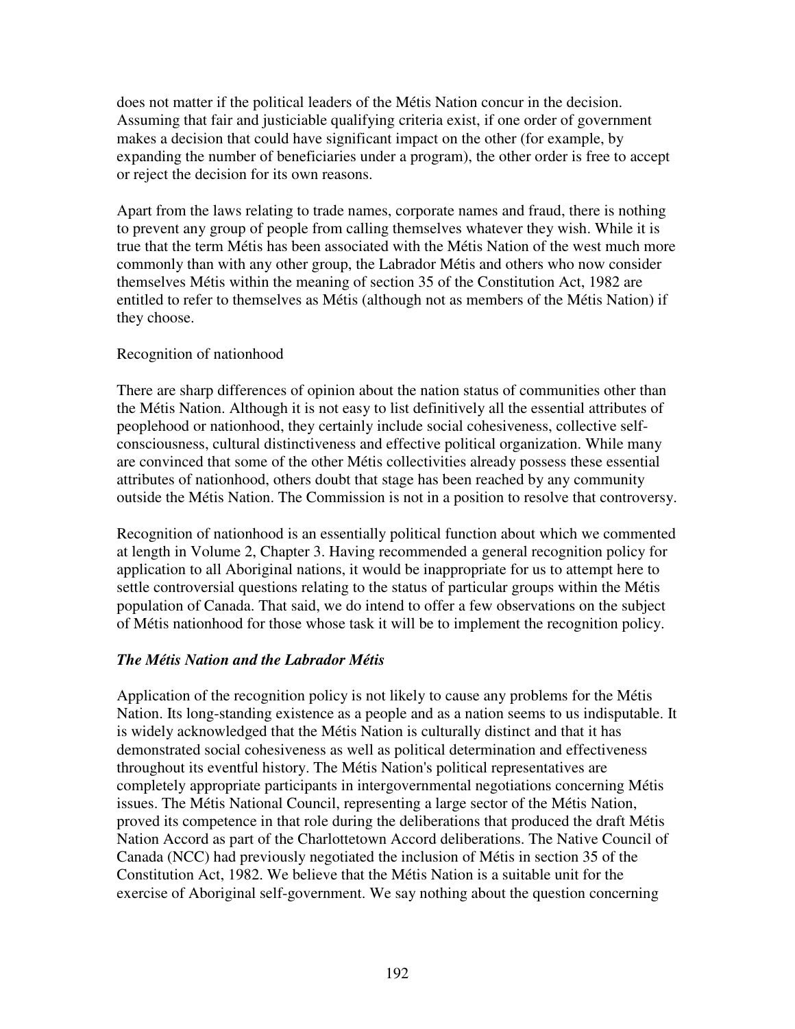does not matter if the political leaders of the Métis Nation concur in the decision. Assuming that fair and justiciable qualifying criteria exist, if one order of government makes a decision that could have significant impact on the other (for example, by expanding the number of beneficiaries under a program), the other order is free to accept or reject the decision for its own reasons.

Apart from the laws relating to trade names, corporate names and fraud, there is nothing to prevent any group of people from calling themselves whatever they wish. While it is true that the term Métis has been associated with the Métis Nation of the west much more commonly than with any other group, the Labrador Métis and others who now consider themselves Métis within the meaning of section 35 of the Constitution Act, 1982 are entitled to refer to themselves as Métis (although not as members of the Métis Nation) if they choose.

Recognition of nationhood

There are sharp differences of opinion about the nation status of communities other than the Métis Nation. Although it is not easy to list definitively all the essential attributes of peoplehood or nationhood, they certainly include social cohesiveness, collective self-consciousness, cultural distinctiveness and effective political organization. While many are convinced that some of the other Métis collectivities already possess these essential attributes of nationhood, others doubt that stage has been reached by any community outside the Métis Nation. The Commission is not in a position to resolve that controversy.

Recognition of nationhood is an essentially political function about which we commented at length in Volume 2, Chapter 3. Having recommended a general recognition policy for application to all Aboriginal nations, it would be inappropriate for us to attempt here to settle controversial questions relating to the status of particular groups within the Métis population of Canada. That said, we do intend to offer a few observations on the subject of Métis nationhood for those whose task it will be to implement the recognition policy.

### *The Métis Nation and the Labrador Métis*

Application of the recognition policy is not likely to cause any problems for the Métis Nation. Its long-standing existence as a people and as a nation seems to us indisputable. It is widely acknowledged that the Métis Nation is culturally distinct and that it has demonstrated social cohesiveness as well as political determination and effectiveness throughout its eventful history. The Métis Nation's political representatives are completely appropriate participants in intergovernmental negotiations concerning Métis issues. The Métis National Council, representing a large sector of the Métis Nation, proved its competence in that role during the deliberations that produced the draft Métis Nation Accord as part of the Charlottetown Accord deliberations. The Native Council of Canada (NCC) had previously negotiated the inclusion of Métis in section 35 of the Constitution Act, 1982. We believe that the Métis Nation is a suitable unit for the exercise of Aboriginal self-government. We say nothing about the question concerning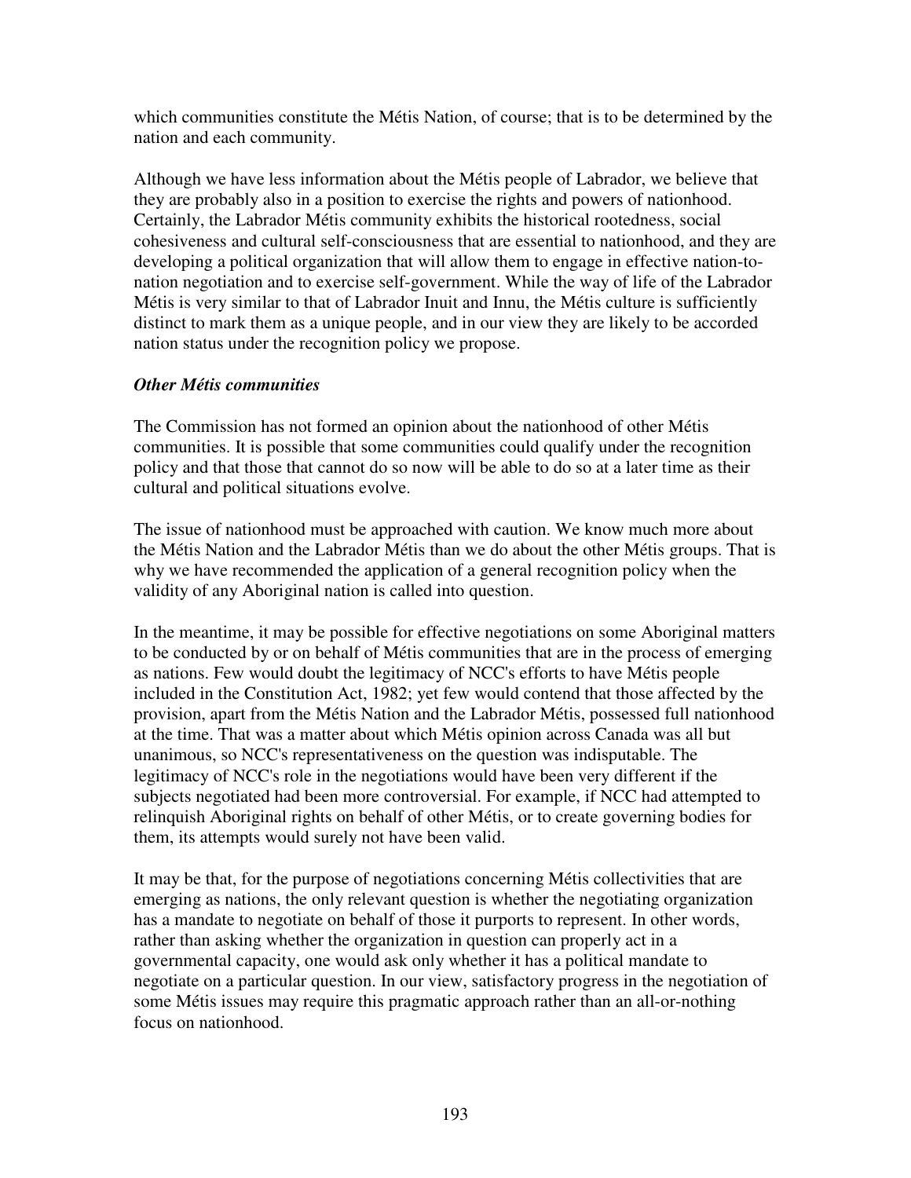which communities constitute the Métis Nation, of course; that is to be determined by the nation and each community.

Although we have less information about the Métis people of Labrador, we believe that they are probably also in a position to exercise the rights and powers of nationhood. Certainly, the Labrador Métis community exhibits the historical rootedness, social cohesiveness and cultural self-consciousness that are essential to nationhood, and they are developing a political organization that will allow them to engage in effective nation-to-nation negotiation and to exercise self-government. While the way of life of the Labrador Métis is very similar to that of Labrador Inuit and Innu, the Métis culture is sufficiently distinct to mark them as a unique people, and in our view they are likely to be accorded nation status under the recognition policy we propose.

### *Other Métis communities*

The Commission has not formed an opinion about the nationhood of other Métis communities. It is possible that some communities could qualify under the recognition policy and that those that cannot do so now will be able to do so at a later time as their cultural and political situations evolve.

The issue of nationhood must be approached with caution. We know much more about the Métis Nation and the Labrador Métis than we do about the other Métis groups. That is why we have recommended the application of a general recognition policy when the validity of any Aboriginal nation is called into question.

In the meantime, it may be possible for effective negotiations on some Aboriginal matters to be conducted by or on behalf of Métis communities that are in the process of emerging as nations. Few would doubt the legitimacy of NCC's efforts to have Métis people included in the Constitution Act, 1982; yet few would contend that those affected by the provision, apart from the Métis Nation and the Labrador Métis, possessed full nationhood at the time. That was a matter about which Métis opinion across Canada was all but unanimous, so NCC's representativeness on the question was indisputable. The legitimacy of NCC's role in the negotiations would have been very different if the subjects negotiated had been more controversial. For example, if NCC had attempted to relinquish Aboriginal rights on behalf of other Métis, or to create governing bodies for them, its attempts would surely not have been valid.

It may be that, for the purpose of negotiations concerning Métis collectivities that are emerging as nations, the only relevant question is whether the negotiating organization has a mandate to negotiate on behalf of those it purports to represent. In other words, rather than asking whether the organization in question can properly act in a governmental capacity, one would ask only whether it has a political mandate to negotiate on a particular question. In our view, satisfactory progress in the negotiation of some Métis issues may require this pragmatic approach rather than an all-or-nothing focus on nationhood.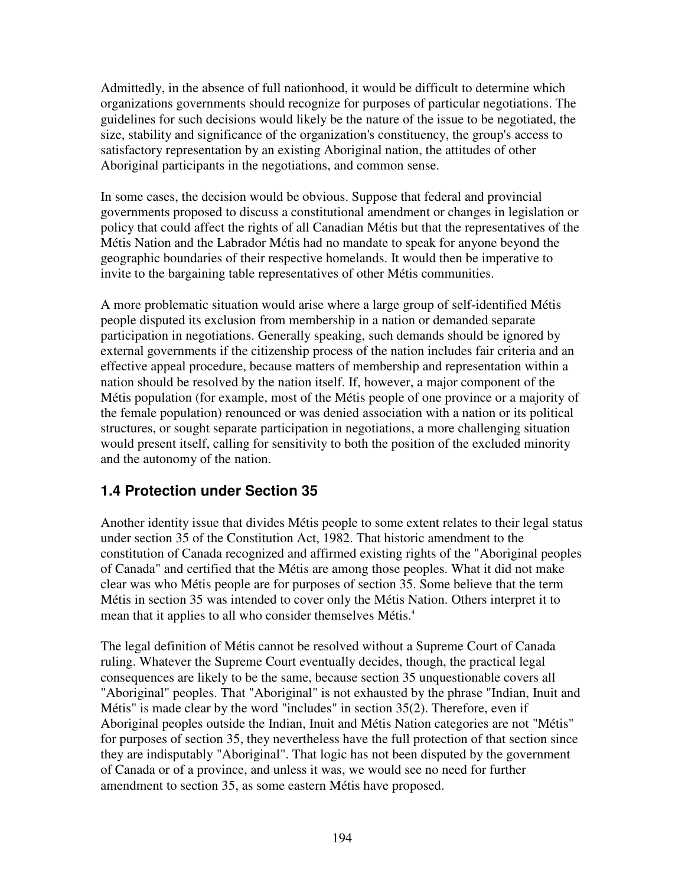Admittedly, in the absence of full nationhood, it would be difficult to determine which organizations governments should recognize for purposes of particular negotiations. The guidelines for such decisions would likely be the nature of the issue to be negotiated, the size, stability and significance of the organization's constituency, the group's access to satisfactory representation by an existing Aboriginal nation, the attitudes of other Aboriginal participants in the negotiations, and common sense.

In some cases, the decision would be obvious. Suppose that federal and provincial governments proposed to discuss a constitutional amendment or changes in legislation or policy that could affect the rights of all Canadian Métis but that the representatives of the Métis Nation and the Labrador Métis had no mandate to speak for anyone beyond the geographic boundaries of their respective homelands. It would then be imperative to invite to the bargaining table representatives of other Métis communities.

A more problematic situation would arise where a large group of self-identified Métis people disputed its exclusion from membership in a nation or demanded separate participation in negotiations. Generally speaking, such demands should be ignored by external governments if the citizenship process of the nation includes fair criteria and an effective appeal procedure, because matters of membership and representation within a nation should be resolved by the nation itself. If, however, a major component of the Métis population (for example, most of the Métis people of one province or a majority of the female population) renounced or was denied association with a nation or its political structures, or sought separate participation in negotiations, a more challenging situation would present itself, calling for sensitivity to both the position of the excluded minority and the autonomy of the nation.

## 1.4 Protection under Section 35

Another identity issue that divides Métis people to some extent relates to their legal status under section 35 of the Constitution Act, 1982. That historic amendment to the constitution of Canada recognized and affirmed existing rights of the "Aboriginal peoples of Canada" and certified that the Métis are among those peoples. What it did not make clear was who Métis people are for purposes of section 35. Some believe that the term Métis in section 35 was intended to cover only the Métis Nation. Others interpret it to mean that it applies to all who consider themselves Métis.[4]

The legal definition of Métis cannot be resolved without a Supreme Court of Canada ruling. Whatever the Supreme Court eventually decides, though, the practical legal consequences are likely to be the same, because section 35 unquestionable covers all "Aboriginal" peoples. That "Aboriginal" is not exhausted by the phrase "Indian, Inuit and Métis" is made clear by the word "includes" in section 35(2). Therefore, even if Aboriginal peoples outside the Indian, Inuit and Métis Nation categories are not "Métis" for purposes of section 35, they nevertheless have the full protection of that section since they are indisputably "Aboriginal". That logic has not been disputed by the government of Canada or of a province, and unless it was, we would see no need for further amendment to section 35, as some eastern Métis have proposed.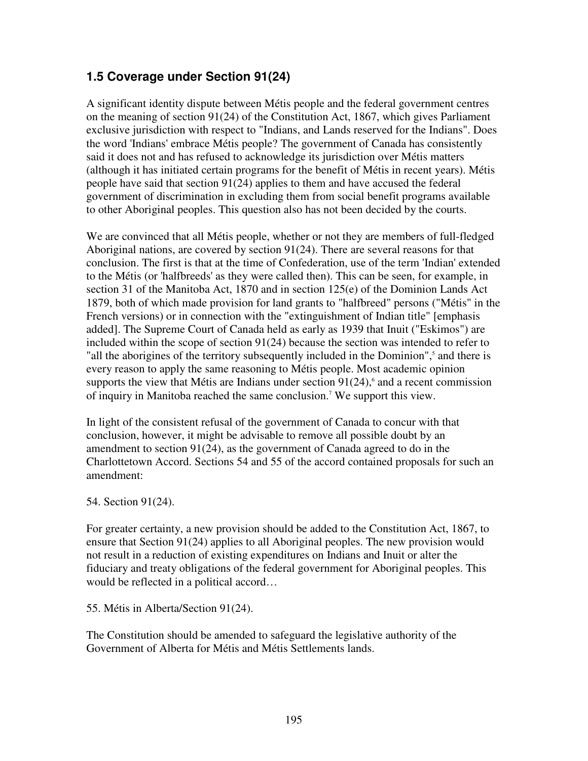## 1.5 Coverage under Section 91(24)

A significant identity dispute between Métis people and the federal government centres on the meaning of section 91(24) of the Constitution Act, 1867, which gives Parliament exclusive jurisdiction with respect to "Indians, and Lands reserved for the Indians". Does the word 'Indians' embrace Métis people? The government of Canada has consistently said it does not and has refused to acknowledge its jurisdiction over Métis matters (although it has initiated certain programs for the benefit of Métis in recent years). Métis people have said that section 91(24) applies to them and have accused the federal government of discrimination in excluding them from social benefit programs available to other Aboriginal peoples. This question also has not been decided by the courts.

We are convinced that all Métis people, whether or not they are members of full-fledged Aboriginal nations, are covered by section 91(24). There are several reasons for that conclusion. The first is that at the time of Confederation, use of the term 'Indian' extended to the Métis (or 'halfbreeds' as they were called then). This can be seen, for example, in section 31 of the Manitoba Act, 1870 and in section 125(e) of the Dominion Lands Act 1879, both of which made provision for land grants to "halfbreed" persons ("Métis" in the French versions) or in connection with the "extinguishment of Indian title" [emphasis added]. The Supreme Court of Canada held as early as 1939 that Inuit ("Eskimos") are included within the scope of section 91(24) because the section was intended to refer to "all the aborigines of the territory subsequently included in the Dominion",[5] and there is every reason to apply the same reasoning to Métis people. Most academic opinion supports the view that Métis are Indians under section 91(24),[6] and a recent commission of inquiry in Manitoba reached the same conclusion.[7] We support this view.

In light of the consistent refusal of the government of Canada to concur with that conclusion, however, it might be advisable to remove all possible doubt by an amendment to section 91(24), as the government of Canada agreed to do in the Charlottetown Accord. Sections 54 and 55 of the accord contained proposals for such an amendment:

54. Section 91(24).

For greater certainty, a new provision should be added to the Constitution Act, 1867, to ensure that Section 91(24) applies to all Aboriginal peoples. The new provision would not result in a reduction of existing expenditures on Indians and Inuit or alter the fiduciary and treaty obligations of the federal government for Aboriginal peoples. This would be reflected in a political accord…

55. Métis in Alberta/Section 91(24).

The Constitution should be amended to safeguard the legislative authority of the Government of Alberta for Métis and Métis Settlements lands.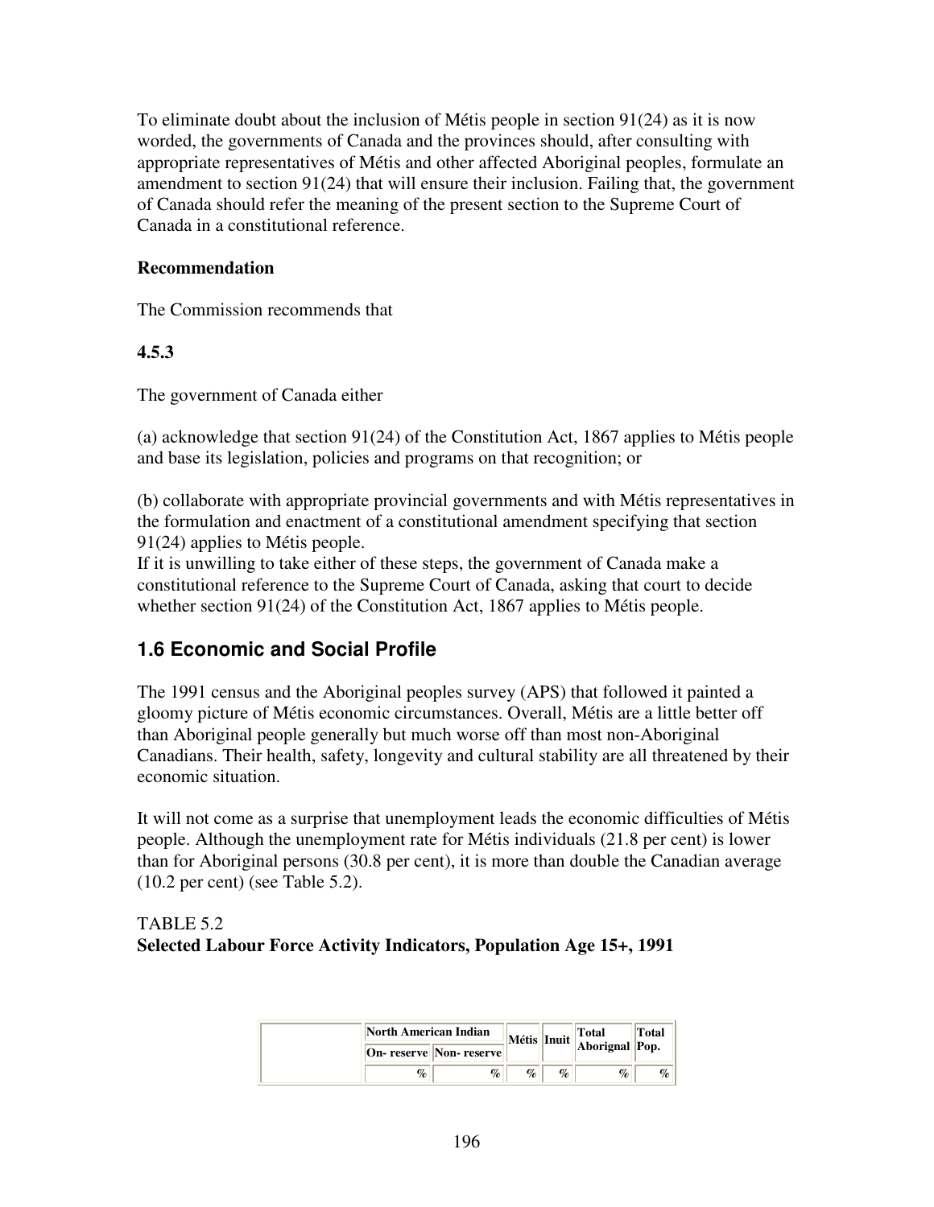To eliminate doubt about the inclusion of Métis people in section 91(24) as it is now worded, the governments of Canada and the provinces should, after consulting with appropriate representatives of Métis and other affected Aboriginal peoples, formulate an amendment to section 91(24) that will ensure their inclusion. Failing that, the government of Canada should refer the meaning of the present section to the Supreme Court of Canada in a constitutional reference.

**Recommendation**

The Commission recommends that

**4.5.3**

The government of Canada either

(a) acknowledge that section 91(24) of the Constitution Act, 1867 applies to Métis people and base its legislation, policies and programs on that recognition; or

(b) collaborate with appropriate provincial governments and with Métis representatives in the formulation and enactment of a constitutional amendment specifying that section 91(24) applies to Métis people.
If it is unwilling to take either of these steps, the government of Canada make a constitutional reference to the Supreme Court of Canada, asking that court to decide whether section 91(24) of the Constitution Act, 1867 applies to Métis people.

## 1.6 Economic and Social Profile

The 1991 census and the Aboriginal peoples survey (APS) that followed it painted a gloomy picture of Métis economic circumstances. Overall, Métis are a little better off than Aboriginal people generally but much worse off than most non-Aboriginal Canadians. Their health, safety, longevity and cultural stability are all threatened by their economic situation.

It will not come as a surprise that unemployment leads the economic difficulties of Métis people. Although the unemployment rate for Métis individuals (21.8 per cent) is lower than for Aboriginal persons (30.8 per cent), it is more than double the Canadian average (10.2 per cent) (see Table 5.2).

TABLE 5.2
**Selected Labour Force Activity Indicators, Population Age 15+, 1991**

| | North American Indian | | Métis | Inuit | Total Aboriginal | Total Pop. |
|---|---|---|---|---|---|---|
| | On- reserve | Non- reserve | | | | |
| | % | % | % | % | % | % |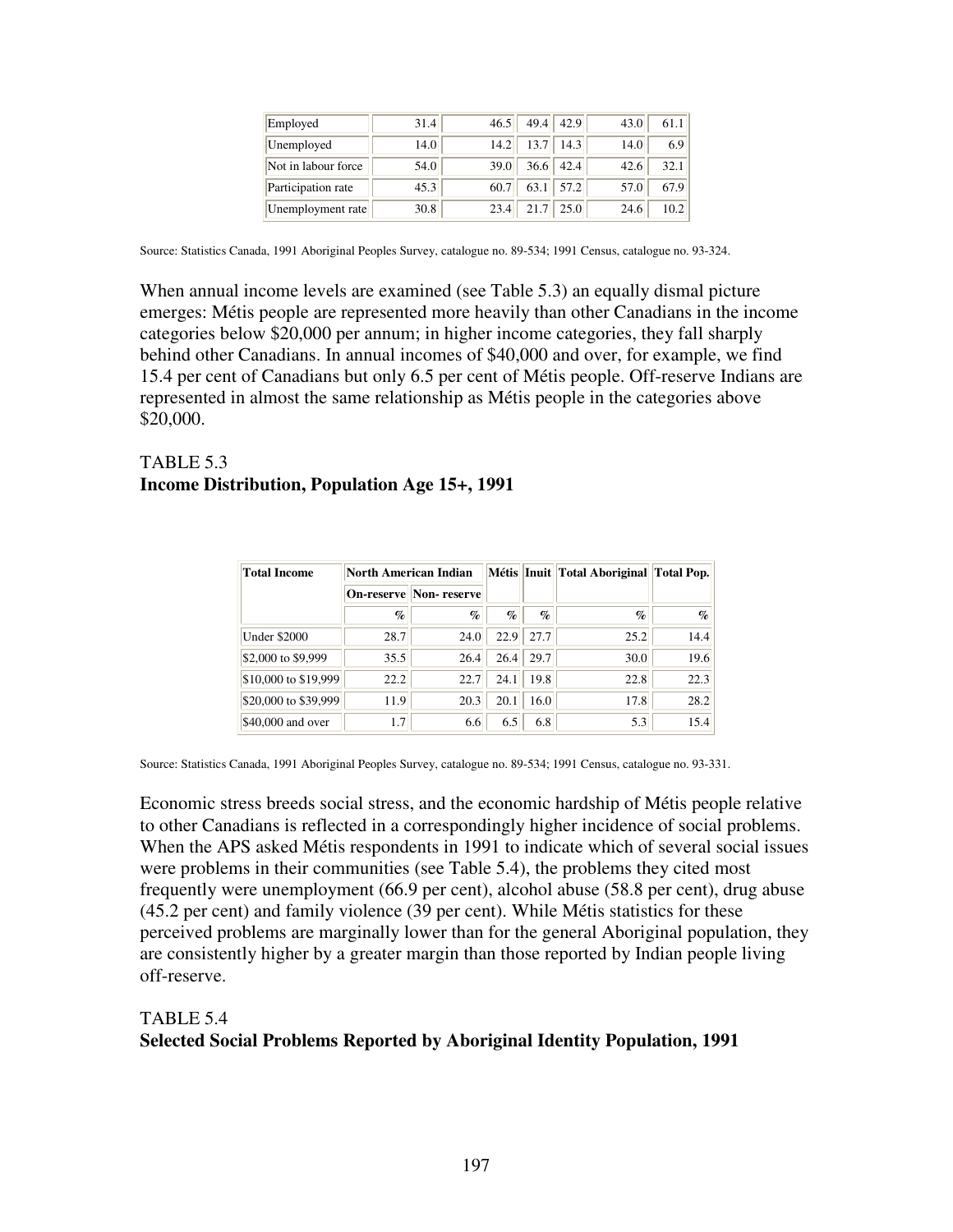| Employed | 31.4 | 46.5 | 49.4 | 42.9 | 43.0 | 61.1 |
|---|---|---|---|---|---|---|
| Unemployed | 14.0 | 14.2 | 13.7 | 14.3 | 14.0 | 6.9 |
| Not in labour force | 54.0 | 39.0 | 36.6 | 42.4 | 42.6 | 32.1 |
| Participation rate | 45.3 | 60.7 | 63.1 | 57.2 | 57.0 | 67.9 |
| Unemployment rate | 30.8 | 23.4 | 21.7 | 25.0 | 24.6 | 10.2 |

Source: Statistics Canada, 1991 Aboriginal Peoples Survey, catalogue no. 89-534; 1991 Census, catalogue no. 93-324.

When annual income levels are examined (see Table 5.3) an equally dismal picture emerges: Métis people are represented more heavily than other Canadians in the income categories below $20,000 per annum; in higher income categories, they fall sharply behind other Canadians. In annual incomes of $40,000 and over, for example, we find 15.4 per cent of Canadians but only 6.5 per cent of Métis people. Off-reserve Indians are represented in almost the same relationship as Métis people in the categories above $20,000.

TABLE 5.3
**Income Distribution, Population Age 15+, 1991**

| Total Income | North American Indian | | Métis | Inuit | Total Aboriginal | Total Pop. |
|---|---|---|---|---|---|---|
| | On-reserve | Non- reserve | | | | |
| | % | % | % | % | % | % |
| Under $2000 | 28.7 | 24.0 | 22.9 | 27.7 | 25.2 | 14.4 |
| $2,000 to $9,999 | 35.5 | 26.4 | 26.4 | 29.7 | 30.0 | 19.6 |
| $10,000 to $19,999 | 22.2 | 22.7 | 24.1 | 19.8 | 22.8 | 22.3 |
| $20,000 to $39,999 | 11.9 | 20.3 | 20.1 | 16.0 | 17.8 | 28.2 |
| $40,000 and over | 1.7 | 6.6 | 6.5 | 6.8 | 5.3 | 15.4 |

Source: Statistics Canada, 1991 Aboriginal Peoples Survey, catalogue no. 89-534; 1991 Census, catalogue no. 93-331.

Economic stress breeds social stress, and the economic hardship of Métis people relative to other Canadians is reflected in a correspondingly higher incidence of social problems. When the APS asked Métis respondents in 1991 to indicate which of several social issues were problems in their communities (see Table 5.4), the problems they cited most frequently were unemployment (66.9 per cent), alcohol abuse (58.8 per cent), drug abuse (45.2 per cent) and family violence (39 per cent). While Métis statistics for these perceived problems are marginally lower than for the general Aboriginal population, they are consistently higher by a greater margin than those reported by Indian people living off-reserve.

TABLE 5.4
**Selected Social Problems Reported by Aboriginal Identity Population, 1991**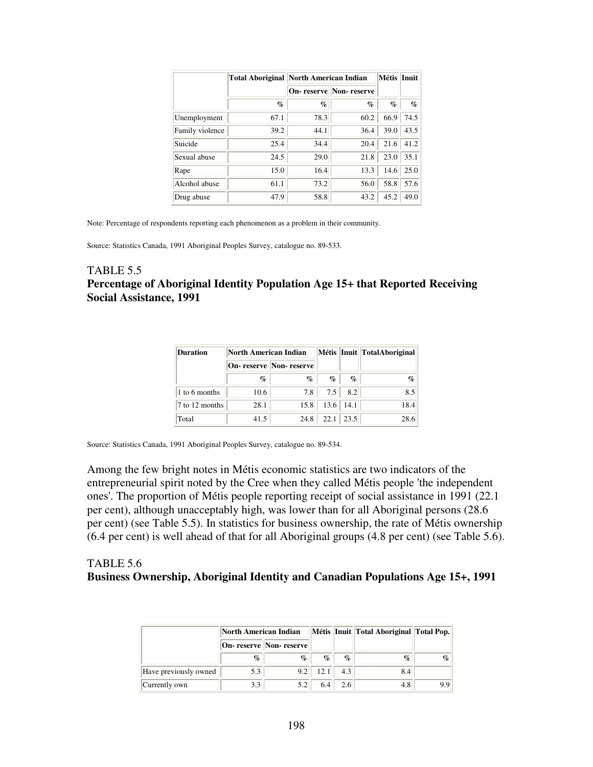| | Total Aboriginal | North American Indian | | Métis | Inuit |
|---|---|---|---|---|---|
| | | On- reserve | Non- reserve | | |
| | % | % | % | % | % |
| Unemployment | 67.1 | 78.3 | 60.2 | 66.9 | 74.5 |
| Family violence | 39.2 | 44.1 | 36.4 | 39.0 | 43.5 |
| Suicide | 25.4 | 34.4 | 20.4 | 21.6 | 41.2 |
| Sexual abuse | 24.5 | 29.0 | 21.8 | 23.0 | 35.1 |
| Rape | 15.0 | 16.4 | 13.3 | 14.6 | 25.0 |
| Alcohol abuse | 61.1 | 73.2 | 56.0 | 58.8 | 57.6 |
| Drug abuse | 47.9 | 58.8 | 43.2 | 45.2 | 49.0 |

Note: Percentage of respondents reporting each phenomenon as a problem in their community.

Source: Statistics Canada, 1991 Aboriginal Peoples Survey, catalogue no. 89-533.

### TABLE 5.5
### Percentage of Aboriginal Identity Population Age 15+ that Reported Receiving Social Assistance, 1991

| Duration | North American Indian | | Métis | Inuit | TotalAboriginal |
|---|---|---|---|---|---|
| | On- reserve | Non- reserve | | | |
| | % | % | % | % | % |
| 1 to 6 months | 10.6 | 7.8 | 7.5 | 8.2 | 8.5 |
| 7 to 12 months | 28.1 | 15.8 | 13.6 | 14.1 | 18.4 |
| Total | 41.5 | 24.8 | 22.1 | 23.5 | 28.6 |

Source: Statistics Canada, 1991 Aboriginal Peoples Survey, catalogue no. 89-534.

Among the few bright notes in Métis economic statistics are two indicators of the entrepreneurial spirit noted by the Cree when they called Métis people 'the independent ones'. The proportion of Métis people reporting receipt of social assistance in 1991 (22.1 per cent), although unacceptably high, was lower than for all Aboriginal persons (28.6 per cent) (see Table 5.5). In statistics for business ownership, the rate of Métis ownership (6.4 per cent) is well ahead of that for all Aboriginal groups (4.8 per cent) (see Table 5.6).

### TABLE 5.6
### Business Ownership, Aboriginal Identity and Canadian Populations Age 15+, 1991

| | North American Indian | | Métis | Inuit | Total Aboriginal | Total Pop. |
|---|---|---|---|---|---|---|
| | On- reserve | Non- reserve | | | | |
| | % | % | % | % | % | % |
| Have previously owned | 5.3 | 9.2 | 12.1 | 4.3 | 8.4 | |
| Currently own | 3.3 | 5.2 | 6.4 | 2.6 | 4.8 | 9.9 |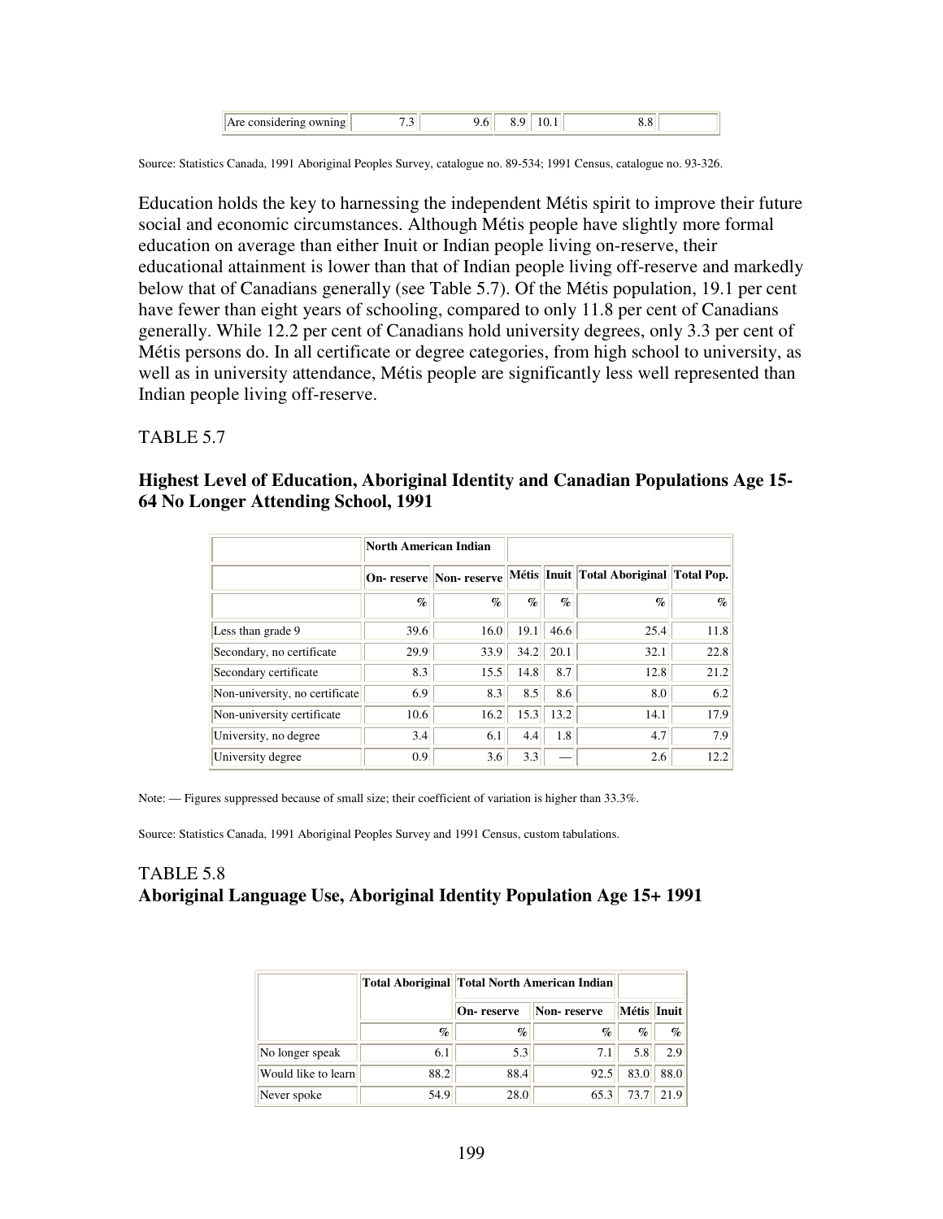| Are considering owning | 7.3 | 9.6 | 8.9 | 10.1 | 8.8 | |
|---|---|---|---|---|---|---|

Source: Statistics Canada, 1991 Aboriginal Peoples Survey, catalogue no. 89-534; 1991 Census, catalogue no. 93-326.

Education holds the key to harnessing the independent Métis spirit to improve their future social and economic circumstances. Although Métis people have slightly more formal education on average than either Inuit or Indian people living on-reserve, their educational attainment is lower than that of Indian people living off-reserve and markedly below that of Canadians generally (see Table 5.7). Of the Métis population, 19.1 per cent have fewer than eight years of schooling, compared to only 11.8 per cent of Canadians generally. While 12.2 per cent of Canadians hold university degrees, only 3.3 per cent of Métis persons do. In all certificate or degree categories, from high school to university, as well as in university attendance, Métis people are significantly less well represented than Indian people living off-reserve.

TABLE 5.7

### Highest Level of Education, Aboriginal Identity and Canadian Populations Age 15-64 No Longer Attending School, 1991

| | North American Indian | | | | | |
|---|---|---|---|---|---|---|
| | On- reserve | Non- reserve | Métis | Inuit | Total Aboriginal | Total Pop. |
| | % | % | % | % | % | % |
| Less than grade 9 | 39.6 | 16.0 | 19.1 | 46.6 | 25.4 | 11.8 |
| Secondary, no certificate | 29.9 | 33.9 | 34.2 | 20.1 | 32.1 | 22.8 |
| Secondary certificate | 8.3 | 15.5 | 14.8 | 8.7 | 12.8 | 21.2 |
| Non-university, no certificate | 6.9 | 8.3 | 8.5 | 8.6 | 8.0 | 6.2 |
| Non-university certificate | 10.6 | 16.2 | 15.3 | 13.2 | 14.1 | 17.9 |
| University, no degree | 3.4 | 6.1 | 4.4 | 1.8 | 4.7 | 7.9 |
| University degree | 0.9 | 3.6 | 3.3 | — | 2.6 | 12.2 |

Note: — Figures suppressed because of small size; their coefficient of variation is higher than 33.3%.

Source: Statistics Canada, 1991 Aboriginal Peoples Survey and 1991 Census, custom tabulations.

TABLE 5.8

### Aboriginal Language Use, Aboriginal Identity Population Age 15+ 1991

| | Total Aboriginal | Total North American Indian | | | |
|---|---|---|---|---|---|
| | | On- reserve | Non- reserve | Métis | Inuit |
| | % | % | % | % | % |
| No longer speak | 6.1 | 5.3 | 7.1 | 5.8 | 2.9 |
| Would like to learn | 88.2 | 88.4 | 92.5 | 83.0 | 88.0 |
| Never spoke | 54.9 | 28.0 | 65.3 | 73.7 | 21.9 |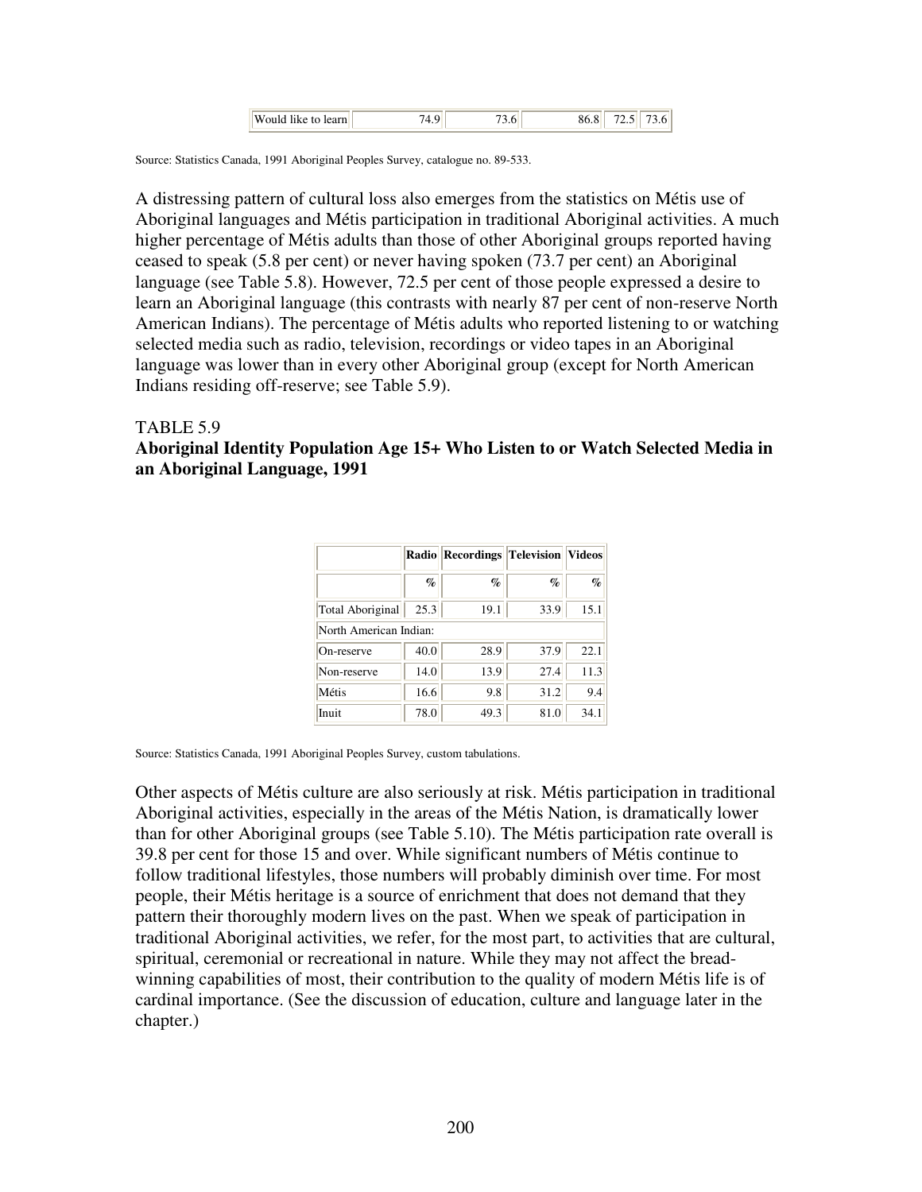| Would like to learn | 74.9 | 73.6 | 86.8 | 72.5 | 73.6 |
|---|---|---|---|---|---|

Source: Statistics Canada, 1991 Aboriginal Peoples Survey, catalogue no. 89-533.

A distressing pattern of cultural loss also emerges from the statistics on Métis use of Aboriginal languages and Métis participation in traditional Aboriginal activities. A much higher percentage of Métis adults than those of other Aboriginal groups reported having ceased to speak (5.8 per cent) or never having spoken (73.7 per cent) an Aboriginal language (see Table 5.8). However, 72.5 per cent of those people expressed a desire to learn an Aboriginal language (this contrasts with nearly 87 per cent of non-reserve North American Indians). The percentage of Métis adults who reported listening to or watching selected media such as radio, television, recordings or video tapes in an Aboriginal language was lower than in every other Aboriginal group (except for North American Indians residing off-reserve; see Table 5.9).

TABLE 5.9
**Aboriginal Identity Population Age 15+ Who Listen to or Watch Selected Media in an Aboriginal Language, 1991**

| | Radio | Recordings | Television | Videos |
|---|---|---|---|---|
| | % | % | % | % |
| Total Aboriginal | 25.3 | 19.1 | 33.9 | 15.1 |
| North American Indian: | | | | |
| On-reserve | 40.0 | 28.9 | 37.9 | 22.1 |
| Non-reserve | 14.0 | 13.9 | 27.4 | 11.3 |
| Métis | 16.6 | 9.8 | 31.2 | 9.4 |
| Inuit | 78.0 | 49.3 | 81.0 | 34.1 |

Source: Statistics Canada, 1991 Aboriginal Peoples Survey, custom tabulations.

Other aspects of Métis culture are also seriously at risk. Métis participation in traditional Aboriginal activities, especially in the areas of the Métis Nation, is dramatically lower than for other Aboriginal groups (see Table 5.10). The Métis participation rate overall is 39.8 per cent for those 15 and over. While significant numbers of Métis continue to follow traditional lifestyles, those numbers will probably diminish over time. For most people, their Métis heritage is a source of enrichment that does not demand that they pattern their thoroughly modern lives on the past. When we speak of participation in traditional Aboriginal activities, we refer, for the most part, to activities that are cultural, spiritual, ceremonial or recreational in nature. While they may not affect the bread-winning capabilities of most, their contribution to the quality of modern Métis life is of cardinal importance. (See the discussion of education, culture and language later in the chapter.)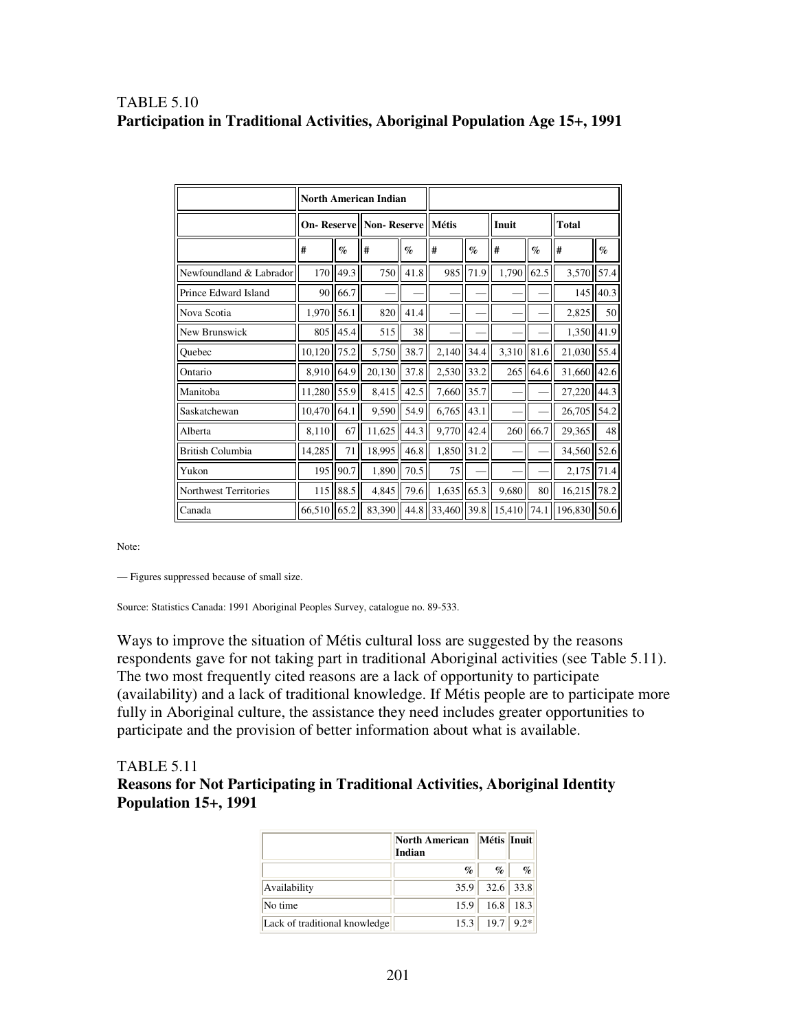TABLE 5.10
**Participation in Traditional Activities, Aboriginal Population Age 15+, 1991**

| | North American Indian | | | | | | | | | |
|---|---|---|---|---|---|---|---|---|---|---|
| | On- Reserve | | Non- Reserve | | Métis | | Inuit | | Total | |
| | # | % | # | % | # | % | # | % | # | % |
| Newfoundland & Labrador | 170 | 49.3 | 750 | 41.8 | 985 | 71.9 | 1,790 | 62.5 | 3,570 | 57.4 |
| Prince Edward Island | 90 | 66.7 | — | — | — | — | — | — | 145 | 40.3 |
| Nova Scotia | 1,970 | 56.1 | 820 | 41.4 | — | — | — | — | 2,825 | 50 |
| New Brunswick | 805 | 45.4 | 515 | 38 | — | — | — | — | 1,350 | 41.9 |
| Quebec | 10,120 | 75.2 | 5,750 | 38.7 | 2,140 | 34.4 | 3,310 | 81.6 | 21,030 | 55.4 |
| Ontario | 8,910 | 64.9 | 20,130 | 37.8 | 2,530 | 33.2 | 265 | 64.6 | 31,660 | 42.6 |
| Manitoba | 11,280 | 55.9 | 8,415 | 42.5 | 7,660 | 35.7 | — | — | 27,220 | 44.3 |
| Saskatchewan | 10,470 | 64.1 | 9,590 | 54.9 | 6,765 | 43.1 | — | — | 26,705 | 54.2 |
| Alberta | 8,110 | 67 | 11,625 | 44.3 | 9,770 | 42.4 | 260 | 66.7 | 29,365 | 48 |
| British Columbia | 14,285 | 71 | 18,995 | 46.8 | 1,850 | 31.2 | — | — | 34,560 | 52.6 |
| Yukon | 195 | 90.7 | 1,890 | 70.5 | 75 | — | — | — | 2,175 | 71.4 |
| Northwest Territories | 115 | 88.5 | 4,845 | 79.6 | 1,635 | 65.3 | 9,680 | 80 | 16,215 | 78.2 |
| Canada | 66,510 | 65.2 | 83,390 | 44.8 | 33,460 | 39.8 | 15,410 | 74.1 | 196,830 | 50.6 |

Note:

— Figures suppressed because of small size.

Source: Statistics Canada: 1991 Aboriginal Peoples Survey, catalogue no. 89-533.

Ways to improve the situation of Métis cultural loss are suggested by the reasons respondents gave for not taking part in traditional Aboriginal activities (see Table 5.11). The two most frequently cited reasons are a lack of opportunity to participate (availability) and a lack of traditional knowledge. If Métis people are to participate more fully in Aboriginal culture, the assistance they need includes greater opportunities to participate and the provision of better information about what is available.

TABLE 5.11
**Reasons for Not Participating in Traditional Activities, Aboriginal Identity Population 15+, 1991**

| | North American Indian | Métis | Inuit |
|---|---|---|---|
| | % | % | % |
| Availability | 35.9 | 32.6 | 33.8 |
| No time | 15.9 | 16.8 | 18.3 |
| Lack of traditional knowledge | 15.3 | 19.7 | 9.2* |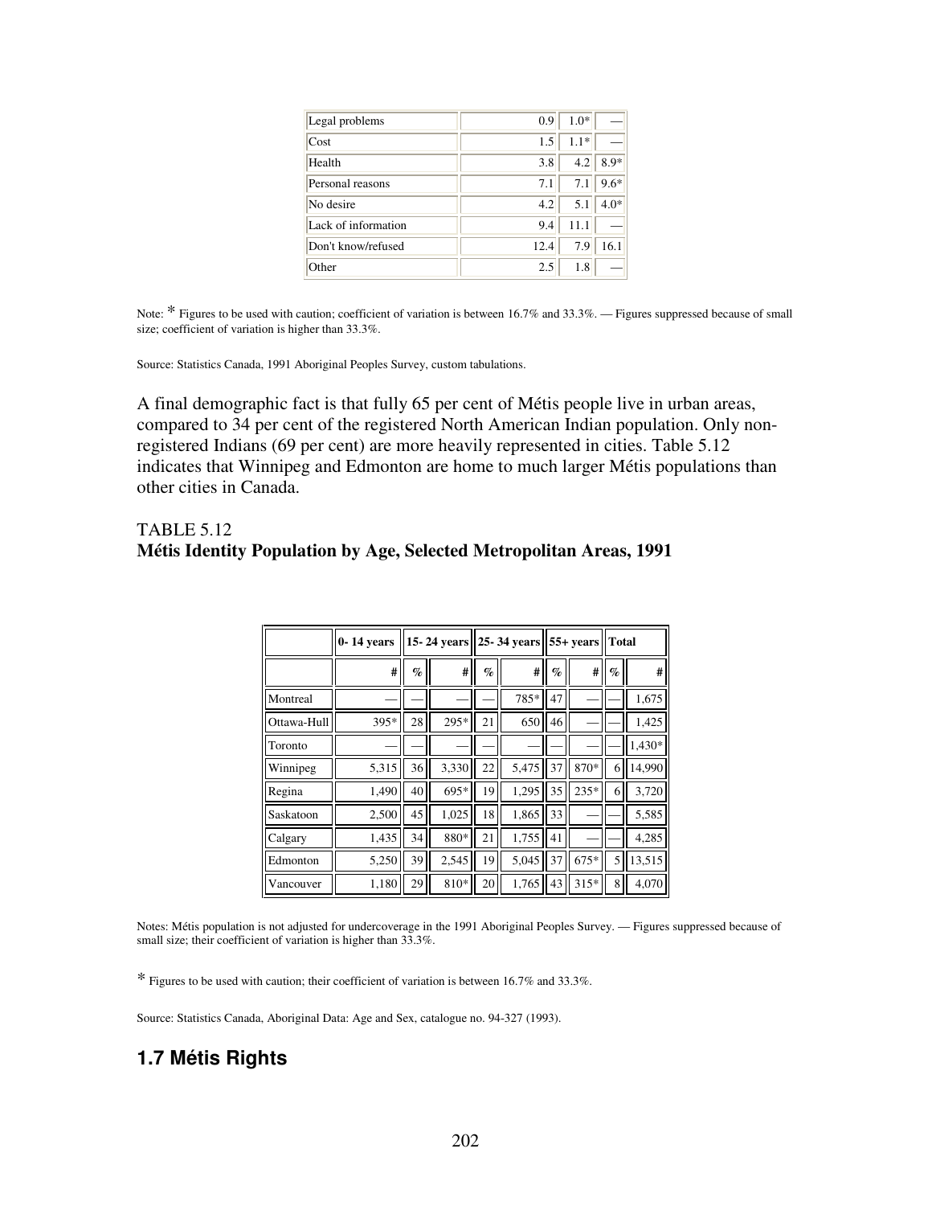| Legal problems | 0.9 | 1.0* | — |
| --- | --- | --- | --- |
| Cost | 1.5 | 1.1* | — |
| Health | 3.8 | 4.2 | 8.9* |
| Personal reasons | 7.1 | 7.1 | 9.6* |
| No desire | 4.2 | 5.1 | 4.0* |
| Lack of information | 9.4 | 11.1 | — |
| Don't know/refused | 12.4 | 7.9 | 16.1 |
| Other | 2.5 | 1.8 | — |

Note: * Figures to be used with caution; coefficient of variation is between 16.7% and 33.3%. — Figures suppressed because of small size; coefficient of variation is higher than 33.3%.

Source: Statistics Canada, 1991 Aboriginal Peoples Survey, custom tabulations.

A final demographic fact is that fully 65 per cent of Métis people live in urban areas, compared to 34 per cent of the registered North American Indian population. Only non-registered Indians (69 per cent) are more heavily represented in cities. Table 5.12 indicates that Winnipeg and Edmonton are home to much larger Métis populations than other cities in Canada.

TABLE 5.12
**Métis Identity Population by Age, Selected Metropolitan Areas, 1991**

| | 0- 14 years | | 15- 24 years | | 25- 34 years | | 55+ years | | Total |
| --- | --- | --- | --- | --- | --- | --- | --- | --- | --- |
| | # | % | # | % | # | % | # | % | # |
| Montreal | — | — | — | — | 785* | 47 | — | — | 1,675 |
| Ottawa-Hull | 395* | 28 | 295* | 21 | 650 | 46 | — | — | 1,425 |
| Toronto | — | — | — | — | — | — | — | — | 1,430* |
| Winnipeg | 5,315 | 36 | 3,330 | 22 | 5,475 | 37 | 870* | 6 | 14,990 |
| Regina | 1,490 | 40 | 695* | 19 | 1,295 | 35 | 235* | 6 | 3,720 |
| Saskatoon | 2,500 | 45 | 1,025 | 18 | 1,865 | 33 | — | — | 5,585 |
| Calgary | 1,435 | 34 | 880* | 21 | 1,755 | 41 | — | — | 4,285 |
| Edmonton | 5,250 | 39 | 2,545 | 19 | 5,045 | 37 | 675* | 5 | 13,515 |
| Vancouver | 1,180 | 29 | 810* | 20 | 1,765 | 43 | 315* | 8 | 4,070 |

Notes: Métis population is not adjusted for undercoverage in the 1991 Aboriginal Peoples Survey. — Figures suppressed because of small size; their coefficient of variation is higher than 33.3%.

* Figures to be used with caution; their coefficient of variation is between 16.7% and 33.3%.

Source: Statistics Canada, Aboriginal Data: Age and Sex, catalogue no. 94-327 (1993).

## 1.7 Métis Rights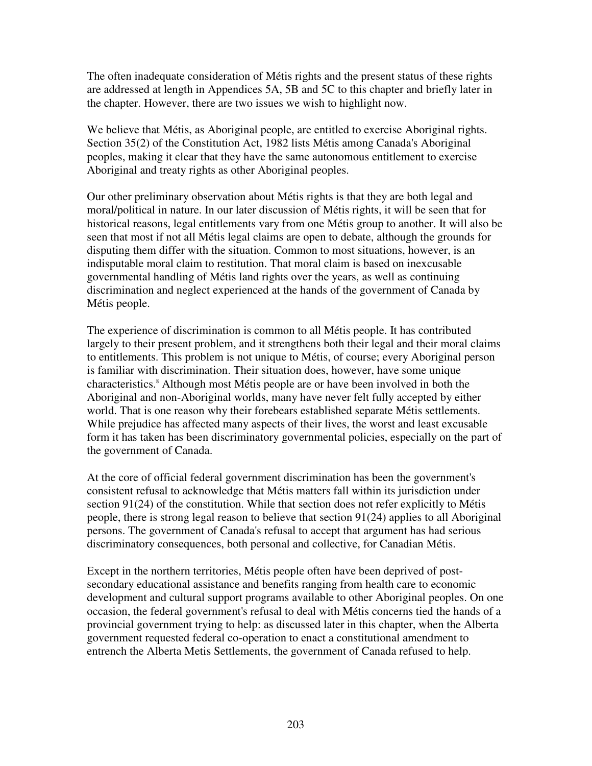The often inadequate consideration of Métis rights and the present status of these rights are addressed at length in Appendices 5A, 5B and 5C to this chapter and briefly later in the chapter. However, there are two issues we wish to highlight now.

We believe that Métis, as Aboriginal people, are entitled to exercise Aboriginal rights. Section 35(2) of the Constitution Act, 1982 lists Métis among Canada's Aboriginal peoples, making it clear that they have the same autonomous entitlement to exercise Aboriginal and treaty rights as other Aboriginal peoples.

Our other preliminary observation about Métis rights is that they are both legal and moral/political in nature. In our later discussion of Métis rights, it will be seen that for historical reasons, legal entitlements vary from one Métis group to another. It will also be seen that most if not all Métis legal claims are open to debate, although the grounds for disputing them differ with the situation. Common to most situations, however, is an indisputable moral claim to restitution. That moral claim is based on inexcusable governmental handling of Métis land rights over the years, as well as continuing discrimination and neglect experienced at the hands of the government of Canada by Métis people.

The experience of discrimination is common to all Métis people. It has contributed largely to their present problem, and it strengthens both their legal and their moral claims to entitlements. This problem is not unique to Métis, of course; every Aboriginal person is familiar with discrimination. Their situation does, however, have some unique characteristics.[8] Although most Métis people are or have been involved in both the Aboriginal and non-Aboriginal worlds, many have never felt fully accepted by either world. That is one reason why their forebears established separate Métis settlements. While prejudice has affected many aspects of their lives, the worst and least excusable form it has taken has been discriminatory governmental policies, especially on the part of the government of Canada.

At the core of official federal government discrimination has been the government's consistent refusal to acknowledge that Métis matters fall within its jurisdiction under section 91(24) of the constitution. While that section does not refer explicitly to Métis people, there is strong legal reason to believe that section 91(24) applies to all Aboriginal persons. The government of Canada's refusal to accept that argument has had serious discriminatory consequences, both personal and collective, for Canadian Métis.

Except in the northern territories, Métis people often have been deprived of post-secondary educational assistance and benefits ranging from health care to economic development and cultural support programs available to other Aboriginal peoples. On one occasion, the federal government's refusal to deal with Métis concerns tied the hands of a provincial government trying to help: as discussed later in this chapter, when the Alberta government requested federal co-operation to enact a constitutional amendment to entrench the Alberta Metis Settlements, the government of Canada refused to help.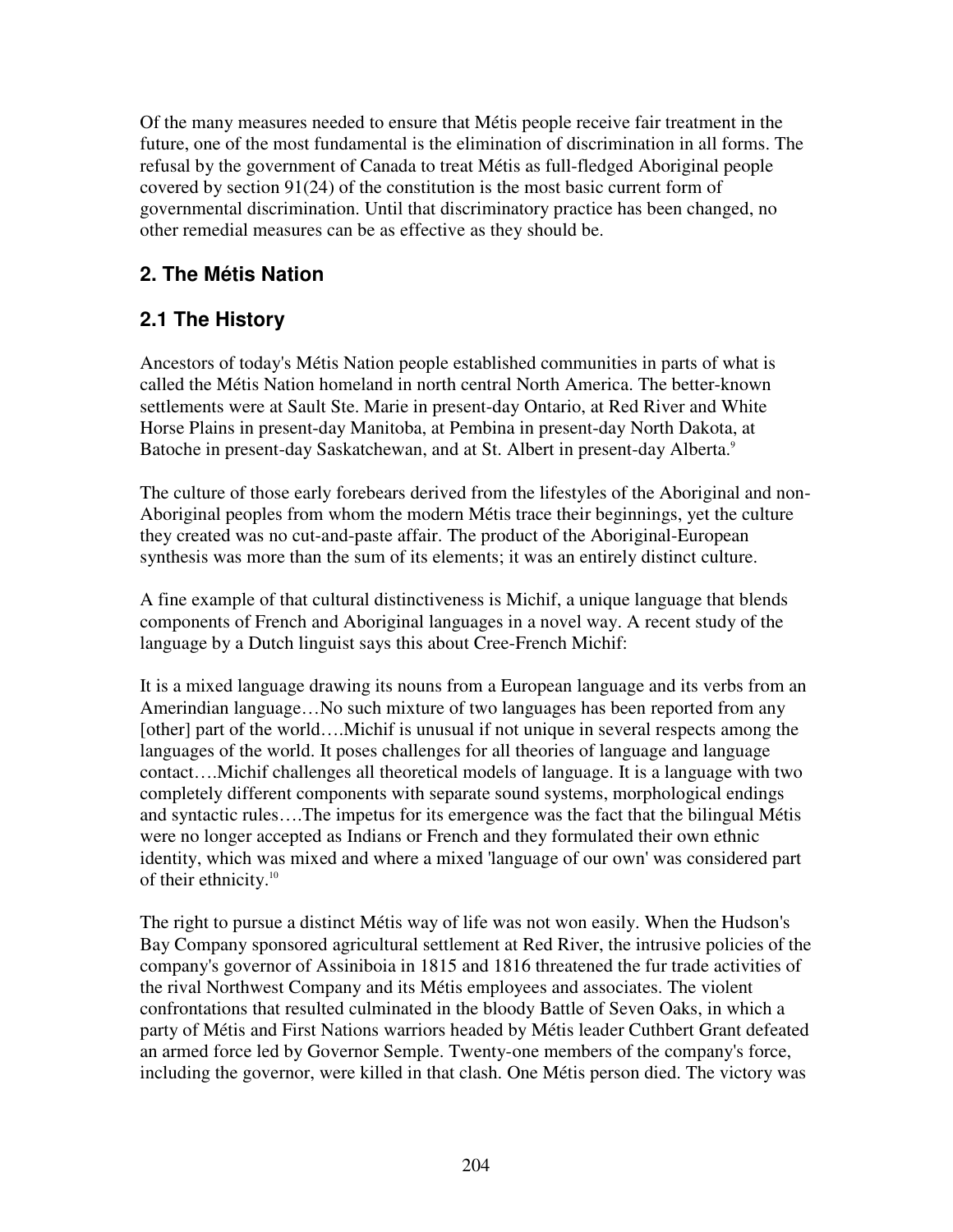Of the many measures needed to ensure that Métis people receive fair treatment in the future, one of the most fundamental is the elimination of discrimination in all forms. The refusal by the government of Canada to treat Métis as full-fledged Aboriginal people covered by section 91(24) of the constitution is the most basic current form of governmental discrimination. Until that discriminatory practice has been changed, no other remedial measures can be as effective as they should be.

## 2. The Métis Nation

### 2.1 The History

Ancestors of today's Métis Nation people established communities in parts of what is called the Métis Nation homeland in north central North America. The better-known settlements were at Sault Ste. Marie in present-day Ontario, at Red River and White Horse Plains in present-day Manitoba, at Pembina in present-day North Dakota, at Batoche in present-day Saskatchewan, and at St. Albert in present-day Alberta.[9]

The culture of those early forebears derived from the lifestyles of the Aboriginal and non-Aboriginal peoples from whom the modern Métis trace their beginnings, yet the culture they created was no cut-and-paste affair. The product of the Aboriginal-European synthesis was more than the sum of its elements; it was an entirely distinct culture.

A fine example of that cultural distinctiveness is Michif, a unique language that blends components of French and Aboriginal languages in a novel way. A recent study of the language by a Dutch linguist says this about Cree-French Michif:

It is a mixed language drawing its nouns from a European language and its verbs from an Amerindian language…No such mixture of two languages has been reported from any [other] part of the world….Michif is unusual if not unique in several respects among the languages of the world. It poses challenges for all theories of language and language contact….Michif challenges all theoretical models of language. It is a language with two completely different components with separate sound systems, morphological endings and syntactic rules….The impetus for its emergence was the fact that the bilingual Métis were no longer accepted as Indians or French and they formulated their own ethnic identity, which was mixed and where a mixed 'language of our own' was considered part of their ethnicity.[10]

The right to pursue a distinct Métis way of life was not won easily. When the Hudson's Bay Company sponsored agricultural settlement at Red River, the intrusive policies of the company's governor of Assiniboia in 1815 and 1816 threatened the fur trade activities of the rival Northwest Company and its Métis employees and associates. The violent confrontations that resulted culminated in the bloody Battle of Seven Oaks, in which a party of Métis and First Nations warriors headed by Métis leader Cuthbert Grant defeated an armed force led by Governor Semple. Twenty-one members of the company's force, including the governor, were killed in that clash. One Métis person died. The victory was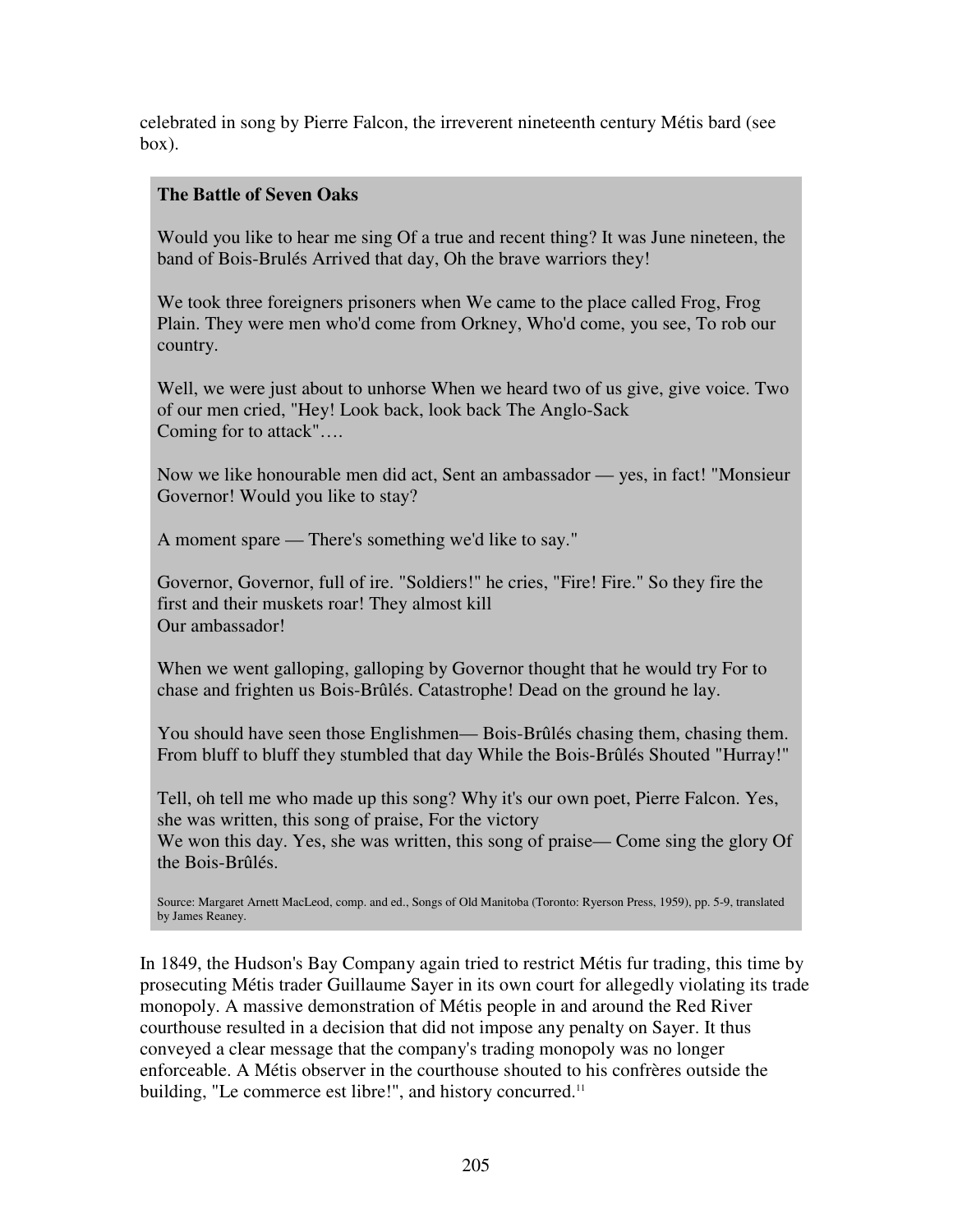celebrated in song by Pierre Falcon, the irreverent nineteenth century Métis bard (see box).

> **The Battle of Seven Oaks**
>
> Would you like to hear me sing Of a true and recent thing? It was June nineteen, the band of Bois-Brulés Arrived that day, Oh the brave warriors they!
>
> We took three foreigners prisoners when We came to the place called Frog, Frog Plain. They were men who'd come from Orkney, Who'd come, you see, To rob our country.
>
> Well, we were just about to unhorse When we heard two of us give, give voice. Two of our men cried, "Hey! Look back, look back The Anglo-Sack
> Coming for to attack"….
>
> Now we like honourable men did act, Sent an ambassador — yes, in fact! "Monsieur Governor! Would you like to stay?
>
> A moment spare — There's something we'd like to say."
>
> Governor, Governor, full of ire. "Soldiers!" he cries, "Fire! Fire." So they fire the first and their muskets roar! They almost kill
> Our ambassador!
>
> When we went galloping, galloping by Governor thought that he would try For to chase and frighten us Bois-Brûlés. Catastrophe! Dead on the ground he lay.
>
> You should have seen those Englishmen— Bois-Brûlés chasing them, chasing them. From bluff to bluff they stumbled that day While the Bois-Brûlés Shouted "Hurray!"
>
> Tell, oh tell me who made up this song? Why it's our own poet, Pierre Falcon. Yes, she was written, this song of praise, For the victory
> We won this day. Yes, she was written, this song of praise— Come sing the glory Of the Bois-Brûlés.
>
> Source: Margaret Arnett MacLeod, comp. and ed., Songs of Old Manitoba (Toronto: Ryerson Press, 1959), pp. 5-9, translated by James Reaney.

In 1849, the Hudson's Bay Company again tried to restrict Métis fur trading, this time by prosecuting Métis trader Guillaume Sayer in its own court for allegedly violating its trade monopoly. A massive demonstration of Métis people in and around the Red River courthouse resulted in a decision that did not impose any penalty on Sayer. It thus conveyed a clear message that the company's trading monopoly was no longer enforceable. A Métis observer in the courthouse shouted to his confrères outside the building, "Le commerce est libre!", and history concurred.[11]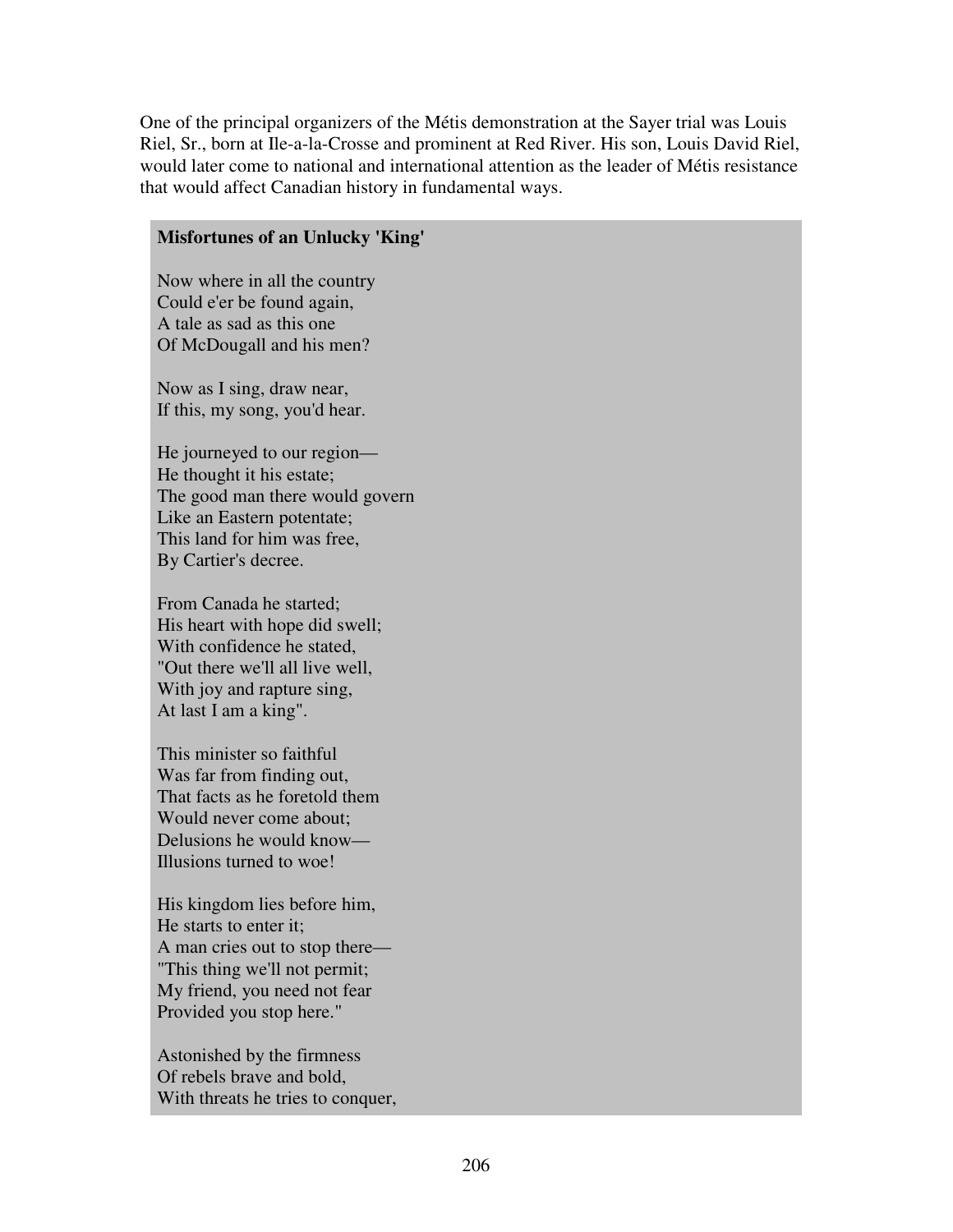One of the principal organizers of the Métis demonstration at the Sayer trial was Louis Riel, Sr., born at Ile-a-la-Crosse and prominent at Red River. His son, Louis David Riel, would later come to national and international attention as the leader of Métis resistance that would affect Canadian history in fundamental ways.

**Misfortunes of an Unlucky 'King'**

Now where in all the country  
Could e'er be found again,  
A tale as sad as this one  
Of McDougall and his men?

Now as I sing, draw near,  
If this, my song, you'd hear.

He journeyed to our region—  
He thought it his estate;  
The good man there would govern  
Like an Eastern potentate;  
This land for him was free,  
By Cartier's decree.

From Canada he started;  
His heart with hope did swell;  
With confidence he stated,  
"Out there we'll all live well,  
With joy and rapture sing,  
At last I am a king".

This minister so faithful  
Was far from finding out,  
That facts as he foretold them  
Would never come about;  
Delusions he would know—  
Illusions turned to woe!

His kingdom lies before him,  
He starts to enter it;  
A man cries out to stop there—  
"This thing we'll not permit;  
My friend, you need not fear  
Provided you stop here."

Astonished by the firmness  
Of rebels brave and bold,  
With threats he tries to conquer,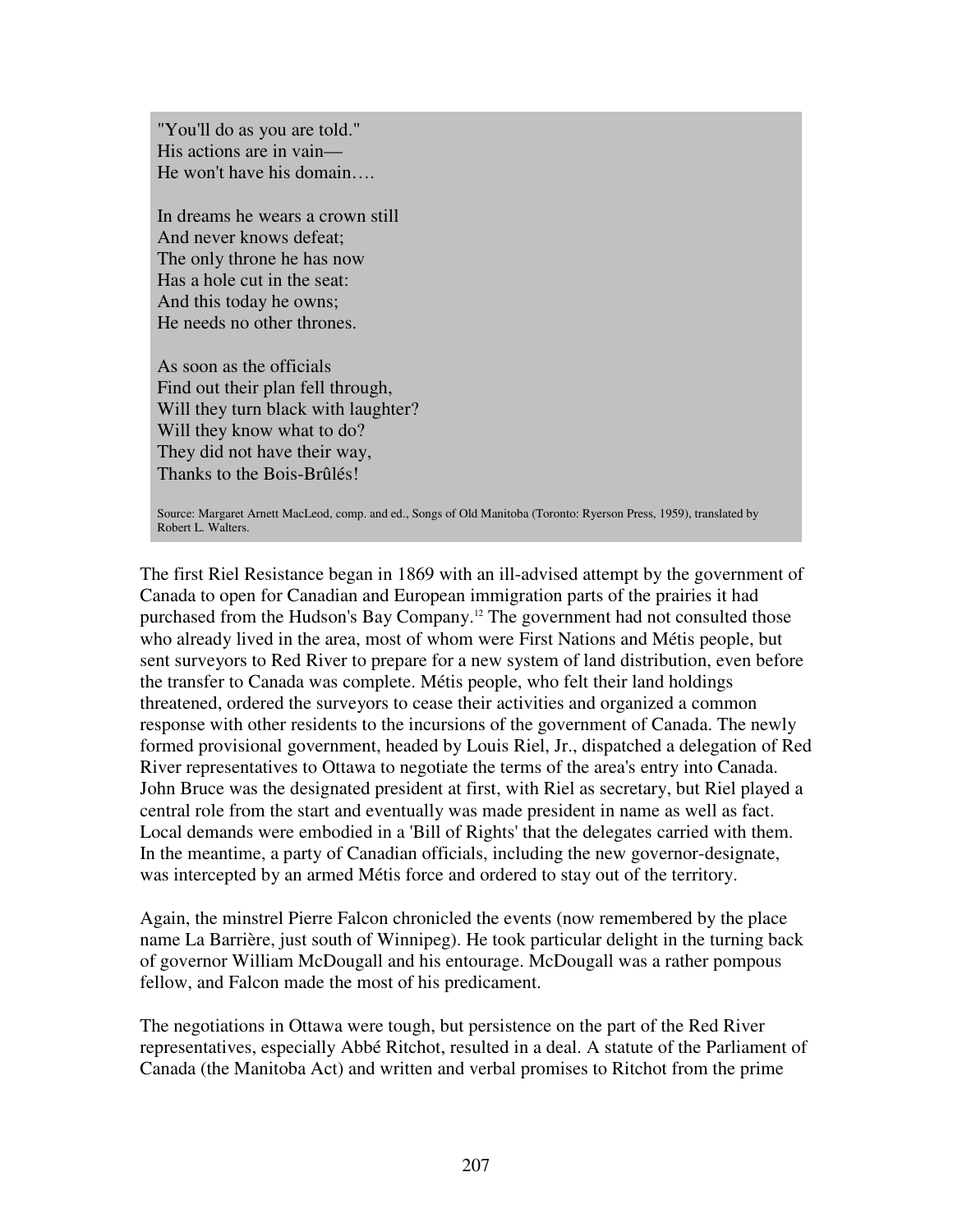"You'll do as you are told."
His actions are in vain—
He won't have his domain….

In dreams he wears a crown still
And never knows defeat;
The only throne he has now
Has a hole cut in the seat:
And this today he owns;
He needs no other thrones.

As soon as the officials
Find out their plan fell through,
Will they turn black with laughter?
Will they know what to do?
They did not have their way,
Thanks to the Bois-Brûlés!

Source: Margaret Arnett MacLeod, comp. and ed., Songs of Old Manitoba (Toronto: Ryerson Press, 1959), translated by Robert L. Walters.

The first Riel Resistance began in 1869 with an ill-advised attempt by the government of Canada to open for Canadian and European immigration parts of the prairies it had purchased from the Hudson's Bay Company.[12] The government had not consulted those who already lived in the area, most of whom were First Nations and Métis people, but sent surveyors to Red River to prepare for a new system of land distribution, even before the transfer to Canada was complete. Métis people, who felt their land holdings threatened, ordered the surveyors to cease their activities and organized a common response with other residents to the incursions of the government of Canada. The newly formed provisional government, headed by Louis Riel, Jr., dispatched a delegation of Red River representatives to Ottawa to negotiate the terms of the area's entry into Canada. John Bruce was the designated president at first, with Riel as secretary, but Riel played a central role from the start and eventually was made president in name as well as fact. Local demands were embodied in a 'Bill of Rights' that the delegates carried with them. In the meantime, a party of Canadian officials, including the new governor-designate, was intercepted by an armed Métis force and ordered to stay out of the territory.

Again, the minstrel Pierre Falcon chronicled the events (now remembered by the place name La Barrière, just south of Winnipeg). He took particular delight in the turning back of governor William McDougall and his entourage. McDougall was a rather pompous fellow, and Falcon made the most of his predicament.

The negotiations in Ottawa were tough, but persistence on the part of the Red River representatives, especially Abbé Ritchot, resulted in a deal. A statute of the Parliament of Canada (the Manitoba Act) and written and verbal promises to Ritchot from the prime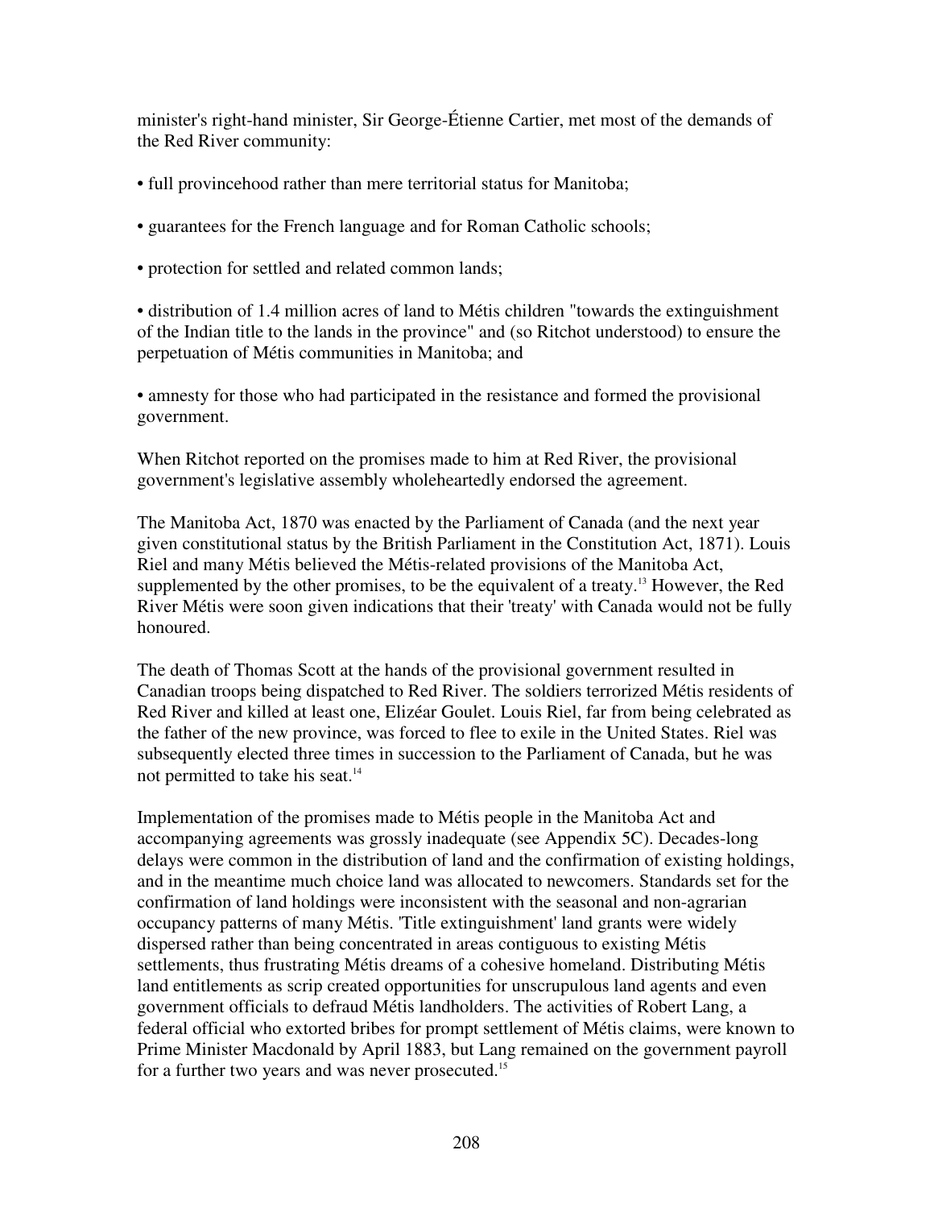minister's right-hand minister, Sir George-Étienne Cartier, met most of the demands of the Red River community:

- full provincehood rather than mere territorial status for Manitoba;
- guarantees for the French language and for Roman Catholic schools;
- protection for settled and related common lands;
- distribution of 1.4 million acres of land to Métis children "towards the extinguishment of the Indian title to the lands in the province" and (so Ritchot understood) to ensure the perpetuation of Métis communities in Manitoba; and
- amnesty for those who had participated in the resistance and formed the provisional government.

When Ritchot reported on the promises made to him at Red River, the provisional government's legislative assembly wholeheartedly endorsed the agreement.

The Manitoba Act, 1870 was enacted by the Parliament of Canada (and the next year given constitutional status by the British Parliament in the Constitution Act, 1871). Louis Riel and many Métis believed the Métis-related provisions of the Manitoba Act, supplemented by the other promises, to be the equivalent of a treaty.[13] However, the Red River Métis were soon given indications that their 'treaty' with Canada would not be fully honoured.

The death of Thomas Scott at the hands of the provisional government resulted in Canadian troops being dispatched to Red River. The soldiers terrorized Métis residents of Red River and killed at least one, Elizéar Goulet. Louis Riel, far from being celebrated as the father of the new province, was forced to flee to exile in the United States. Riel was subsequently elected three times in succession to the Parliament of Canada, but he was not permitted to take his seat.[14]

Implementation of the promises made to Métis people in the Manitoba Act and accompanying agreements was grossly inadequate (see Appendix 5C). Decades-long delays were common in the distribution of land and the confirmation of existing holdings, and in the meantime much choice land was allocated to newcomers. Standards set for the confirmation of land holdings were inconsistent with the seasonal and non-agrarian occupancy patterns of many Métis. 'Title extinguishment' land grants were widely dispersed rather than being concentrated in areas contiguous to existing Métis settlements, thus frustrating Métis dreams of a cohesive homeland. Distributing Métis land entitlements as scrip created opportunities for unscrupulous land agents and even government officials to defraud Métis landholders. The activities of Robert Lang, a federal official who extorted bribes for prompt settlement of Métis claims, were known to Prime Minister Macdonald by April 1883, but Lang remained on the government payroll for a further two years and was never prosecuted.[15]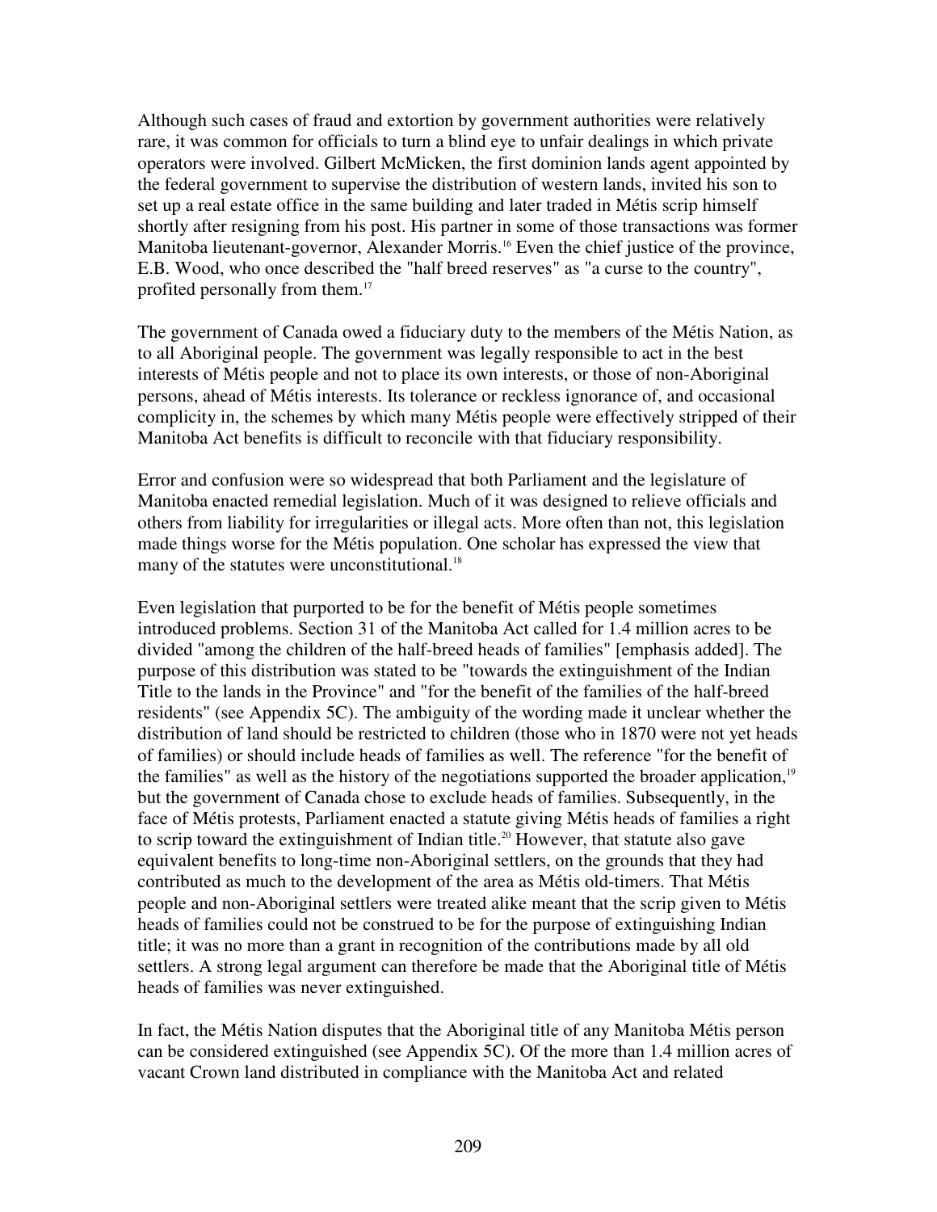Although such cases of fraud and extortion by government authorities were relatively rare, it was common for officials to turn a blind eye to unfair dealings in which private operators were involved. Gilbert McMicken, the first dominion lands agent appointed by the federal government to supervise the distribution of western lands, invited his son to set up a real estate office in the same building and later traded in Métis scrip himself shortly after resigning from his post. His partner in some of those transactions was former Manitoba lieutenant-governor, Alexander Morris.[16] Even the chief justice of the province, E.B. Wood, who once described the "half breed reserves" as "a curse to the country", profited personally from them.[17]

The government of Canada owed a fiduciary duty to the members of the Métis Nation, as to all Aboriginal people. The government was legally responsible to act in the best interests of Métis people and not to place its own interests, or those of non-Aboriginal persons, ahead of Métis interests. Its tolerance or reckless ignorance of, and occasional complicity in, the schemes by which many Métis people were effectively stripped of their Manitoba Act benefits is difficult to reconcile with that fiduciary responsibility.

Error and confusion were so widespread that both Parliament and the legislature of Manitoba enacted remedial legislation. Much of it was designed to relieve officials and others from liability for irregularities or illegal acts. More often than not, this legislation made things worse for the Métis population. One scholar has expressed the view that many of the statutes were unconstitutional.[18]

Even legislation that purported to be for the benefit of Métis people sometimes introduced problems. Section 31 of the Manitoba Act called for 1.4 million acres to be divided "among the children of the half-breed heads of families" [emphasis added]. The purpose of this distribution was stated to be "towards the extinguishment of the Indian Title to the lands in the Province" and "for the benefit of the families of the half-breed residents" (see Appendix 5C). The ambiguity of the wording made it unclear whether the distribution of land should be restricted to children (those who in 1870 were not yet heads of families) or should include heads of families as well. The reference "for the benefit of the families" as well as the history of the negotiations supported the broader application,[19] but the government of Canada chose to exclude heads of families. Subsequently, in the face of Métis protests, Parliament enacted a statute giving Métis heads of families a right to scrip toward the extinguishment of Indian title.[20] However, that statute also gave equivalent benefits to long-time non-Aboriginal settlers, on the grounds that they had contributed as much to the development of the area as Métis old-timers. That Métis people and non-Aboriginal settlers were treated alike meant that the scrip given to Métis heads of families could not be construed to be for the purpose of extinguishing Indian title; it was no more than a grant in recognition of the contributions made by all old settlers. A strong legal argument can therefore be made that the Aboriginal title of Métis heads of families was never extinguished.

In fact, the Métis Nation disputes that the Aboriginal title of any Manitoba Métis person can be considered extinguished (see Appendix 5C). Of the more than 1.4 million acres of vacant Crown land distributed in compliance with the Manitoba Act and related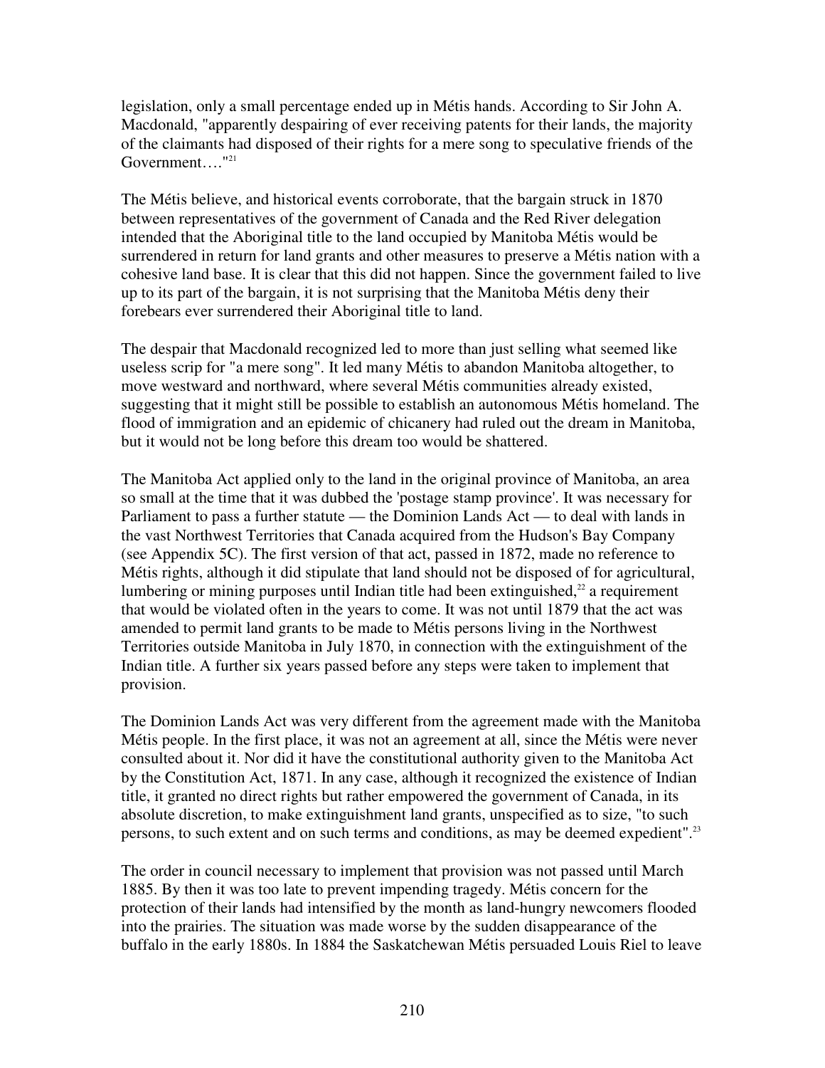legislation, only a small percentage ended up in Métis hands. According to Sir John A. Macdonald, "apparently despairing of ever receiving patents for their lands, the majority of the claimants had disposed of their rights for a mere song to speculative friends of the Government…."[21]

The Métis believe, and historical events corroborate, that the bargain struck in 1870 between representatives of the government of Canada and the Red River delegation intended that the Aboriginal title to the land occupied by Manitoba Métis would be surrendered in return for land grants and other measures to preserve a Métis nation with a cohesive land base. It is clear that this did not happen. Since the government failed to live up to its part of the bargain, it is not surprising that the Manitoba Métis deny their forebears ever surrendered their Aboriginal title to land.

The despair that Macdonald recognized led to more than just selling what seemed like useless scrip for "a mere song". It led many Métis to abandon Manitoba altogether, to move westward and northward, where several Métis communities already existed, suggesting that it might still be possible to establish an autonomous Métis homeland. The flood of immigration and an epidemic of chicanery had ruled out the dream in Manitoba, but it would not be long before this dream too would be shattered.

The Manitoba Act applied only to the land in the original province of Manitoba, an area so small at the time that it was dubbed the 'postage stamp province'. It was necessary for Parliament to pass a further statute — the Dominion Lands Act — to deal with lands in the vast Northwest Territories that Canada acquired from the Hudson's Bay Company (see Appendix 5C). The first version of that act, passed in 1872, made no reference to Métis rights, although it did stipulate that land should not be disposed of for agricultural, lumbering or mining purposes until Indian title had been extinguished,[22] a requirement that would be violated often in the years to come. It was not until 1879 that the act was amended to permit land grants to be made to Métis persons living in the Northwest Territories outside Manitoba in July 1870, in connection with the extinguishment of the Indian title. A further six years passed before any steps were taken to implement that provision.

The Dominion Lands Act was very different from the agreement made with the Manitoba Métis people. In the first place, it was not an agreement at all, since the Métis were never consulted about it. Nor did it have the constitutional authority given to the Manitoba Act by the Constitution Act, 1871. In any case, although it recognized the existence of Indian title, it granted no direct rights but rather empowered the government of Canada, in its absolute discretion, to make extinguishment land grants, unspecified as to size, "to such persons, to such extent and on such terms and conditions, as may be deemed expedient".[23]

The order in council necessary to implement that provision was not passed until March 1885. By then it was too late to prevent impending tragedy. Métis concern for the protection of their lands had intensified by the month as land-hungry newcomers flooded into the prairies. The situation was made worse by the sudden disappearance of the buffalo in the early 1880s. In 1884 the Saskatchewan Métis persuaded Louis Riel to leave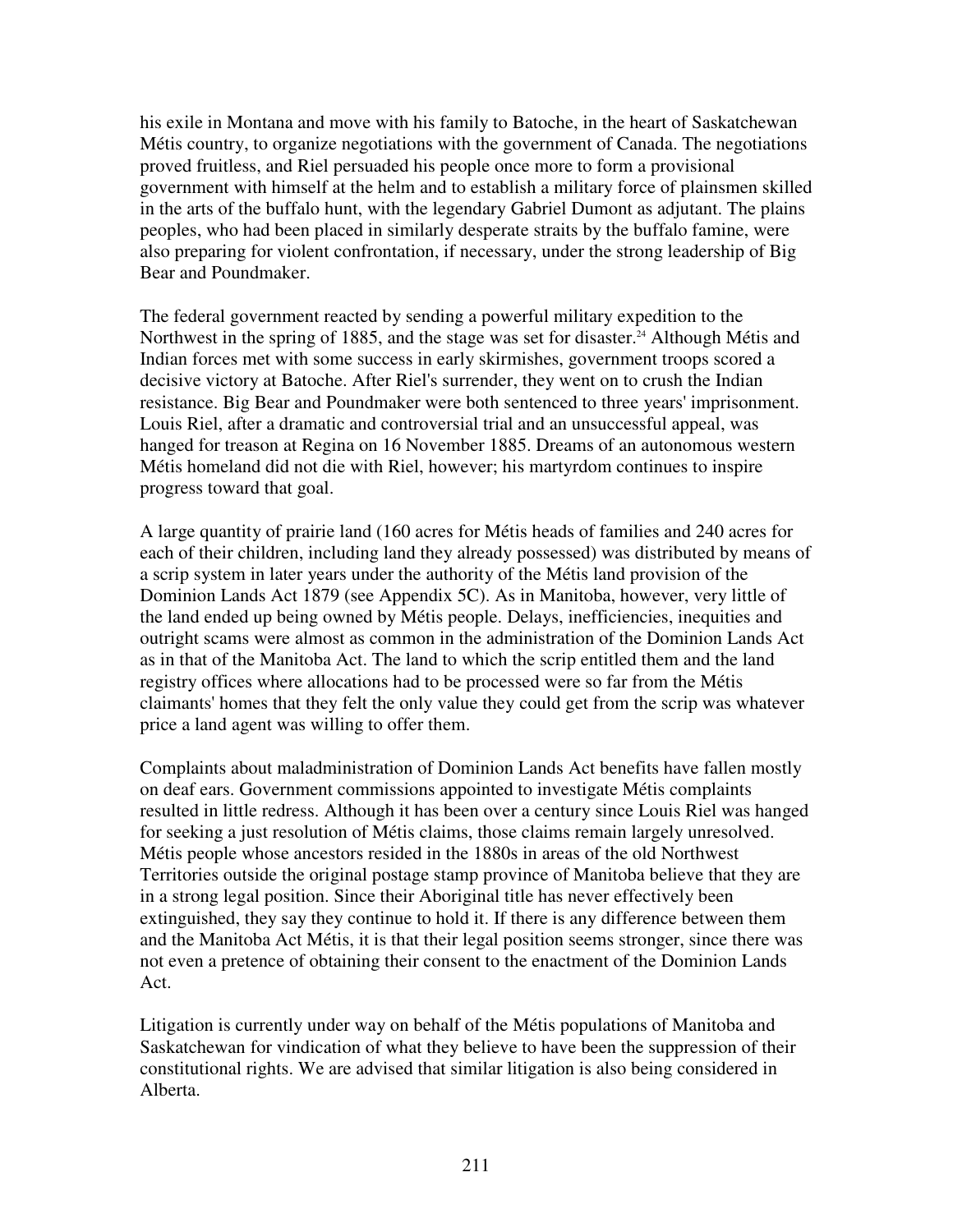his exile in Montana and move with his family to Batoche, in the heart of Saskatchewan Métis country, to organize negotiations with the government of Canada. The negotiations proved fruitless, and Riel persuaded his people once more to form a provisional government with himself at the helm and to establish a military force of plainsmen skilled in the arts of the buffalo hunt, with the legendary Gabriel Dumont as adjutant. The plains peoples, who had been placed in similarly desperate straits by the buffalo famine, were also preparing for violent confrontation, if necessary, under the strong leadership of Big Bear and Poundmaker.

The federal government reacted by sending a powerful military expedition to the Northwest in the spring of 1885, and the stage was set for disaster.[24] Although Métis and Indian forces met with some success in early skirmishes, government troops scored a decisive victory at Batoche. After Riel's surrender, they went on to crush the Indian resistance. Big Bear and Poundmaker were both sentenced to three years' imprisonment. Louis Riel, after a dramatic and controversial trial and an unsuccessful appeal, was hanged for treason at Regina on 16 November 1885. Dreams of an autonomous western Métis homeland did not die with Riel, however; his martyrdom continues to inspire progress toward that goal.

A large quantity of prairie land (160 acres for Métis heads of families and 240 acres for each of their children, including land they already possessed) was distributed by means of a scrip system in later years under the authority of the Métis land provision of the Dominion Lands Act 1879 (see Appendix 5C). As in Manitoba, however, very little of the land ended up being owned by Métis people. Delays, inefficiencies, inequities and outright scams were almost as common in the administration of the Dominion Lands Act as in that of the Manitoba Act. The land to which the scrip entitled them and the land registry offices where allocations had to be processed were so far from the Métis claimants' homes that they felt the only value they could get from the scrip was whatever price a land agent was willing to offer them.

Complaints about maladministration of Dominion Lands Act benefits have fallen mostly on deaf ears. Government commissions appointed to investigate Métis complaints resulted in little redress. Although it has been over a century since Louis Riel was hanged for seeking a just resolution of Métis claims, those claims remain largely unresolved. Métis people whose ancestors resided in the 1880s in areas of the old Northwest Territories outside the original postage stamp province of Manitoba believe that they are in a strong legal position. Since their Aboriginal title has never effectively been extinguished, they say they continue to hold it. If there is any difference between them and the Manitoba Act Métis, it is that their legal position seems stronger, since there was not even a pretence of obtaining their consent to the enactment of the Dominion Lands Act.

Litigation is currently under way on behalf of the Métis populations of Manitoba and Saskatchewan for vindication of what they believe to have been the suppression of their constitutional rights. We are advised that similar litigation is also being considered in Alberta.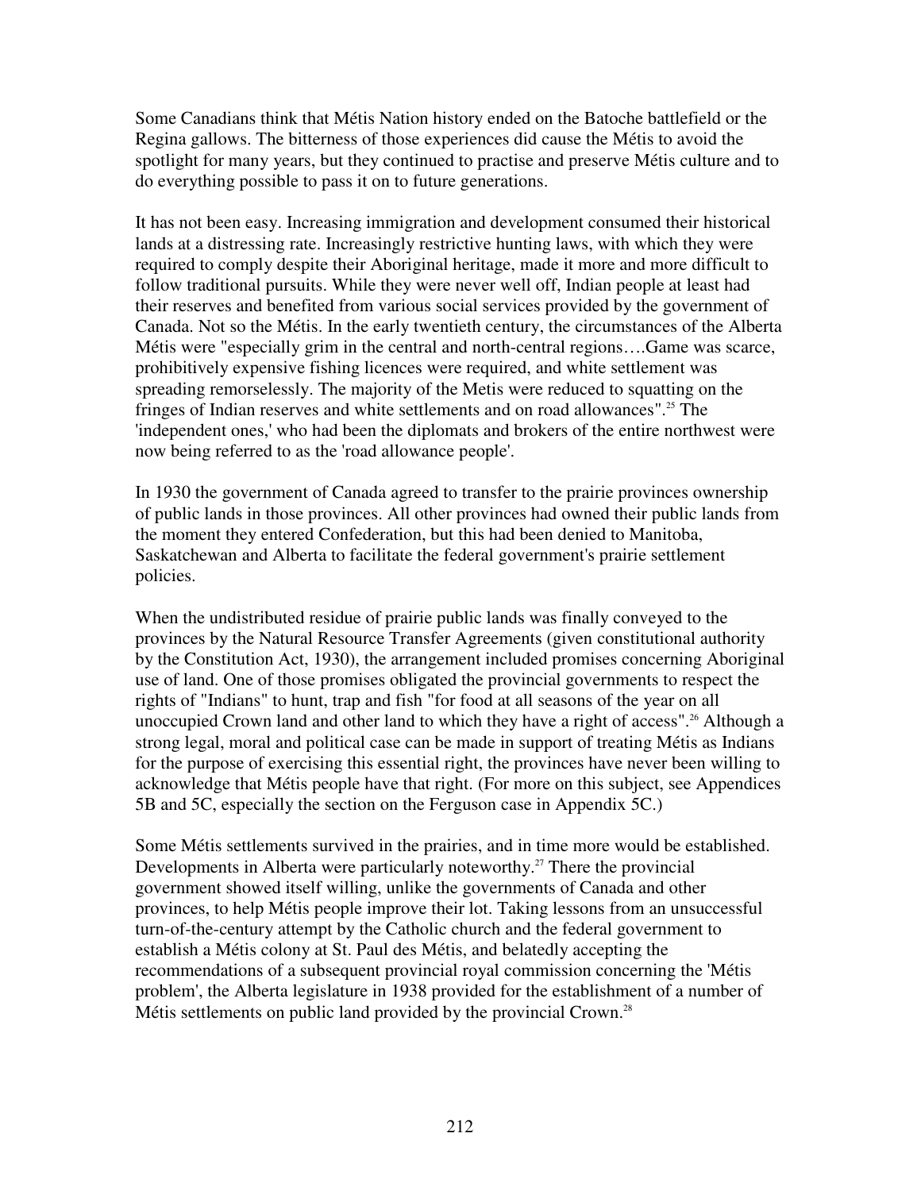Some Canadians think that Métis Nation history ended on the Batoche battlefield or the Regina gallows. The bitterness of those experiences did cause the Métis to avoid the spotlight for many years, but they continued to practise and preserve Métis culture and to do everything possible to pass it on to future generations.

It has not been easy. Increasing immigration and development consumed their historical lands at a distressing rate. Increasingly restrictive hunting laws, with which they were required to comply despite their Aboriginal heritage, made it more and more difficult to follow traditional pursuits. While they were never well off, Indian people at least had their reserves and benefited from various social services provided by the government of Canada. Not so the Métis. In the early twentieth century, the circumstances of the Alberta Métis were "especially grim in the central and north-central regions….Game was scarce, prohibitively expensive fishing licences were required, and white settlement was spreading remorselessly. The majority of the Metis were reduced to squatting on the fringes of Indian reserves and white settlements and on road allowances".[25] The 'independent ones,' who had been the diplomats and brokers of the entire northwest were now being referred to as the 'road allowance people'.

In 1930 the government of Canada agreed to transfer to the prairie provinces ownership of public lands in those provinces. All other provinces had owned their public lands from the moment they entered Confederation, but this had been denied to Manitoba, Saskatchewan and Alberta to facilitate the federal government's prairie settlement policies.

When the undistributed residue of prairie public lands was finally conveyed to the provinces by the Natural Resource Transfer Agreements (given constitutional authority by the Constitution Act, 1930), the arrangement included promises concerning Aboriginal use of land. One of those promises obligated the provincial governments to respect the rights of "Indians" to hunt, trap and fish "for food at all seasons of the year on all unoccupied Crown land and other land to which they have a right of access".[26] Although a strong legal, moral and political case can be made in support of treating Métis as Indians for the purpose of exercising this essential right, the provinces have never been willing to acknowledge that Métis people have that right. (For more on this subject, see Appendices 5B and 5C, especially the section on the Ferguson case in Appendix 5C.)

Some Métis settlements survived in the prairies, and in time more would be established. Developments in Alberta were particularly noteworthy.[27] There the provincial government showed itself willing, unlike the governments of Canada and other provinces, to help Métis people improve their lot. Taking lessons from an unsuccessful turn-of-the-century attempt by the Catholic church and the federal government to establish a Métis colony at St. Paul des Métis, and belatedly accepting the recommendations of a subsequent provincial royal commission concerning the 'Métis problem', the Alberta legislature in 1938 provided for the establishment of a number of Métis settlements on public land provided by the provincial Crown.[28]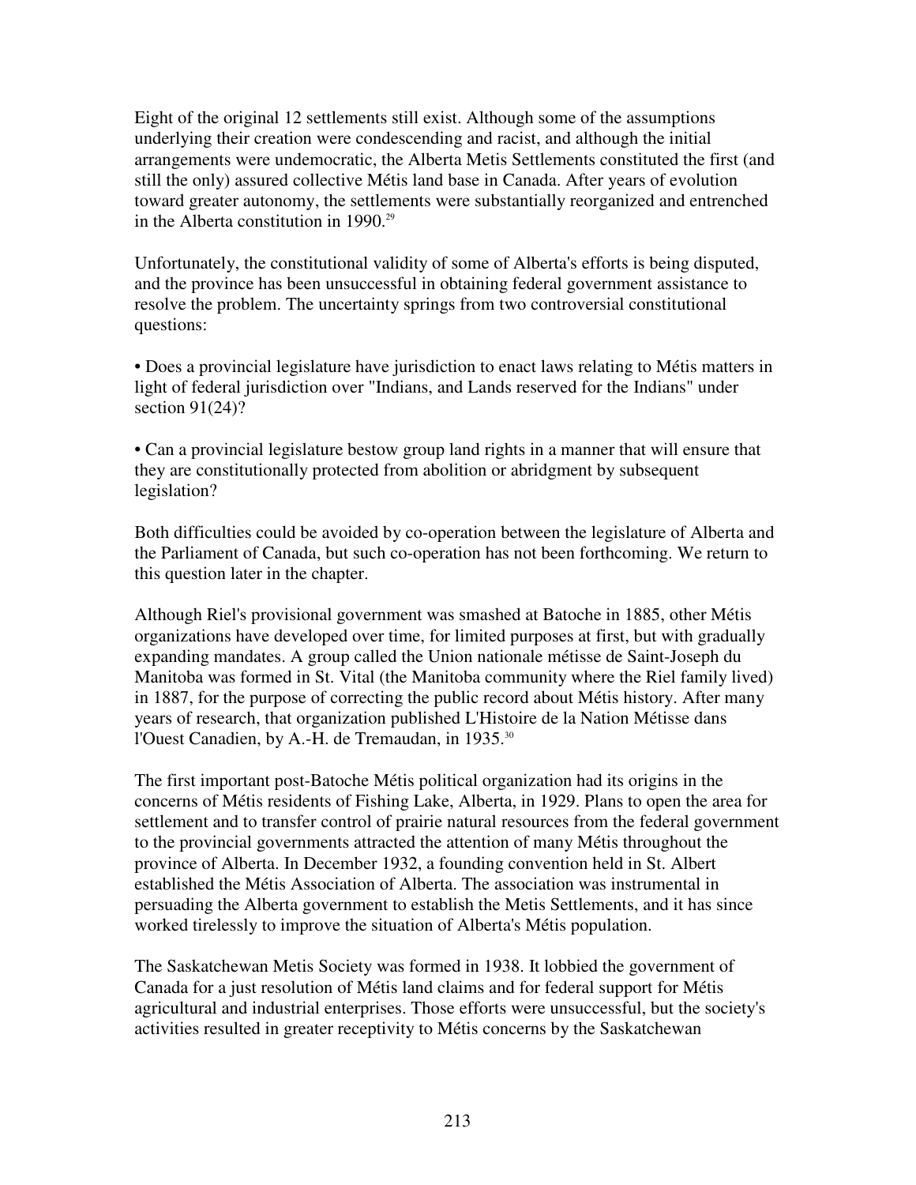Eight of the original 12 settlements still exist. Although some of the assumptions underlying their creation were condescending and racist, and although the initial arrangements were undemocratic, the Alberta Metis Settlements constituted the first (and still the only) assured collective Métis land base in Canada. After years of evolution toward greater autonomy, the settlements were substantially reorganized and entrenched in the Alberta constitution in 1990.[29]

Unfortunately, the constitutional validity of some of Alberta's efforts is being disputed, and the province has been unsuccessful in obtaining federal government assistance to resolve the problem. The uncertainty springs from two controversial constitutional questions:

- Does a provincial legislature have jurisdiction to enact laws relating to Métis matters in light of federal jurisdiction over "Indians, and Lands reserved for the Indians" under section 91(24)?

- Can a provincial legislature bestow group land rights in a manner that will ensure that they are constitutionally protected from abolition or abridgment by subsequent legislation?

Both difficulties could be avoided by co-operation between the legislature of Alberta and the Parliament of Canada, but such co-operation has not been forthcoming. We return to this question later in the chapter.

Although Riel's provisional government was smashed at Batoche in 1885, other Métis organizations have developed over time, for limited purposes at first, but with gradually expanding mandates. A group called the Union nationale métisse de Saint-Joseph du Manitoba was formed in St. Vital (the Manitoba community where the Riel family lived) in 1887, for the purpose of correcting the public record about Métis history. After many years of research, that organization published L'Histoire de la Nation Métisse dans l'Ouest Canadien, by A.-H. de Tremaudan, in 1935.[30]

The first important post-Batoche Métis political organization had its origins in the concerns of Métis residents of Fishing Lake, Alberta, in 1929. Plans to open the area for settlement and to transfer control of prairie natural resources from the federal government to the provincial governments attracted the attention of many Métis throughout the province of Alberta. In December 1932, a founding convention held in St. Albert established the Métis Association of Alberta. The association was instrumental in persuading the Alberta government to establish the Metis Settlements, and it has since worked tirelessly to improve the situation of Alberta's Métis population.

The Saskatchewan Metis Society was formed in 1938. It lobbied the government of Canada for a just resolution of Métis land claims and for federal support for Métis agricultural and industrial enterprises. Those efforts were unsuccessful, but the society's activities resulted in greater receptivity to Métis concerns by the Saskatchewan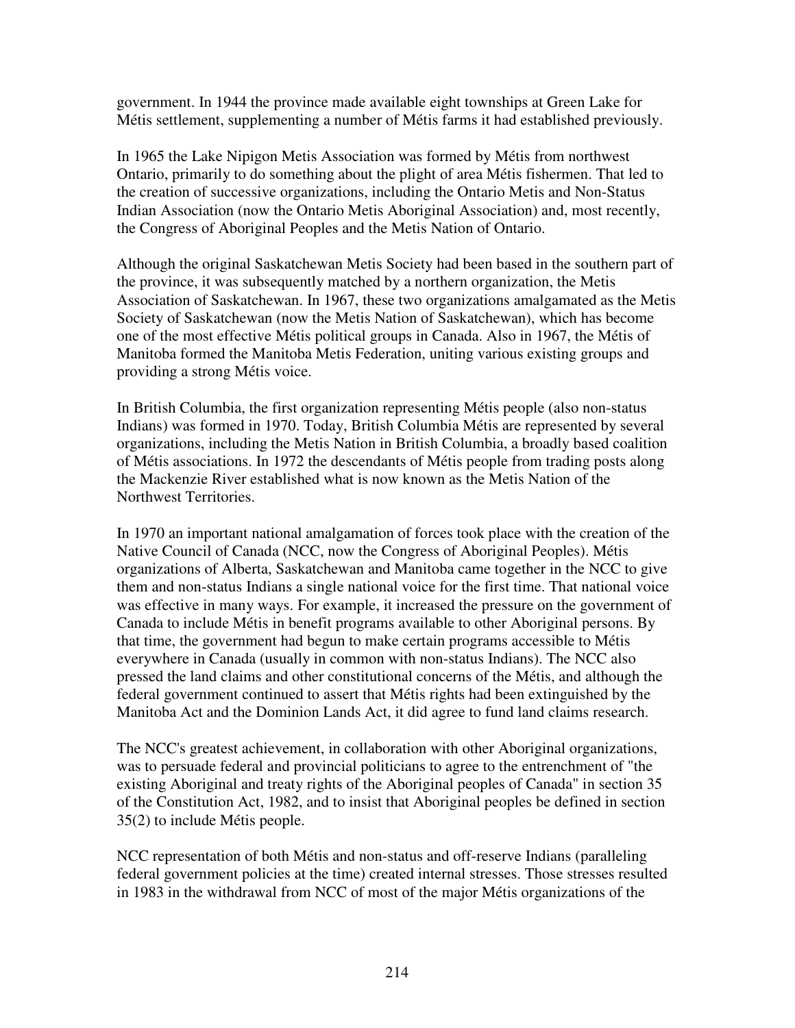government. In 1944 the province made available eight townships at Green Lake for Métis settlement, supplementing a number of Métis farms it had established previously.

In 1965 the Lake Nipigon Metis Association was formed by Métis from northwest Ontario, primarily to do something about the plight of area Métis fishermen. That led to the creation of successive organizations, including the Ontario Metis and Non-Status Indian Association (now the Ontario Metis Aboriginal Association) and, most recently, the Congress of Aboriginal Peoples and the Metis Nation of Ontario.

Although the original Saskatchewan Metis Society had been based in the southern part of the province, it was subsequently matched by a northern organization, the Metis Association of Saskatchewan. In 1967, these two organizations amalgamated as the Metis Society of Saskatchewan (now the Metis Nation of Saskatchewan), which has become one of the most effective Métis political groups in Canada. Also in 1967, the Métis of Manitoba formed the Manitoba Metis Federation, uniting various existing groups and providing a strong Métis voice.

In British Columbia, the first organization representing Métis people (also non-status Indians) was formed in 1970. Today, British Columbia Métis are represented by several organizations, including the Metis Nation in British Columbia, a broadly based coalition of Métis associations. In 1972 the descendants of Métis people from trading posts along the Mackenzie River established what is now known as the Metis Nation of the Northwest Territories.

In 1970 an important national amalgamation of forces took place with the creation of the Native Council of Canada (NCC, now the Congress of Aboriginal Peoples). Métis organizations of Alberta, Saskatchewan and Manitoba came together in the NCC to give them and non-status Indians a single national voice for the first time. That national voice was effective in many ways. For example, it increased the pressure on the government of Canada to include Métis in benefit programs available to other Aboriginal persons. By that time, the government had begun to make certain programs accessible to Métis everywhere in Canada (usually in common with non-status Indians). The NCC also pressed the land claims and other constitutional concerns of the Métis, and although the federal government continued to assert that Métis rights had been extinguished by the Manitoba Act and the Dominion Lands Act, it did agree to fund land claims research.

The NCC's greatest achievement, in collaboration with other Aboriginal organizations, was to persuade federal and provincial politicians to agree to the entrenchment of "the existing Aboriginal and treaty rights of the Aboriginal peoples of Canada" in section 35 of the Constitution Act, 1982, and to insist that Aboriginal peoples be defined in section 35(2) to include Métis people.

NCC representation of both Métis and non-status and off-reserve Indians (paralleling federal government policies at the time) created internal stresses. Those stresses resulted in 1983 in the withdrawal from NCC of most of the major Métis organizations of the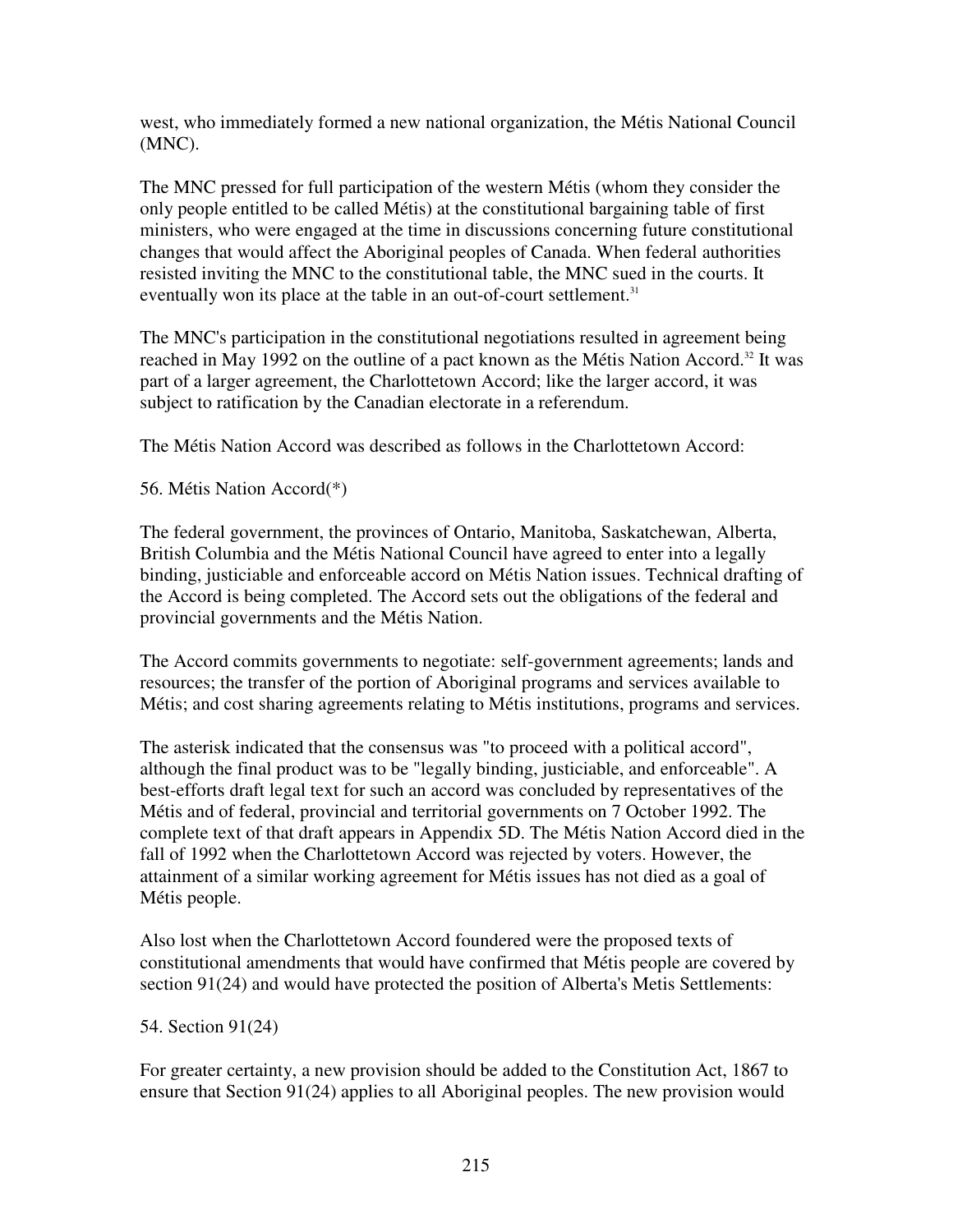west, who immediately formed a new national organization, the Métis National Council (MNC).

The MNC pressed for full participation of the western Métis (whom they consider the only people entitled to be called Métis) at the constitutional bargaining table of first ministers, who were engaged at the time in discussions concerning future constitutional changes that would affect the Aboriginal peoples of Canada. When federal authorities resisted inviting the MNC to the constitutional table, the MNC sued in the courts. It eventually won its place at the table in an out-of-court settlement.[31]

The MNC's participation in the constitutional negotiations resulted in agreement being reached in May 1992 on the outline of a pact known as the Métis Nation Accord.[32] It was part of a larger agreement, the Charlottetown Accord; like the larger accord, it was subject to ratification by the Canadian electorate in a referendum.

The Métis Nation Accord was described as follows in the Charlottetown Accord:

56. Métis Nation Accord(*)

The federal government, the provinces of Ontario, Manitoba, Saskatchewan, Alberta, British Columbia and the Métis National Council have agreed to enter into a legally binding, justiciable and enforceable accord on Métis Nation issues. Technical drafting of the Accord is being completed. The Accord sets out the obligations of the federal and provincial governments and the Métis Nation.

The Accord commits governments to negotiate: self-government agreements; lands and resources; the transfer of the portion of Aboriginal programs and services available to Métis; and cost sharing agreements relating to Métis institutions, programs and services.

The asterisk indicated that the consensus was "to proceed with a political accord", although the final product was to be "legally binding, justiciable, and enforceable". A best-efforts draft legal text for such an accord was concluded by representatives of the Métis and of federal, provincial and territorial governments on 7 October 1992. The complete text of that draft appears in Appendix 5D. The Métis Nation Accord died in the fall of 1992 when the Charlottetown Accord was rejected by voters. However, the attainment of a similar working agreement for Métis issues has not died as a goal of Métis people.

Also lost when the Charlottetown Accord foundered were the proposed texts of constitutional amendments that would have confirmed that Métis people are covered by section 91(24) and would have protected the position of Alberta's Metis Settlements:

54. Section 91(24)

For greater certainty, a new provision should be added to the Constitution Act, 1867 to ensure that Section 91(24) applies to all Aboriginal peoples. The new provision would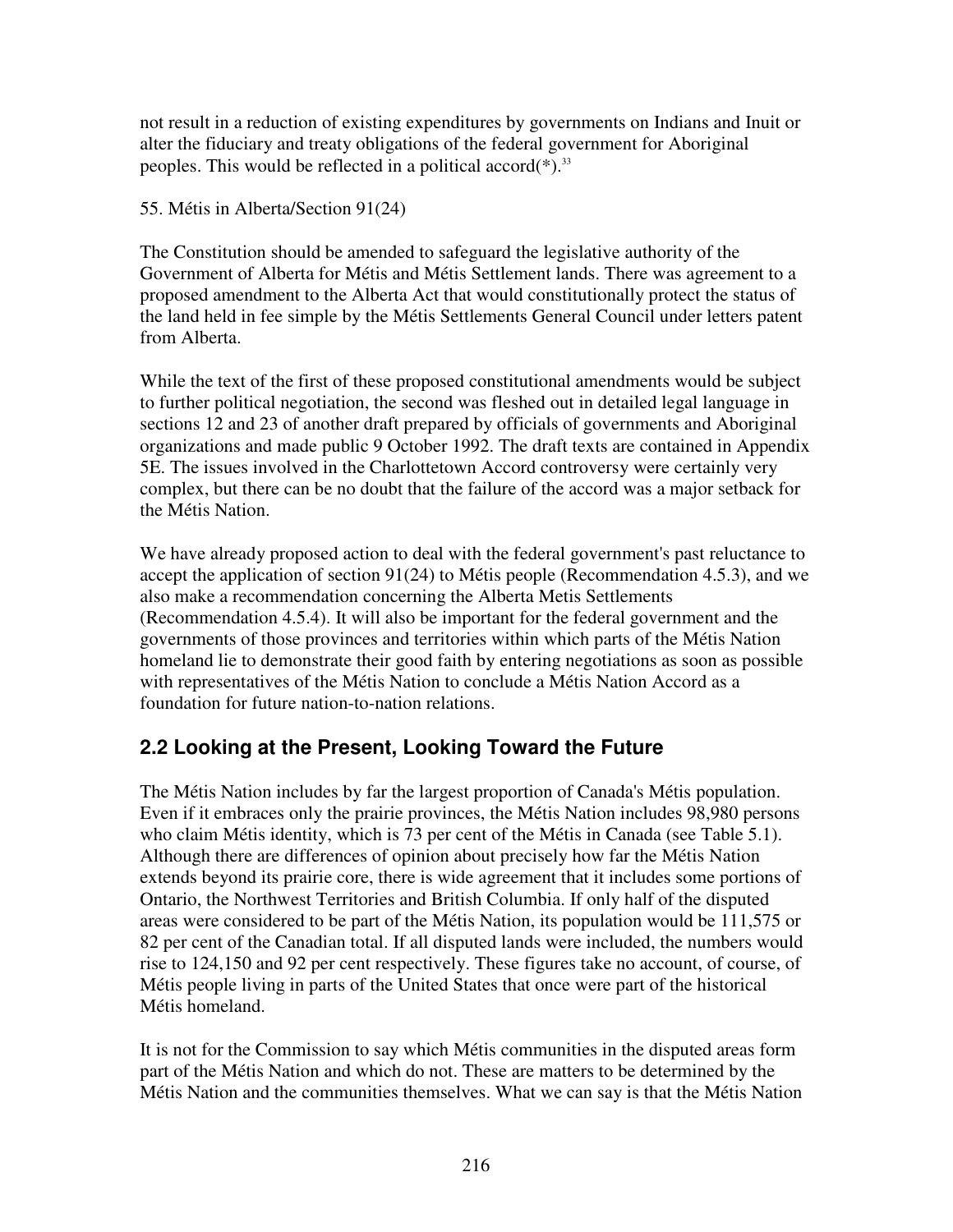not result in a reduction of existing expenditures by governments on Indians and Inuit or alter the fiduciary and treaty obligations of the federal government for Aboriginal peoples. This would be reflected in a political accord(*).[33]

55. Métis in Alberta/Section 91(24)

The Constitution should be amended to safeguard the legislative authority of the Government of Alberta for Métis and Métis Settlement lands. There was agreement to a proposed amendment to the Alberta Act that would constitutionally protect the status of the land held in fee simple by the Métis Settlements General Council under letters patent from Alberta.

While the text of the first of these proposed constitutional amendments would be subject to further political negotiation, the second was fleshed out in detailed legal language in sections 12 and 23 of another draft prepared by officials of governments and Aboriginal organizations and made public 9 October 1992. The draft texts are contained in Appendix 5E. The issues involved in the Charlottetown Accord controversy were certainly very complex, but there can be no doubt that the failure of the accord was a major setback for the Métis Nation.

We have already proposed action to deal with the federal government's past reluctance to accept the application of section 91(24) to Métis people (Recommendation 4.5.3), and we also make a recommendation concerning the Alberta Metis Settlements (Recommendation 4.5.4). It will also be important for the federal government and the governments of those provinces and territories within which parts of the Métis Nation homeland lie to demonstrate their good faith by entering negotiations as soon as possible with representatives of the Métis Nation to conclude a Métis Nation Accord as a foundation for future nation-to-nation relations.

## 2.2 Looking at the Present, Looking Toward the Future

The Métis Nation includes by far the largest proportion of Canada's Métis population. Even if it embraces only the prairie provinces, the Métis Nation includes 98,980 persons who claim Métis identity, which is 73 per cent of the Métis in Canada (see Table 5.1). Although there are differences of opinion about precisely how far the Métis Nation extends beyond its prairie core, there is wide agreement that it includes some portions of Ontario, the Northwest Territories and British Columbia. If only half of the disputed areas were considered to be part of the Métis Nation, its population would be 111,575 or 82 per cent of the Canadian total. If all disputed lands were included, the numbers would rise to 124,150 and 92 per cent respectively. These figures take no account, of course, of Métis people living in parts of the United States that once were part of the historical Métis homeland.

It is not for the Commission to say which Métis communities in the disputed areas form part of the Métis Nation and which do not. These are matters to be determined by the Métis Nation and the communities themselves. What we can say is that the Métis Nation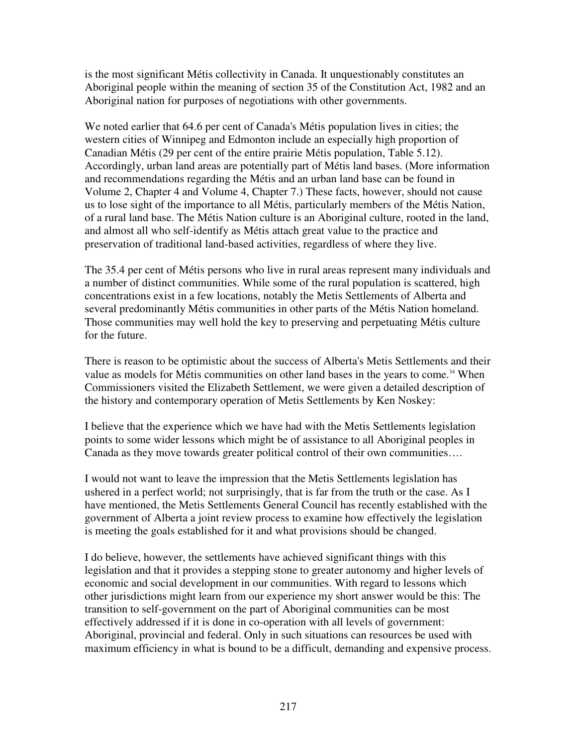is the most significant Métis collectivity in Canada. It unquestionably constitutes an Aboriginal people within the meaning of section 35 of the Constitution Act, 1982 and an Aboriginal nation for purposes of negotiations with other governments.

We noted earlier that 64.6 per cent of Canada's Métis population lives in cities; the western cities of Winnipeg and Edmonton include an especially high proportion of Canadian Métis (29 per cent of the entire prairie Métis population, Table 5.12). Accordingly, urban land areas are potentially part of Métis land bases. (More information and recommendations regarding the Métis and an urban land base can be found in Volume 2, Chapter 4 and Volume 4, Chapter 7.) These facts, however, should not cause us to lose sight of the importance to all Métis, particularly members of the Métis Nation, of a rural land base. The Métis Nation culture is an Aboriginal culture, rooted in the land, and almost all who self-identify as Métis attach great value to the practice and preservation of traditional land-based activities, regardless of where they live.

The 35.4 per cent of Métis persons who live in rural areas represent many individuals and a number of distinct communities. While some of the rural population is scattered, high concentrations exist in a few locations, notably the Metis Settlements of Alberta and several predominantly Métis communities in other parts of the Métis Nation homeland. Those communities may well hold the key to preserving and perpetuating Métis culture for the future.

There is reason to be optimistic about the success of Alberta's Metis Settlements and their value as models for Métis communities on other land bases in the years to come.[34] When Commissioners visited the Elizabeth Settlement, we were given a detailed description of the history and contemporary operation of Metis Settlements by Ken Noskey:

I believe that the experience which we have had with the Metis Settlements legislation points to some wider lessons which might be of assistance to all Aboriginal peoples in Canada as they move towards greater political control of their own communities….

I would not want to leave the impression that the Metis Settlements legislation has ushered in a perfect world; not surprisingly, that is far from the truth or the case. As I have mentioned, the Metis Settlements General Council has recently established with the government of Alberta a joint review process to examine how effectively the legislation is meeting the goals established for it and what provisions should be changed.

I do believe, however, the settlements have achieved significant things with this legislation and that it provides a stepping stone to greater autonomy and higher levels of economic and social development in our communities. With regard to lessons which other jurisdictions might learn from our experience my short answer would be this: The transition to self-government on the part of Aboriginal communities can be most effectively addressed if it is done in co-operation with all levels of government: Aboriginal, provincial and federal. Only in such situations can resources be used with maximum efficiency in what is bound to be a difficult, demanding and expensive process.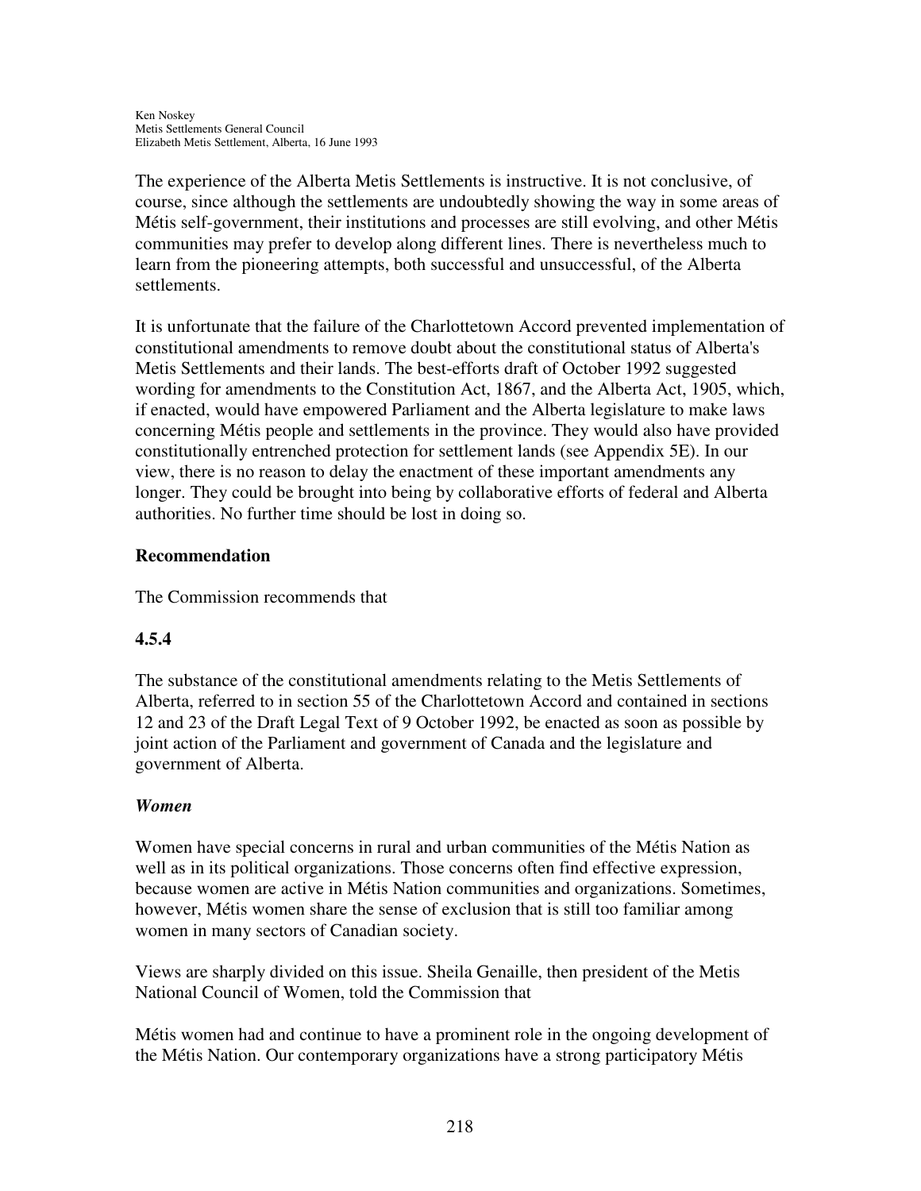Ken Noskey
Metis Settlements General Council
Elizabeth Metis Settlement, Alberta, 16 June 1993

The experience of the Alberta Metis Settlements is instructive. It is not conclusive, of course, since although the settlements are undoubtedly showing the way in some areas of Métis self-government, their institutions and processes are still evolving, and other Métis communities may prefer to develop along different lines. There is nevertheless much to learn from the pioneering attempts, both successful and unsuccessful, of the Alberta settlements.

It is unfortunate that the failure of the Charlottetown Accord prevented implementation of constitutional amendments to remove doubt about the constitutional status of Alberta's Metis Settlements and their lands. The best-efforts draft of October 1992 suggested wording for amendments to the Constitution Act, 1867, and the Alberta Act, 1905, which, if enacted, would have empowered Parliament and the Alberta legislature to make laws concerning Métis people and settlements in the province. They would also have provided constitutionally entrenched protection for settlement lands (see Appendix 5E). In our view, there is no reason to delay the enactment of these important amendments any longer. They could be brought into being by collaborative efforts of federal and Alberta authorities. No further time should be lost in doing so.

**Recommendation**

The Commission recommends that

**4.5.4**

The substance of the constitutional amendments relating to the Metis Settlements of Alberta, referred to in section 55 of the Charlottetown Accord and contained in sections 12 and 23 of the Draft Legal Text of 9 October 1992, be enacted as soon as possible by joint action of the Parliament and government of Canada and the legislature and government of Alberta.

***Women***

Women have special concerns in rural and urban communities of the Métis Nation as well as in its political organizations. Those concerns often find effective expression, because women are active in Métis Nation communities and organizations. Sometimes, however, Métis women share the sense of exclusion that is still too familiar among women in many sectors of Canadian society.

Views are sharply divided on this issue. Sheila Genaille, then president of the Metis National Council of Women, told the Commission that

Métis women had and continue to have a prominent role in the ongoing development of the Métis Nation. Our contemporary organizations have a strong participatory Métis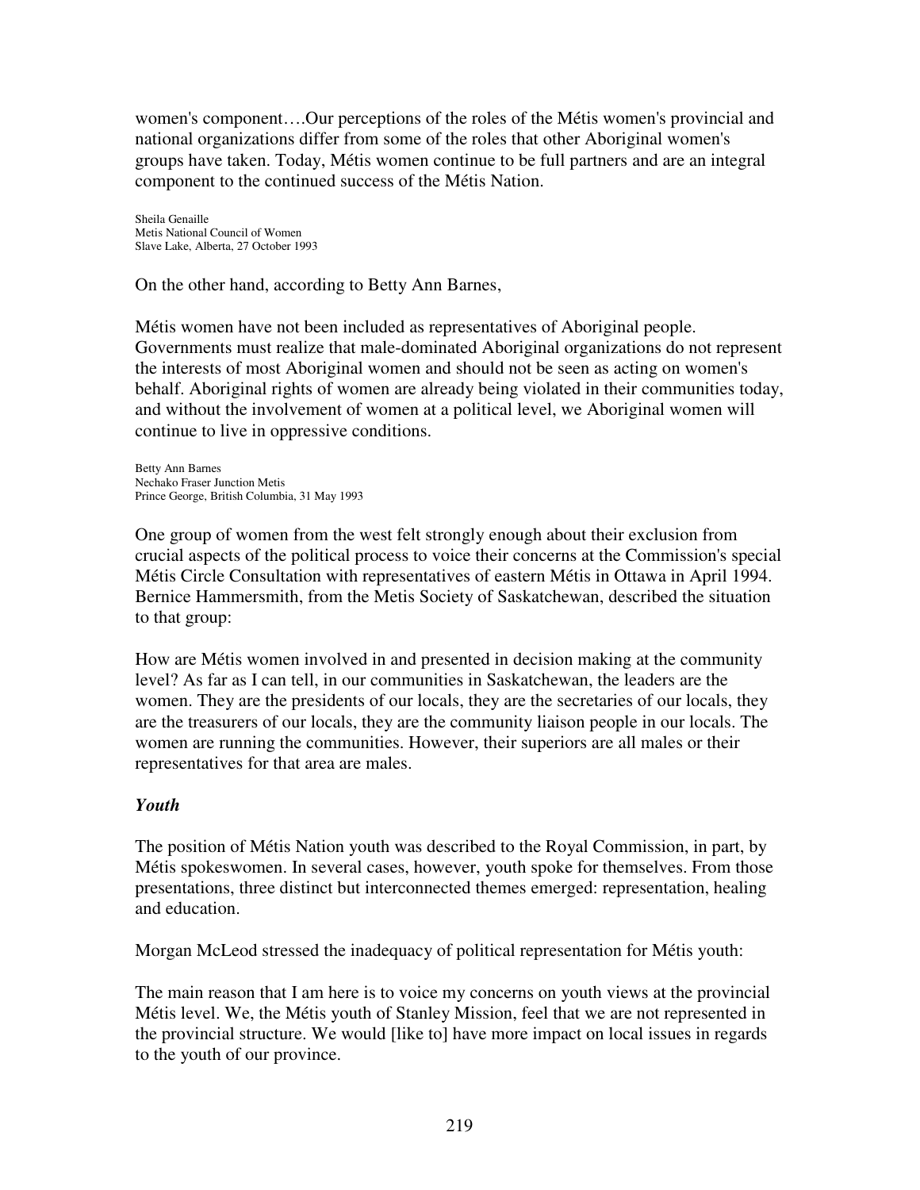women's component….Our perceptions of the roles of the Métis women's provincial and national organizations differ from some of the roles that other Aboriginal women's groups have taken. Today, Métis women continue to be full partners and are an integral component to the continued success of the Métis Nation.

Sheila Genaille
Metis National Council of Women
Slave Lake, Alberta, 27 October 1993

On the other hand, according to Betty Ann Barnes,

Métis women have not been included as representatives of Aboriginal people. Governments must realize that male-dominated Aboriginal organizations do not represent the interests of most Aboriginal women and should not be seen as acting on women's behalf. Aboriginal rights of women are already being violated in their communities today, and without the involvement of women at a political level, we Aboriginal women will continue to live in oppressive conditions.

Betty Ann Barnes
Nechako Fraser Junction Metis
Prince George, British Columbia, 31 May 1993

One group of women from the west felt strongly enough about their exclusion from crucial aspects of the political process to voice their concerns at the Commission's special Métis Circle Consultation with representatives of eastern Métis in Ottawa in April 1994. Bernice Hammersmith, from the Metis Society of Saskatchewan, described the situation to that group:

How are Métis women involved in and presented in decision making at the community level? As far as I can tell, in our communities in Saskatchewan, the leaders are the women. They are the presidents of our locals, they are the secretaries of our locals, they are the treasurers of our locals, they are the community liaison people in our locals. The women are running the communities. However, their superiors are all males or their representatives for that area are males.

### *Youth*

The position of Métis Nation youth was described to the Royal Commission, in part, by Métis spokeswomen. In several cases, however, youth spoke for themselves. From those presentations, three distinct but interconnected themes emerged: representation, healing and education.

Morgan McLeod stressed the inadequacy of political representation for Métis youth:

The main reason that I am here is to voice my concerns on youth views at the provincial Métis level. We, the Métis youth of Stanley Mission, feel that we are not represented in the provincial structure. We would [like to] have more impact on local issues in regards to the youth of our province.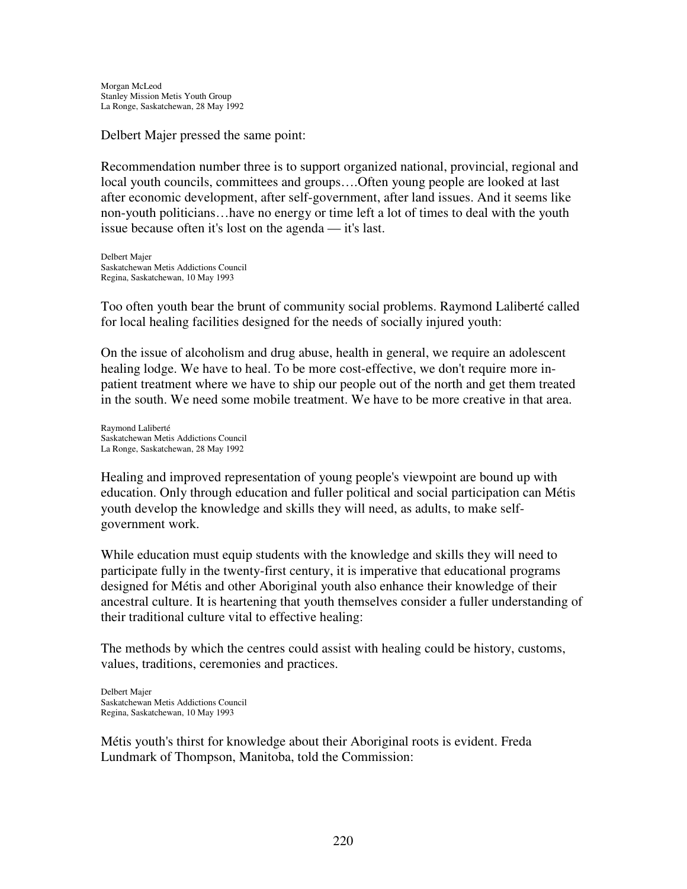Morgan McLeod
Stanley Mission Metis Youth Group
La Ronge, Saskatchewan, 28 May 1992

Delbert Majer pressed the same point:

> Recommendation number three is to support organized national, provincial, regional and local youth councils, committees and groups….Often young people are looked at last after economic development, after self-government, after land issues. And it seems like non-youth politicians…have no energy or time left a lot of times to deal with the youth issue because often it's lost on the agenda — it's last.

Delbert Majer
Saskatchewan Metis Addictions Council
Regina, Saskatchewan, 10 May 1993

Too often youth bear the brunt of community social problems. Raymond Laliberté called for local healing facilities designed for the needs of socially injured youth:

> On the issue of alcoholism and drug abuse, health in general, we require an adolescent healing lodge. We have to heal. To be more cost-effective, we don't require more in-patient treatment where we have to ship our people out of the north and get them treated in the south. We need some mobile treatment. We have to be more creative in that area.

Raymond Laliberté
Saskatchewan Metis Addictions Council
La Ronge, Saskatchewan, 28 May 1992

Healing and improved representation of young people's viewpoint are bound up with education. Only through education and fuller political and social participation can Métis youth develop the knowledge and skills they will need, as adults, to make self-government work.

While education must equip students with the knowledge and skills they will need to participate fully in the twenty-first century, it is imperative that educational programs designed for Métis and other Aboriginal youth also enhance their knowledge of their ancestral culture. It is heartening that youth themselves consider a fuller understanding of their traditional culture vital to effective healing:

> The methods by which the centres could assist with healing could be history, customs, values, traditions, ceremonies and practices.

Delbert Majer
Saskatchewan Metis Addictions Council
Regina, Saskatchewan, 10 May 1993

Métis youth's thirst for knowledge about their Aboriginal roots is evident. Freda Lundmark of Thompson, Manitoba, told the Commission: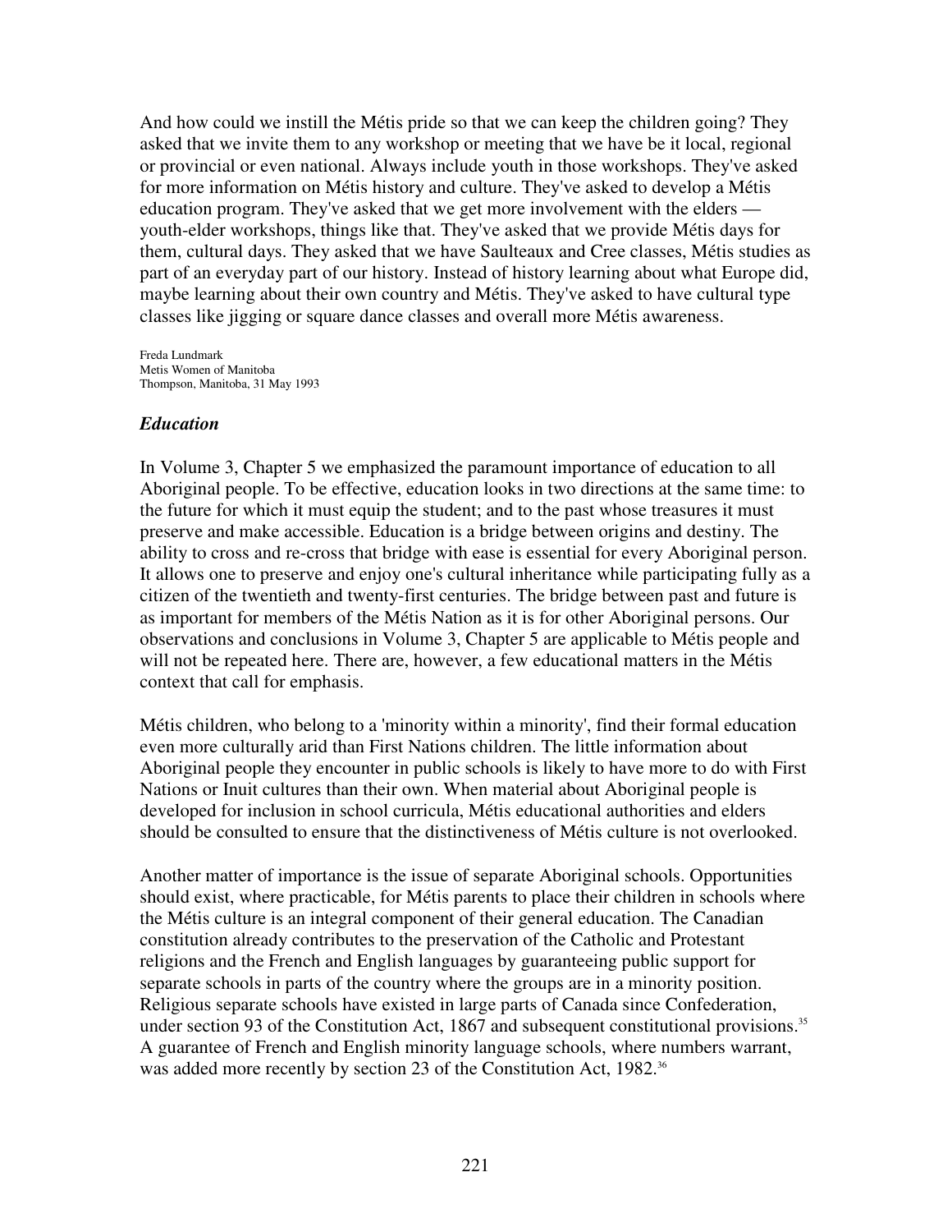And how could we instill the Métis pride so that we can keep the children going? They asked that we invite them to any workshop or meeting that we have be it local, regional or provincial or even national. Always include youth in those workshops. They've asked for more information on Métis history and culture. They've asked to develop a Métis education program. They've asked that we get more involvement with the elders — youth-elder workshops, things like that. They've asked that we provide Métis days for them, cultural days. They asked that we have Saulteaux and Cree classes, Métis studies as part of an everyday part of our history. Instead of history learning about what Europe did, maybe learning about their own country and Métis. They've asked to have cultural type classes like jigging or square dance classes and overall more Métis awareness.

Freda Lundmark
Metis Women of Manitoba
Thompson, Manitoba, 31 May 1993

### *Education*

In Volume 3, Chapter 5 we emphasized the paramount importance of education to all Aboriginal people. To be effective, education looks in two directions at the same time: to the future for which it must equip the student; and to the past whose treasures it must preserve and make accessible. Education is a bridge between origins and destiny. The ability to cross and re-cross that bridge with ease is essential for every Aboriginal person. It allows one to preserve and enjoy one's cultural inheritance while participating fully as a citizen of the twentieth and twenty-first centuries. The bridge between past and future is as important for members of the Métis Nation as it is for other Aboriginal persons. Our observations and conclusions in Volume 3, Chapter 5 are applicable to Métis people and will not be repeated here. There are, however, a few educational matters in the Métis context that call for emphasis.

Métis children, who belong to a 'minority within a minority', find their formal education even more culturally arid than First Nations children. The little information about Aboriginal people they encounter in public schools is likely to have more to do with First Nations or Inuit cultures than their own. When material about Aboriginal people is developed for inclusion in school curricula, Métis educational authorities and elders should be consulted to ensure that the distinctiveness of Métis culture is not overlooked.

Another matter of importance is the issue of separate Aboriginal schools. Opportunities should exist, where practicable, for Métis parents to place their children in schools where the Métis culture is an integral component of their general education. The Canadian constitution already contributes to the preservation of the Catholic and Protestant religions and the French and English languages by guaranteeing public support for separate schools in parts of the country where the groups are in a minority position. Religious separate schools have existed in large parts of Canada since Confederation, under section 93 of the Constitution Act, 1867 and subsequent constitutional provisions.[35] A guarantee of French and English minority language schools, where numbers warrant, was added more recently by section 23 of the Constitution Act, 1982.[36]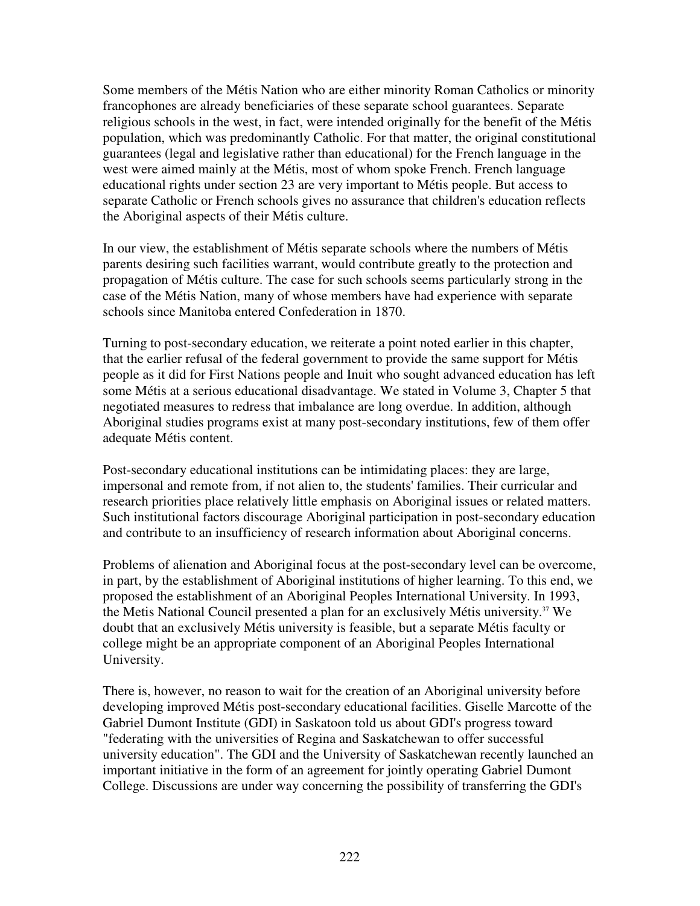Some members of the Métis Nation who are either minority Roman Catholics or minority francophones are already beneficiaries of these separate school guarantees. Separate religious schools in the west, in fact, were intended originally for the benefit of the Métis population, which was predominantly Catholic. For that matter, the original constitutional guarantees (legal and legislative rather than educational) for the French language in the west were aimed mainly at the Métis, most of whom spoke French. French language educational rights under section 23 are very important to Métis people. But access to separate Catholic or French schools gives no assurance that children's education reflects the Aboriginal aspects of their Métis culture.

In our view, the establishment of Métis separate schools where the numbers of Métis parents desiring such facilities warrant, would contribute greatly to the protection and propagation of Métis culture. The case for such schools seems particularly strong in the case of the Métis Nation, many of whose members have had experience with separate schools since Manitoba entered Confederation in 1870.

Turning to post-secondary education, we reiterate a point noted earlier in this chapter, that the earlier refusal of the federal government to provide the same support for Métis people as it did for First Nations people and Inuit who sought advanced education has left some Métis at a serious educational disadvantage. We stated in Volume 3, Chapter 5 that negotiated measures to redress that imbalance are long overdue. In addition, although Aboriginal studies programs exist at many post-secondary institutions, few of them offer adequate Métis content.

Post-secondary educational institutions can be intimidating places: they are large, impersonal and remote from, if not alien to, the students' families. Their curricular and research priorities place relatively little emphasis on Aboriginal issues or related matters. Such institutional factors discourage Aboriginal participation in post-secondary education and contribute to an insufficiency of research information about Aboriginal concerns.

Problems of alienation and Aboriginal focus at the post-secondary level can be overcome, in part, by the establishment of Aboriginal institutions of higher learning. To this end, we proposed the establishment of an Aboriginal Peoples International University. In 1993, the Metis National Council presented a plan for an exclusively Métis university.[37] We doubt that an exclusively Métis university is feasible, but a separate Métis faculty or college might be an appropriate component of an Aboriginal Peoples International University.

There is, however, no reason to wait for the creation of an Aboriginal university before developing improved Métis post-secondary educational facilities. Giselle Marcotte of the Gabriel Dumont Institute (GDI) in Saskatoon told us about GDI's progress toward "federating with the universities of Regina and Saskatchewan to offer successful university education". The GDI and the University of Saskatchewan recently launched an important initiative in the form of an agreement for jointly operating Gabriel Dumont College. Discussions are under way concerning the possibility of transferring the GDI's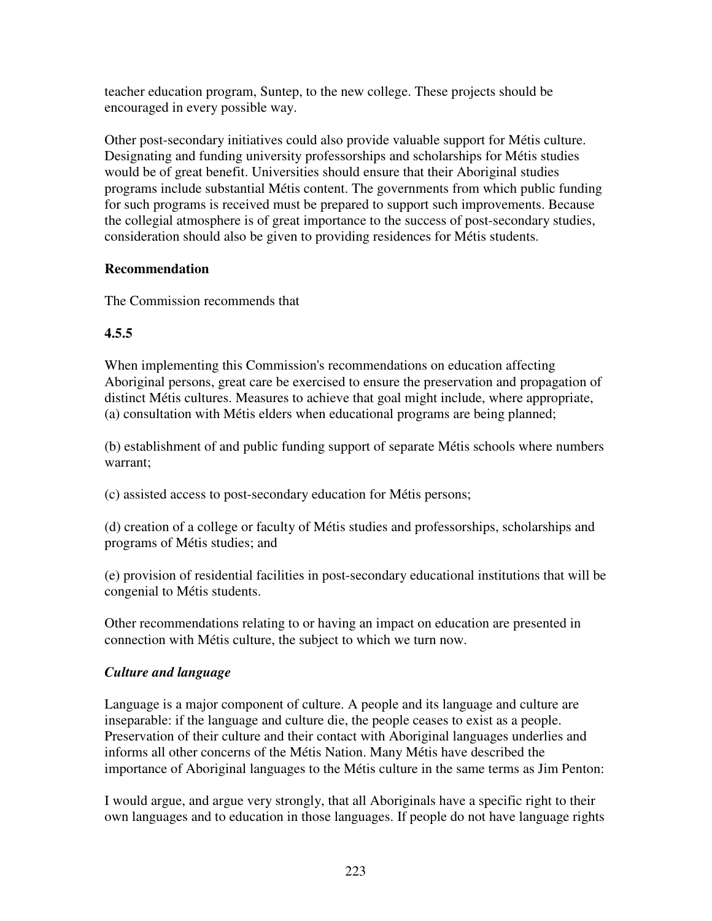teacher education program, Suntep, to the new college. These projects should be encouraged in every possible way.

Other post-secondary initiatives could also provide valuable support for Métis culture. Designating and funding university professorships and scholarships for Métis studies would be of great benefit. Universities should ensure that their Aboriginal studies programs include substantial Métis content. The governments from which public funding for such programs is received must be prepared to support such improvements. Because the collegial atmosphere is of great importance to the success of post-secondary studies, consideration should also be given to providing residences for Métis students.

**Recommendation**

The Commission recommends that

**4.5.5**

When implementing this Commission's recommendations on education affecting Aboriginal persons, great care be exercised to ensure the preservation and propagation of distinct Métis cultures. Measures to achieve that goal might include, where appropriate,
(a) consultation with Métis elders when educational programs are being planned;

(b) establishment of and public funding support of separate Métis schools where numbers warrant;

(c) assisted access to post-secondary education for Métis persons;

(d) creation of a college or faculty of Métis studies and professorships, scholarships and programs of Métis studies; and

(e) provision of residential facilities in post-secondary educational institutions that will be congenial to Métis students.

Other recommendations relating to or having an impact on education are presented in connection with Métis culture, the subject to which we turn now.

***Culture and language***

Language is a major component of culture. A people and its language and culture are inseparable: if the language and culture die, the people ceases to exist as a people. Preservation of their culture and their contact with Aboriginal languages underlies and informs all other concerns of the Métis Nation. Many Métis have described the importance of Aboriginal languages to the Métis culture in the same terms as Jim Penton:

I would argue, and argue very strongly, that all Aboriginals have a specific right to their own languages and to education in those languages. If people do not have language rights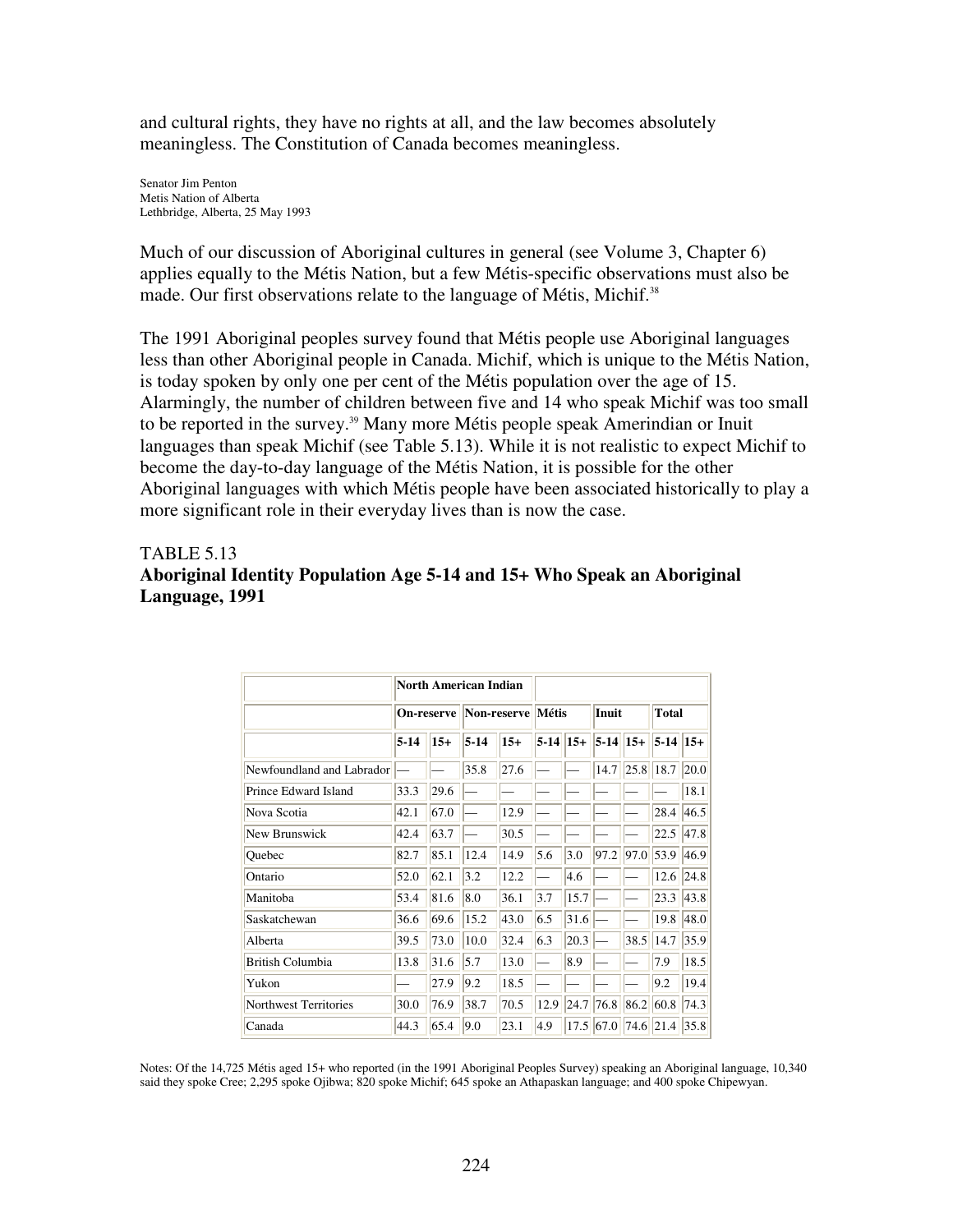and cultural rights, they have no rights at all, and the law becomes absolutely meaningless. The Constitution of Canada becomes meaningless.

Senator Jim Penton
Metis Nation of Alberta
Lethbridge, Alberta, 25 May 1993

Much of our discussion of Aboriginal cultures in general (see Volume 3, Chapter 6) applies equally to the Métis Nation, but a few Métis-specific observations must also be made. Our first observations relate to the language of Métis, Michif.[38]

The 1991 Aboriginal peoples survey found that Métis people use Aboriginal languages less than other Aboriginal people in Canada. Michif, which is unique to the Métis Nation, is today spoken by only one per cent of the Métis population over the age of 15. Alarmingly, the number of children between five and 14 who speak Michif was too small to be reported in the survey.[39] Many more Métis people speak Amerindian or Inuit languages than speak Michif (see Table 5.13). While it is not realistic to expect Michif to become the day-to-day language of the Métis Nation, it is possible for the other Aboriginal languages with which Métis people have been associated historically to play a more significant role in their everyday lives than is now the case.

TABLE 5.13
**Aboriginal Identity Population Age 5-14 and 15+ Who Speak an Aboriginal Language, 1991**

| | North American Indian | | | | | | | | | |
|---|---|---|---|---|---|---|---|---|---|---|
| | On-reserve | | Non-reserve | | Métis | | Inuit | | Total | |
| | 5-14 | 15+ | 5-14 | 15+ | 5-14 | 15+ | 5-14 | 15+ | 5-14 | 15+ |
| Newfoundland and Labrador | — | — | 35.8 | 27.6 | — | — | 14.7 | 25.8 | 18.7 | 20.0 |
| Prince Edward Island | 33.3 | 29.6 | — | — | — | — | — | — | — | 18.1 |
| Nova Scotia | 42.1 | 67.0 | — | 12.9 | — | — | — | — | 28.4 | 46.5 |
| New Brunswick | 42.4 | 63.7 | — | 30.5 | — | — | — | — | 22.5 | 47.8 |
| Quebec | 82.7 | 85.1 | 12.4 | 14.9 | 5.6 | 3.0 | 97.2 | 97.0 | 53.9 | 46.9 |
| Ontario | 52.0 | 62.1 | 3.2 | 12.2 | — | 4.6 | — | — | 12.6 | 24.8 |
| Manitoba | 53.4 | 81.6 | 8.0 | 36.1 | 3.7 | 15.7 | — | — | 23.3 | 43.8 |
| Saskatchewan | 36.6 | 69.6 | 15.2 | 43.0 | 6.5 | 31.6 | — | — | 19.8 | 48.0 |
| Alberta | 39.5 | 73.0 | 10.0 | 32.4 | 6.3 | 20.3 | — | 38.5 | 14.7 | 35.9 |
| British Columbia | 13.8 | 31.6 | 5.7 | 13.0 | — | 8.9 | — | — | 7.9 | 18.5 |
| Yukon | — | 27.9 | 9.2 | 18.5 | — | — | — | — | 9.2 | 19.4 |
| Northwest Territories | 30.0 | 76.9 | 38.7 | 70.5 | 12.9 | 24.7 | 76.8 | 86.2 | 60.8 | 74.3 |
| Canada | 44.3 | 65.4 | 9.0 | 23.1 | 4.9 | 17.5 | 67.0 | 74.6 | 21.4 | 35.8 |

Notes: Of the 14,725 Métis aged 15+ who reported (in the 1991 Aboriginal Peoples Survey) speaking an Aboriginal language, 10,340 said they spoke Cree; 2,295 spoke Ojibwa; 820 spoke Michif; 645 spoke an Athapaskan language; and 400 spoke Chipewyan.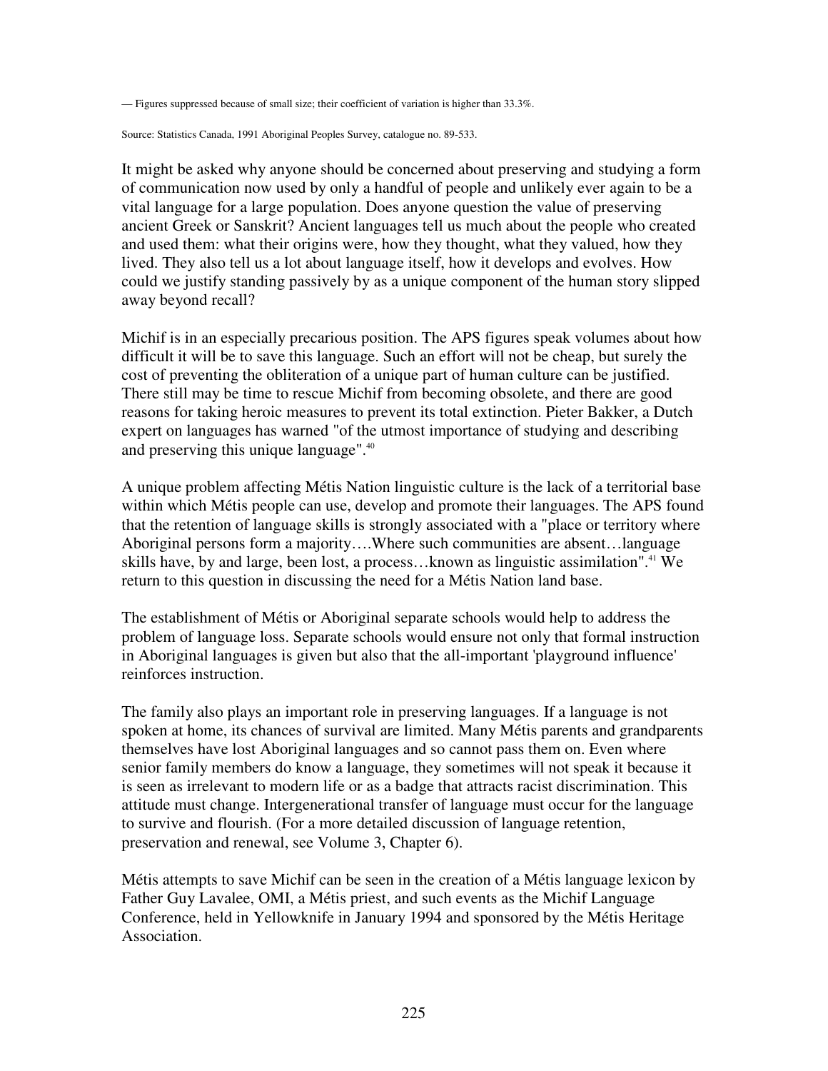— Figures suppressed because of small size; their coefficient of variation is higher than 33.3%.

Source: Statistics Canada, 1991 Aboriginal Peoples Survey, catalogue no. 89-533.

It might be asked why anyone should be concerned about preserving and studying a form of communication now used by only a handful of people and unlikely ever again to be a vital language for a large population. Does anyone question the value of preserving ancient Greek or Sanskrit? Ancient languages tell us much about the people who created and used them: what their origins were, how they thought, what they valued, how they lived. They also tell us a lot about language itself, how it develops and evolves. How could we justify standing passively by as a unique component of the human story slipped away beyond recall?

Michif is in an especially precarious position. The APS figures speak volumes about how difficult it will be to save this language. Such an effort will not be cheap, but surely the cost of preventing the obliteration of a unique part of human culture can be justified. There still may be time to rescue Michif from becoming obsolete, and there are good reasons for taking heroic measures to prevent its total extinction. Pieter Bakker, a Dutch expert on languages has warned "of the utmost importance of studying and describing and preserving this unique language".[40]

A unique problem affecting Métis Nation linguistic culture is the lack of a territorial base within which Métis people can use, develop and promote their languages. The APS found that the retention of language skills is strongly associated with a "place or territory where Aboriginal persons form a majority….Where such communities are absent…language skills have, by and large, been lost, a process…known as linguistic assimilation".[41] We return to this question in discussing the need for a Métis Nation land base.

The establishment of Métis or Aboriginal separate schools would help to address the problem of language loss. Separate schools would ensure not only that formal instruction in Aboriginal languages is given but also that the all-important 'playground influence' reinforces instruction.

The family also plays an important role in preserving languages. If a language is not spoken at home, its chances of survival are limited. Many Métis parents and grandparents themselves have lost Aboriginal languages and so cannot pass them on. Even where senior family members do know a language, they sometimes will not speak it because it is seen as irrelevant to modern life or as a badge that attracts racist discrimination. This attitude must change. Intergenerational transfer of language must occur for the language to survive and flourish. (For a more detailed discussion of language retention, preservation and renewal, see Volume 3, Chapter 6).

Métis attempts to save Michif can be seen in the creation of a Métis language lexicon by Father Guy Lavalee, OMI, a Métis priest, and such events as the Michif Language Conference, held in Yellowknife in January 1994 and sponsored by the Métis Heritage Association.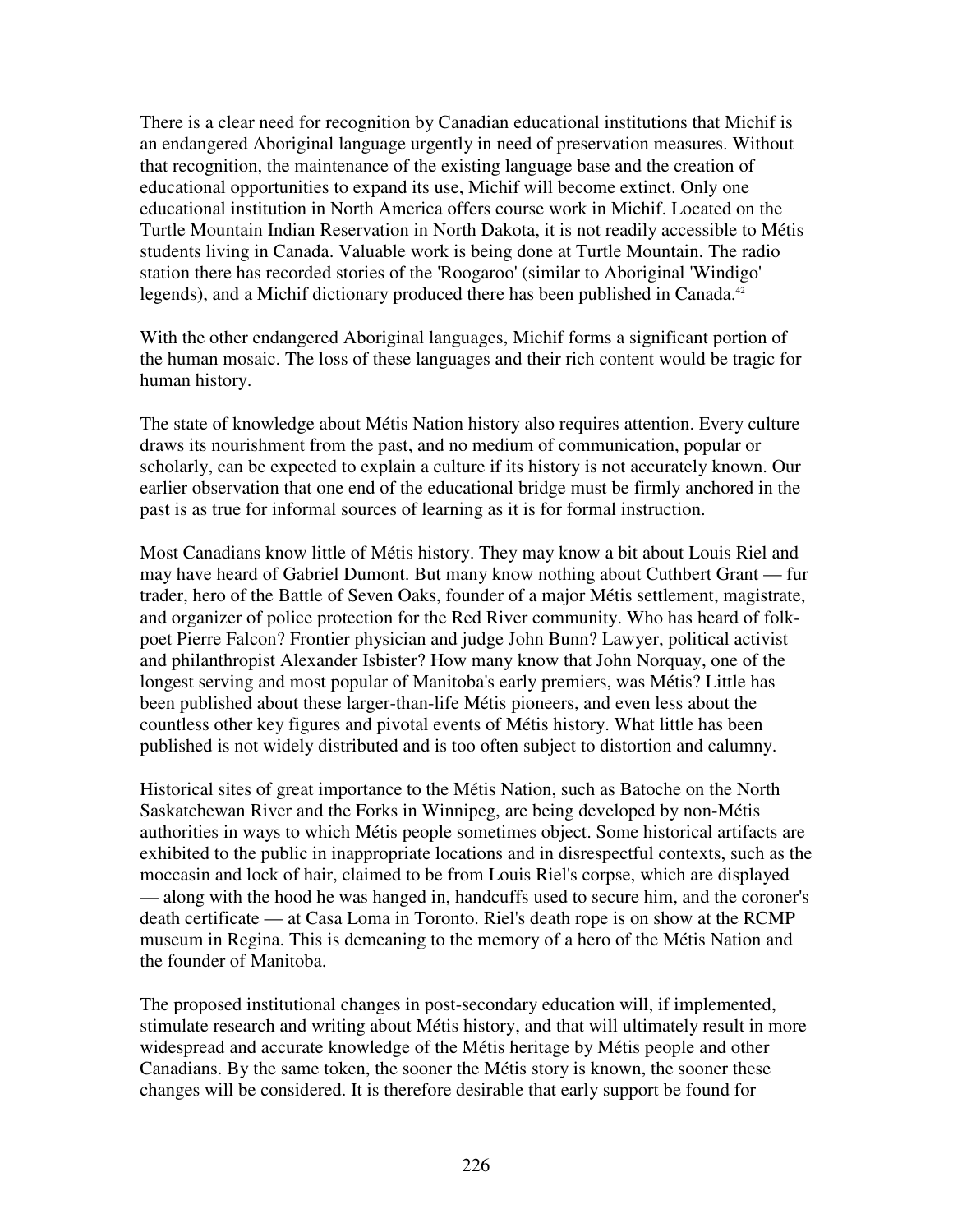There is a clear need for recognition by Canadian educational institutions that Michif is an endangered Aboriginal language urgently in need of preservation measures. Without that recognition, the maintenance of the existing language base and the creation of educational opportunities to expand its use, Michif will become extinct. Only one educational institution in North America offers course work in Michif. Located on the Turtle Mountain Indian Reservation in North Dakota, it is not readily accessible to Métis students living in Canada. Valuable work is being done at Turtle Mountain. The radio station there has recorded stories of the 'Roogaroo' (similar to Aboriginal 'Windigo' legends), and a Michif dictionary produced there has been published in Canada.[42]

With the other endangered Aboriginal languages, Michif forms a significant portion of the human mosaic. The loss of these languages and their rich content would be tragic for human history.

The state of knowledge about Métis Nation history also requires attention. Every culture draws its nourishment from the past, and no medium of communication, popular or scholarly, can be expected to explain a culture if its history is not accurately known. Our earlier observation that one end of the educational bridge must be firmly anchored in the past is as true for informal sources of learning as it is for formal instruction.

Most Canadians know little of Métis history. They may know a bit about Louis Riel and may have heard of Gabriel Dumont. But many know nothing about Cuthbert Grant — fur trader, hero of the Battle of Seven Oaks, founder of a major Métis settlement, magistrate, and organizer of police protection for the Red River community. Who has heard of folk-poet Pierre Falcon? Frontier physician and judge John Bunn? Lawyer, political activist and philanthropist Alexander Isbister? How many know that John Norquay, one of the longest serving and most popular of Manitoba's early premiers, was Métis? Little has been published about these larger-than-life Métis pioneers, and even less about the countless other key figures and pivotal events of Métis history. What little has been published is not widely distributed and is too often subject to distortion and calumny.

Historical sites of great importance to the Métis Nation, such as Batoche on the North Saskatchewan River and the Forks in Winnipeg, are being developed by non-Métis authorities in ways to which Métis people sometimes object. Some historical artifacts are exhibited to the public in inappropriate locations and in disrespectful contexts, such as the moccasin and lock of hair, claimed to be from Louis Riel's corpse, which are displayed — along with the hood he was hanged in, handcuffs used to secure him, and the coroner's death certificate — at Casa Loma in Toronto. Riel's death rope is on show at the RCMP museum in Regina. This is demeaning to the memory of a hero of the Métis Nation and the founder of Manitoba.

The proposed institutional changes in post-secondary education will, if implemented, stimulate research and writing about Métis history, and that will ultimately result in more widespread and accurate knowledge of the Métis heritage by Métis people and other Canadians. By the same token, the sooner the Métis story is known, the sooner these changes will be considered. It is therefore desirable that early support be found for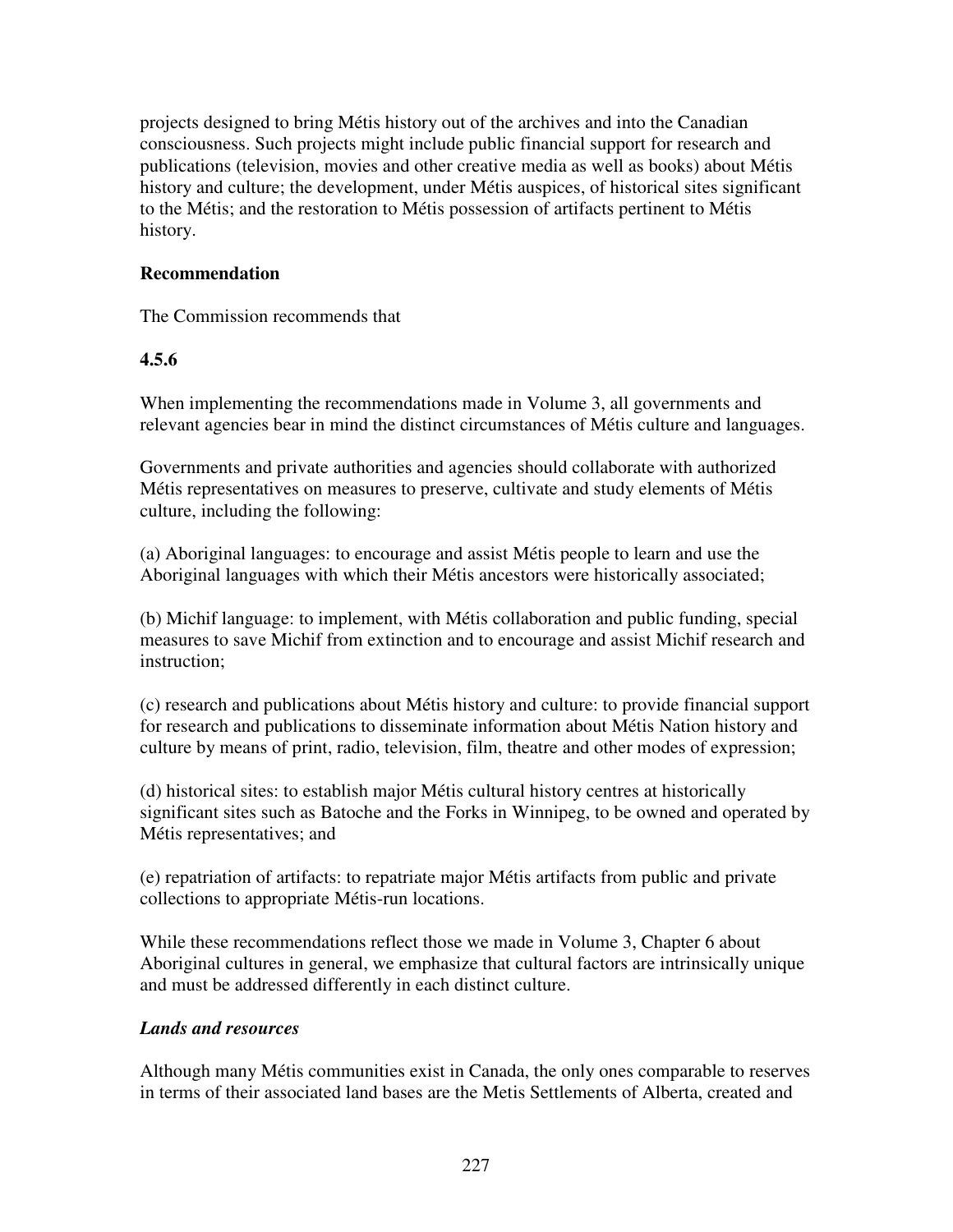projects designed to bring Métis history out of the archives and into the Canadian consciousness. Such projects might include public financial support for research and publications (television, movies and other creative media as well as books) about Métis history and culture; the development, under Métis auspices, of historical sites significant to the Métis; and the restoration to Métis possession of artifacts pertinent to Métis history.

**Recommendation**

The Commission recommends that

**4.5.6**

When implementing the recommendations made in Volume 3, all governments and relevant agencies bear in mind the distinct circumstances of Métis culture and languages.

Governments and private authorities and agencies should collaborate with authorized Métis representatives on measures to preserve, cultivate and study elements of Métis culture, including the following:

(a) Aboriginal languages: to encourage and assist Métis people to learn and use the Aboriginal languages with which their Métis ancestors were historically associated;

(b) Michif language: to implement, with Métis collaboration and public funding, special measures to save Michif from extinction and to encourage and assist Michif research and instruction;

(c) research and publications about Métis history and culture: to provide financial support for research and publications to disseminate information about Métis Nation history and culture by means of print, radio, television, film, theatre and other modes of expression;

(d) historical sites: to establish major Métis cultural history centres at historically significant sites such as Batoche and the Forks in Winnipeg, to be owned and operated by Métis representatives; and

(e) repatriation of artifacts: to repatriate major Métis artifacts from public and private collections to appropriate Métis-run locations.

While these recommendations reflect those we made in Volume 3, Chapter 6 about Aboriginal cultures in general, we emphasize that cultural factors are intrinsically unique and must be addressed differently in each distinct culture.

***Lands and resources***

Although many Métis communities exist in Canada, the only ones comparable to reserves in terms of their associated land bases are the Metis Settlements of Alberta, created and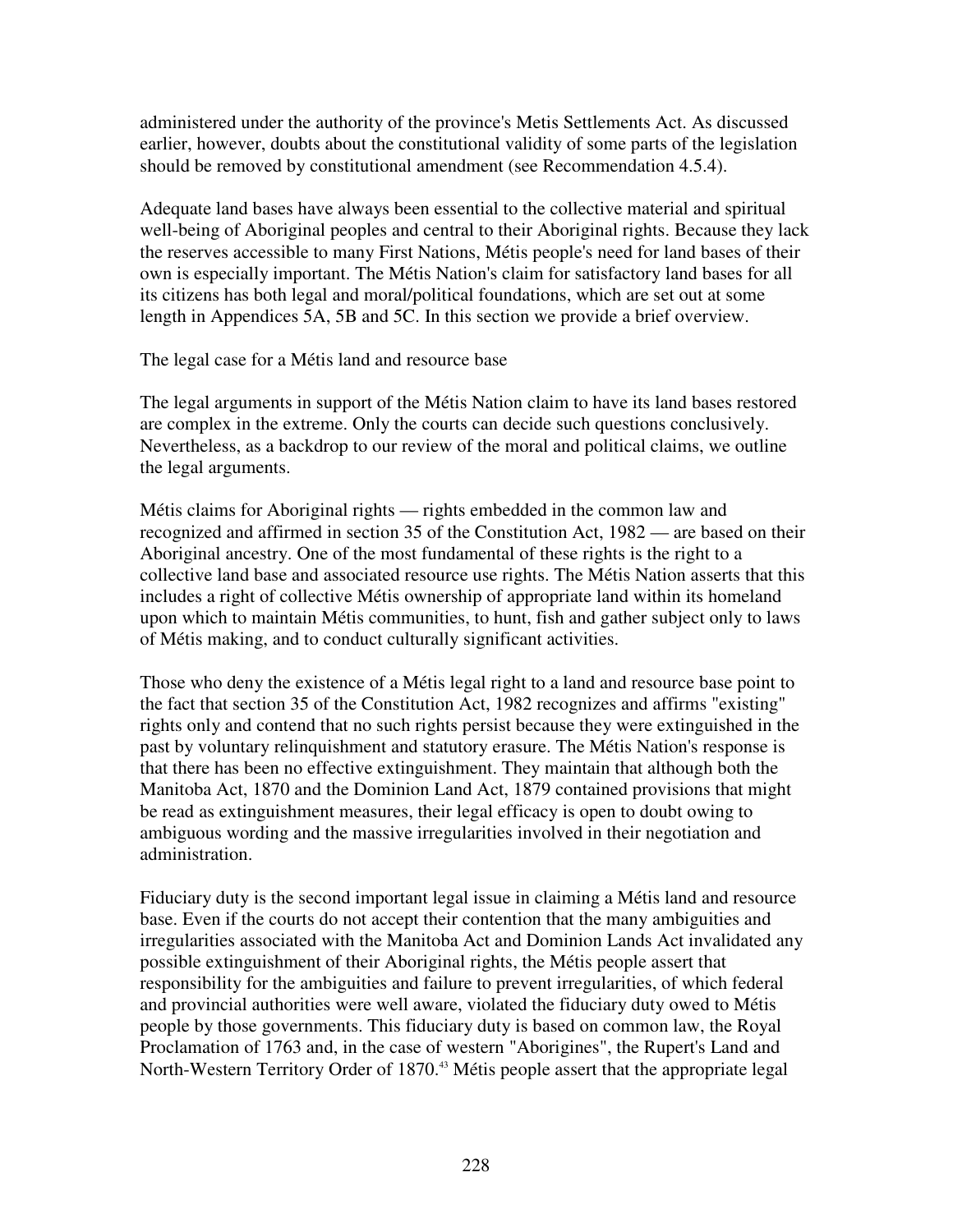administered under the authority of the province's Metis Settlements Act. As discussed earlier, however, doubts about the constitutional validity of some parts of the legislation should be removed by constitutional amendment (see Recommendation 4.5.4).

Adequate land bases have always been essential to the collective material and spiritual well-being of Aboriginal peoples and central to their Aboriginal rights. Because they lack the reserves accessible to many First Nations, Métis people's need for land bases of their own is especially important. The Métis Nation's claim for satisfactory land bases for all its citizens has both legal and moral/political foundations, which are set out at some length in Appendices 5A, 5B and 5C. In this section we provide a brief overview.

### The legal case for a Métis land and resource base

The legal arguments in support of the Métis Nation claim to have its land bases restored are complex in the extreme. Only the courts can decide such questions conclusively. Nevertheless, as a backdrop to our review of the moral and political claims, we outline the legal arguments.

Métis claims for Aboriginal rights — rights embedded in the common law and recognized and affirmed in section 35 of the Constitution Act, 1982 — are based on their Aboriginal ancestry. One of the most fundamental of these rights is the right to a collective land base and associated resource use rights. The Métis Nation asserts that this includes a right of collective Métis ownership of appropriate land within its homeland upon which to maintain Métis communities, to hunt, fish and gather subject only to laws of Métis making, and to conduct culturally significant activities.

Those who deny the existence of a Métis legal right to a land and resource base point to the fact that section 35 of the Constitution Act, 1982 recognizes and affirms "existing" rights only and contend that no such rights persist because they were extinguished in the past by voluntary relinquishment and statutory erasure. The Métis Nation's response is that there has been no effective extinguishment. They maintain that although both the Manitoba Act, 1870 and the Dominion Land Act, 1879 contained provisions that might be read as extinguishment measures, their legal efficacy is open to doubt owing to ambiguous wording and the massive irregularities involved in their negotiation and administration.

Fiduciary duty is the second important legal issue in claiming a Métis land and resource base. Even if the courts do not accept their contention that the many ambiguities and irregularities associated with the Manitoba Act and Dominion Lands Act invalidated any possible extinguishment of their Aboriginal rights, the Métis people assert that responsibility for the ambiguities and failure to prevent irregularities, of which federal and provincial authorities were well aware, violated the fiduciary duty owed to Métis people by those governments. This fiduciary duty is based on common law, the Royal Proclamation of 1763 and, in the case of western "Aborigines", the Rupert's Land and North-Western Territory Order of 1870.[43] Métis people assert that the appropriate legal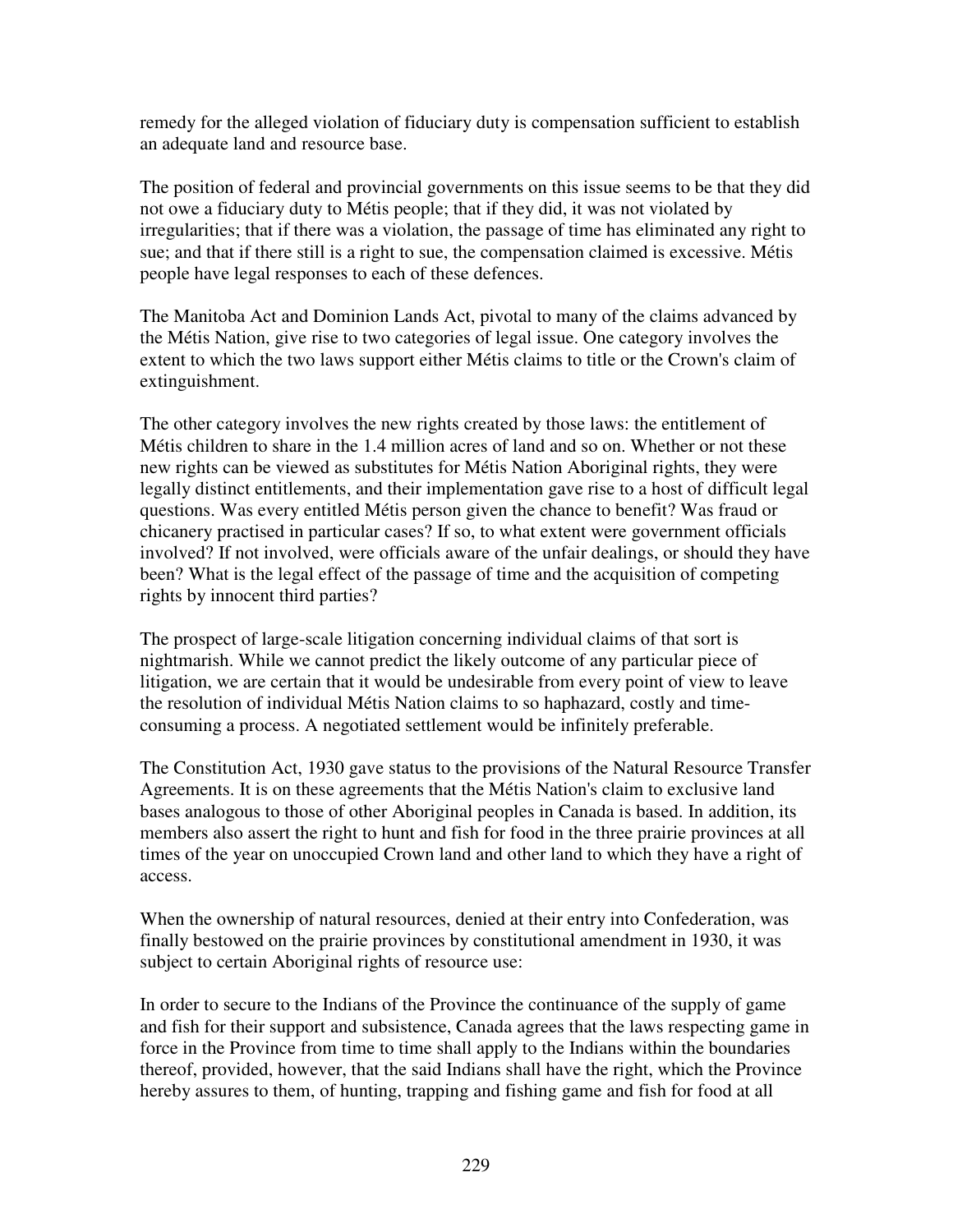remedy for the alleged violation of fiduciary duty is compensation sufficient to establish an adequate land and resource base.

The position of federal and provincial governments on this issue seems to be that they did not owe a fiduciary duty to Métis people; that if they did, it was not violated by irregularities; that if there was a violation, the passage of time has eliminated any right to sue; and that if there still is a right to sue, the compensation claimed is excessive. Métis people have legal responses to each of these defences.

The Manitoba Act and Dominion Lands Act, pivotal to many of the claims advanced by the Métis Nation, give rise to two categories of legal issue. One category involves the extent to which the two laws support either Métis claims to title or the Crown's claim of extinguishment.

The other category involves the new rights created by those laws: the entitlement of Métis children to share in the 1.4 million acres of land and so on. Whether or not these new rights can be viewed as substitutes for Métis Nation Aboriginal rights, they were legally distinct entitlements, and their implementation gave rise to a host of difficult legal questions. Was every entitled Métis person given the chance to benefit? Was fraud or chicanery practised in particular cases? If so, to what extent were government officials involved? If not involved, were officials aware of the unfair dealings, or should they have been? What is the legal effect of the passage of time and the acquisition of competing rights by innocent third parties?

The prospect of large-scale litigation concerning individual claims of that sort is nightmarish. While we cannot predict the likely outcome of any particular piece of litigation, we are certain that it would be undesirable from every point of view to leave the resolution of individual Métis Nation claims to so haphazard, costly and time-consuming a process. A negotiated settlement would be infinitely preferable.

The Constitution Act, 1930 gave status to the provisions of the Natural Resource Transfer Agreements. It is on these agreements that the Métis Nation's claim to exclusive land bases analogous to those of other Aboriginal peoples in Canada is based. In addition, its members also assert the right to hunt and fish for food in the three prairie provinces at all times of the year on unoccupied Crown land and other land to which they have a right of access.

When the ownership of natural resources, denied at their entry into Confederation, was finally bestowed on the prairie provinces by constitutional amendment in 1930, it was subject to certain Aboriginal rights of resource use:

In order to secure to the Indians of the Province the continuance of the supply of game and fish for their support and subsistence, Canada agrees that the laws respecting game in force in the Province from time to time shall apply to the Indians within the boundaries thereof, provided, however, that the said Indians shall have the right, which the Province hereby assures to them, of hunting, trapping and fishing game and fish for food at all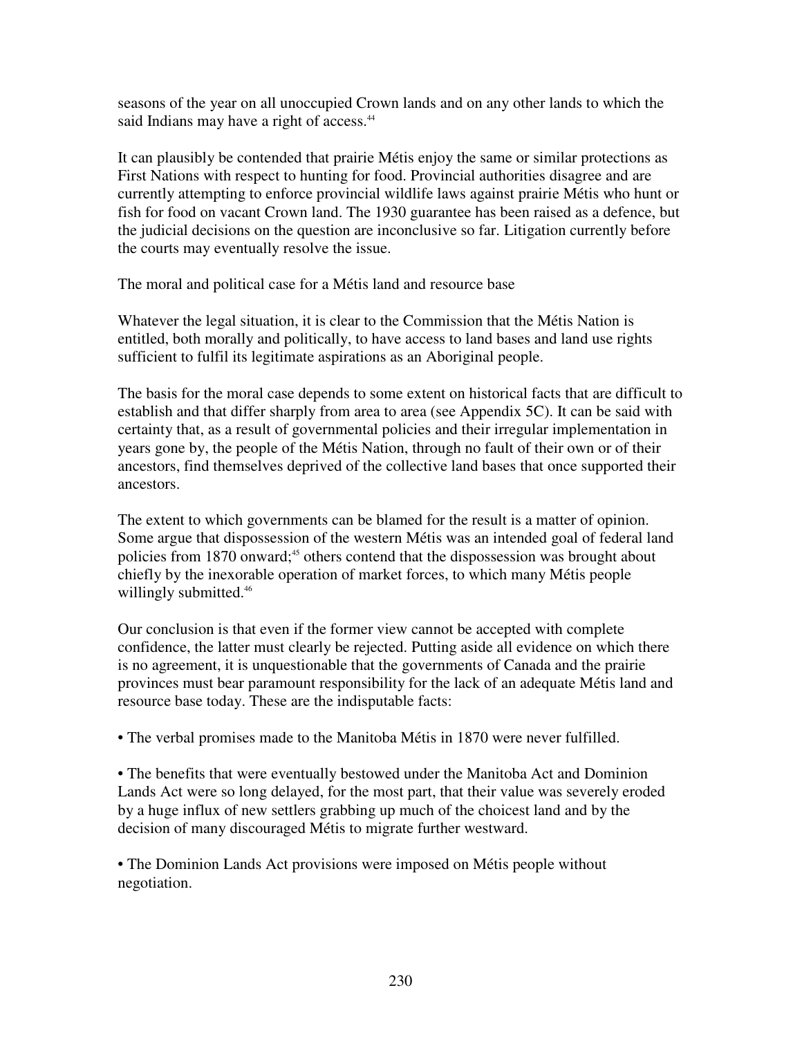seasons of the year on all unoccupied Crown lands and on any other lands to which the said Indians may have a right of access.[44]

It can plausibly be contended that prairie Métis enjoy the same or similar protections as First Nations with respect to hunting for food. Provincial authorities disagree and are currently attempting to enforce provincial wildlife laws against prairie Métis who hunt or fish for food on vacant Crown land. The 1930 guarantee has been raised as a defence, but the judicial decisions on the question are inconclusive so far. Litigation currently before the courts may eventually resolve the issue.

## The moral and political case for a Métis land and resource base

Whatever the legal situation, it is clear to the Commission that the Métis Nation is entitled, both morally and politically, to have access to land bases and land use rights sufficient to fulfil its legitimate aspirations as an Aboriginal people.

The basis for the moral case depends to some extent on historical facts that are difficult to establish and that differ sharply from area to area (see Appendix 5C). It can be said with certainty that, as a result of governmental policies and their irregular implementation in years gone by, the people of the Métis Nation, through no fault of their own or of their ancestors, find themselves deprived of the collective land bases that once supported their ancestors.

The extent to which governments can be blamed for the result is a matter of opinion. Some argue that dispossession of the western Métis was an intended goal of federal land policies from 1870 onward;[45] others contend that the dispossession was brought about chiefly by the inexorable operation of market forces, to which many Métis people willingly submitted.[46]

Our conclusion is that even if the former view cannot be accepted with complete confidence, the latter must clearly be rejected. Putting aside all evidence on which there is no agreement, it is unquestionable that the governments of Canada and the prairie provinces must bear paramount responsibility for the lack of an adequate Métis land and resource base today. These are the indisputable facts:

- The verbal promises made to the Manitoba Métis in 1870 were never fulfilled.

- The benefits that were eventually bestowed under the Manitoba Act and Dominion Lands Act were so long delayed, for the most part, that their value was severely eroded by a huge influx of new settlers grabbing up much of the choicest land and by the decision of many discouraged Métis to migrate further westward.

- The Dominion Lands Act provisions were imposed on Métis people without negotiation.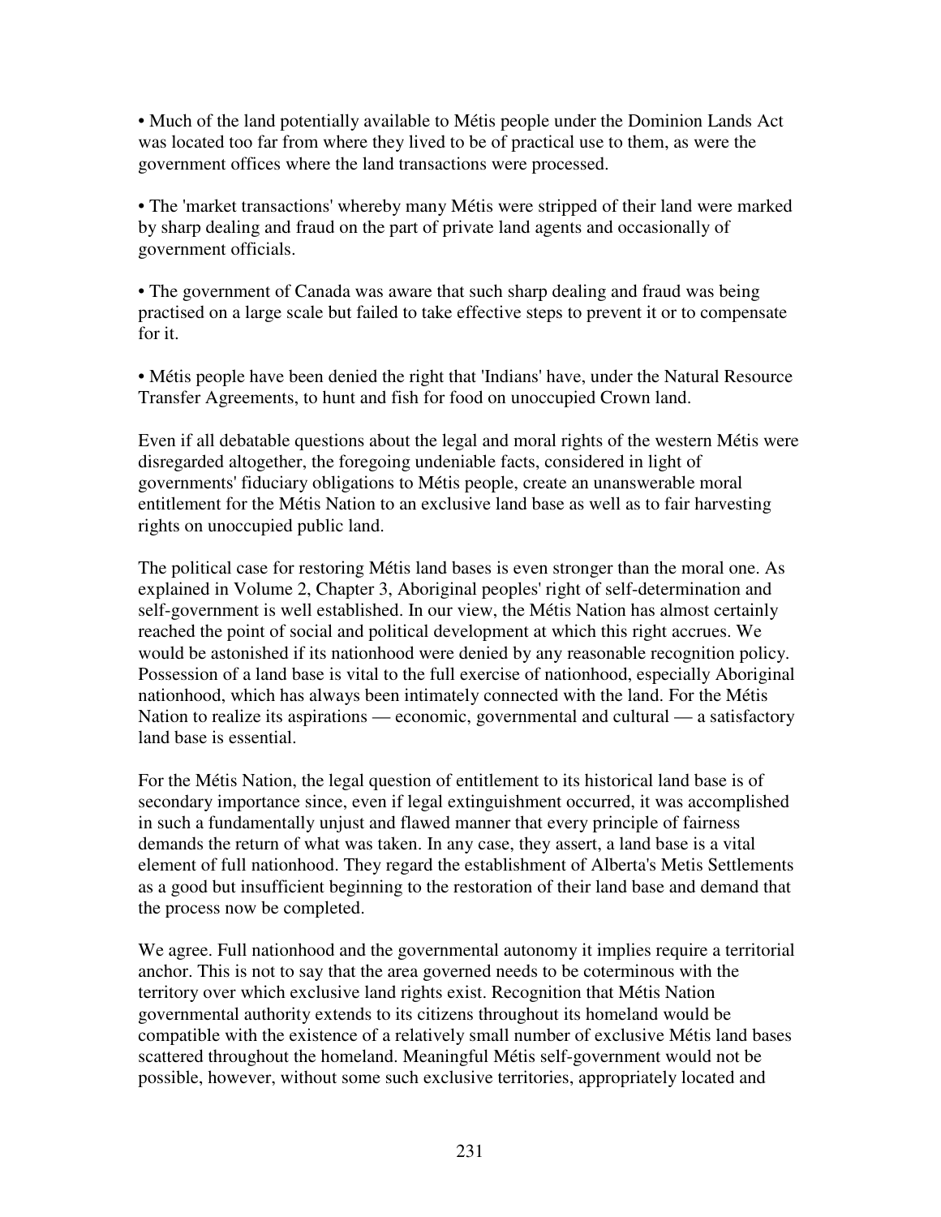• Much of the land potentially available to Métis people under the Dominion Lands Act was located too far from where they lived to be of practical use to them, as were the government offices where the land transactions were processed.

• The 'market transactions' whereby many Métis were stripped of their land were marked by sharp dealing and fraud on the part of private land agents and occasionally of government officials.

• The government of Canada was aware that such sharp dealing and fraud was being practised on a large scale but failed to take effective steps to prevent it or to compensate for it.

• Métis people have been denied the right that 'Indians' have, under the Natural Resource Transfer Agreements, to hunt and fish for food on unoccupied Crown land.

Even if all debatable questions about the legal and moral rights of the western Métis were disregarded altogether, the foregoing undeniable facts, considered in light of governments' fiduciary obligations to Métis people, create an unanswerable moral entitlement for the Métis Nation to an exclusive land base as well as to fair harvesting rights on unoccupied public land.

The political case for restoring Métis land bases is even stronger than the moral one. As explained in Volume 2, Chapter 3, Aboriginal peoples' right of self-determination and self-government is well established. In our view, the Métis Nation has almost certainly reached the point of social and political development at which this right accrues. We would be astonished if its nationhood were denied by any reasonable recognition policy. Possession of a land base is vital to the full exercise of nationhood, especially Aboriginal nationhood, which has always been intimately connected with the land. For the Métis Nation to realize its aspirations — economic, governmental and cultural — a satisfactory land base is essential.

For the Métis Nation, the legal question of entitlement to its historical land base is of secondary importance since, even if legal extinguishment occurred, it was accomplished in such a fundamentally unjust and flawed manner that every principle of fairness demands the return of what was taken. In any case, they assert, a land base is a vital element of full nationhood. They regard the establishment of Alberta's Metis Settlements as a good but insufficient beginning to the restoration of their land base and demand that the process now be completed.

We agree. Full nationhood and the governmental autonomy it implies require a territorial anchor. This is not to say that the area governed needs to be coterminous with the territory over which exclusive land rights exist. Recognition that Métis Nation governmental authority extends to its citizens throughout its homeland would be compatible with the existence of a relatively small number of exclusive Métis land bases scattered throughout the homeland. Meaningful Métis self-government would not be possible, however, without some such exclusive territories, appropriately located and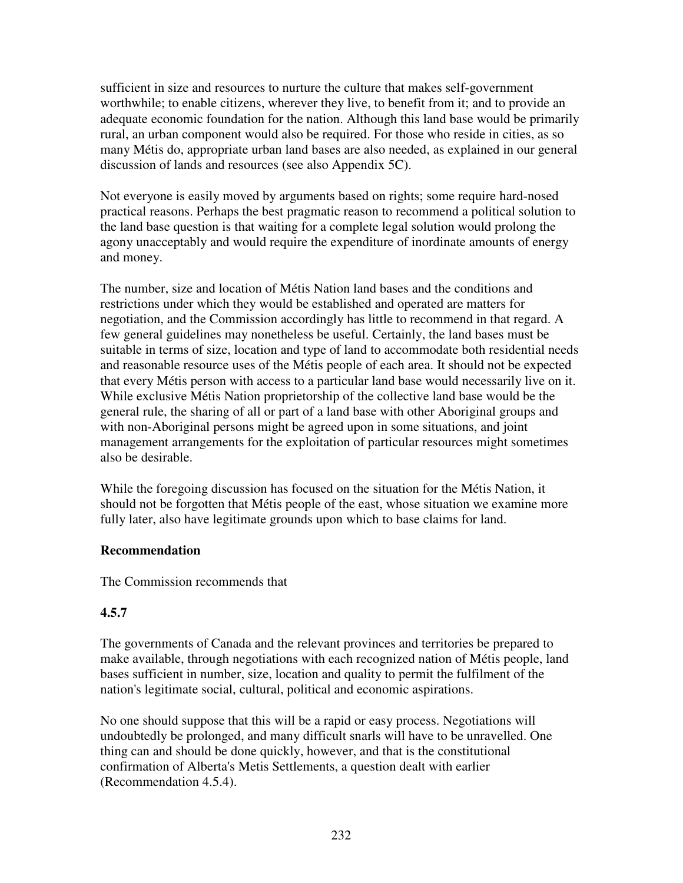sufficient in size and resources to nurture the culture that makes self-government worthwhile; to enable citizens, wherever they live, to benefit from it; and to provide an adequate economic foundation for the nation. Although this land base would be primarily rural, an urban component would also be required. For those who reside in cities, as so many Métis do, appropriate urban land bases are also needed, as explained in our general discussion of lands and resources (see also Appendix 5C).

Not everyone is easily moved by arguments based on rights; some require hard-nosed practical reasons. Perhaps the best pragmatic reason to recommend a political solution to the land base question is that waiting for a complete legal solution would prolong the agony unacceptably and would require the expenditure of inordinate amounts of energy and money.

The number, size and location of Métis Nation land bases and the conditions and restrictions under which they would be established and operated are matters for negotiation, and the Commission accordingly has little to recommend in that regard. A few general guidelines may nonetheless be useful. Certainly, the land bases must be suitable in terms of size, location and type of land to accommodate both residential needs and reasonable resource uses of the Métis people of each area. It should not be expected that every Métis person with access to a particular land base would necessarily live on it. While exclusive Métis Nation proprietorship of the collective land base would be the general rule, the sharing of all or part of a land base with other Aboriginal groups and with non-Aboriginal persons might be agreed upon in some situations, and joint management arrangements for the exploitation of particular resources might sometimes also be desirable.

While the foregoing discussion has focused on the situation for the Métis Nation, it should not be forgotten that Métis people of the east, whose situation we examine more fully later, also have legitimate grounds upon which to base claims for land.

**Recommendation**

The Commission recommends that

**4.5.7**

The governments of Canada and the relevant provinces and territories be prepared to make available, through negotiations with each recognized nation of Métis people, land bases sufficient in number, size, location and quality to permit the fulfilment of the nation's legitimate social, cultural, political and economic aspirations.

No one should suppose that this will be a rapid or easy process. Negotiations will undoubtedly be prolonged, and many difficult snarls will have to be unravelled. One thing can and should be done quickly, however, and that is the constitutional confirmation of Alberta's Metis Settlements, a question dealt with earlier (Recommendation 4.5.4).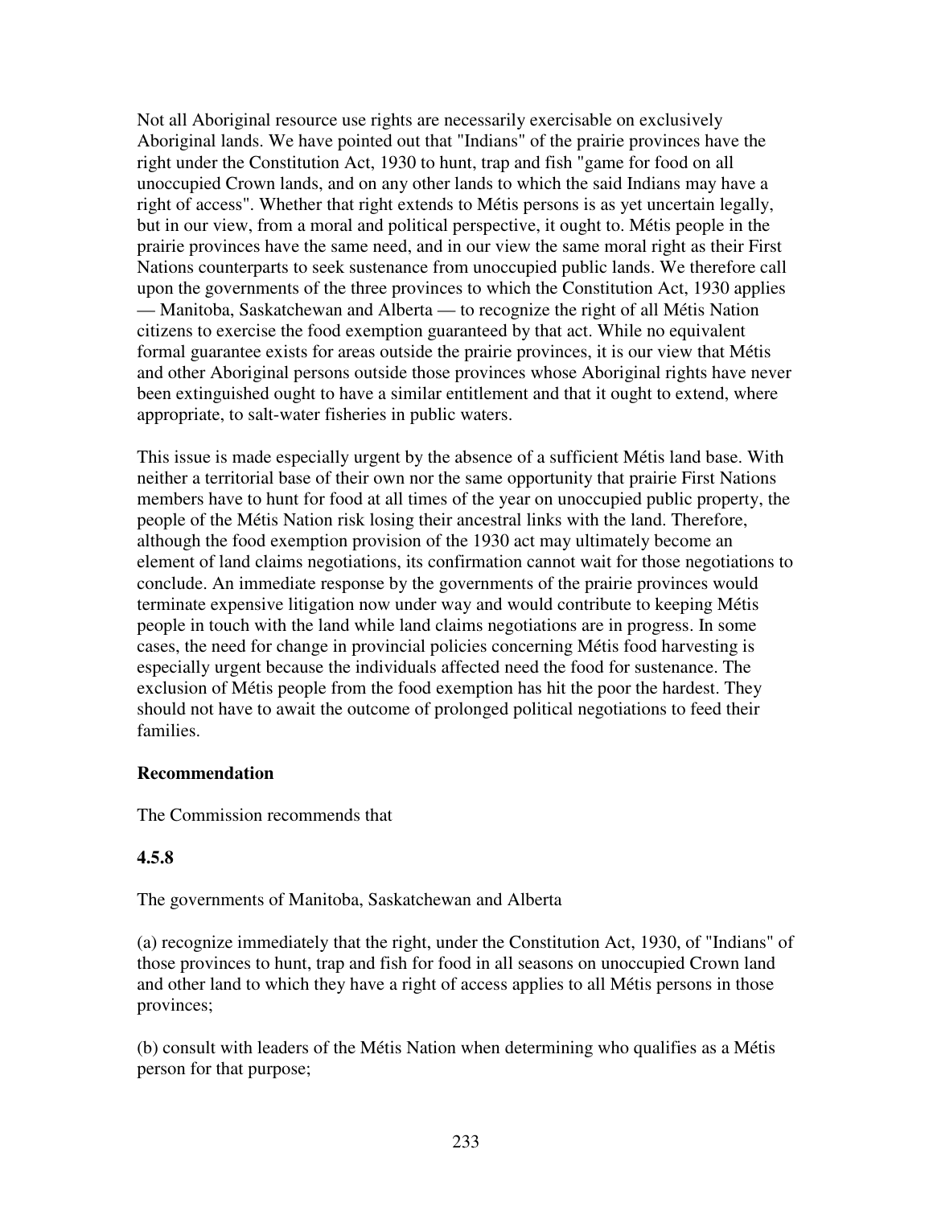Not all Aboriginal resource use rights are necessarily exercisable on exclusively Aboriginal lands. We have pointed out that "Indians" of the prairie provinces have the right under the Constitution Act, 1930 to hunt, trap and fish "game for food on all unoccupied Crown lands, and on any other lands to which the said Indians may have a right of access". Whether that right extends to Métis persons is as yet uncertain legally, but in our view, from a moral and political perspective, it ought to. Métis people in the prairie provinces have the same need, and in our view the same moral right as their First Nations counterparts to seek sustenance from unoccupied public lands. We therefore call upon the governments of the three provinces to which the Constitution Act, 1930 applies — Manitoba, Saskatchewan and Alberta — to recognize the right of all Métis Nation citizens to exercise the food exemption guaranteed by that act. While no equivalent formal guarantee exists for areas outside the prairie provinces, it is our view that Métis and other Aboriginal persons outside those provinces whose Aboriginal rights have never been extinguished ought to have a similar entitlement and that it ought to extend, where appropriate, to salt-water fisheries in public waters.

This issue is made especially urgent by the absence of a sufficient Métis land base. With neither a territorial base of their own nor the same opportunity that prairie First Nations members have to hunt for food at all times of the year on unoccupied public property, the people of the Métis Nation risk losing their ancestral links with the land. Therefore, although the food exemption provision of the 1930 act may ultimately become an element of land claims negotiations, its confirmation cannot wait for those negotiations to conclude. An immediate response by the governments of the prairie provinces would terminate expensive litigation now under way and would contribute to keeping Métis people in touch with the land while land claims negotiations are in progress. In some cases, the need for change in provincial policies concerning Métis food harvesting is especially urgent because the individuals affected need the food for sustenance. The exclusion of Métis people from the food exemption has hit the poor the hardest. They should not have to await the outcome of prolonged political negotiations to feed their families.

**Recommendation**

The Commission recommends that

**4.5.8**

The governments of Manitoba, Saskatchewan and Alberta

(a) recognize immediately that the right, under the Constitution Act, 1930, of "Indians" of those provinces to hunt, trap and fish for food in all seasons on unoccupied Crown land and other land to which they have a right of access applies to all Métis persons in those provinces;

(b) consult with leaders of the Métis Nation when determining who qualifies as a Métis person for that purpose;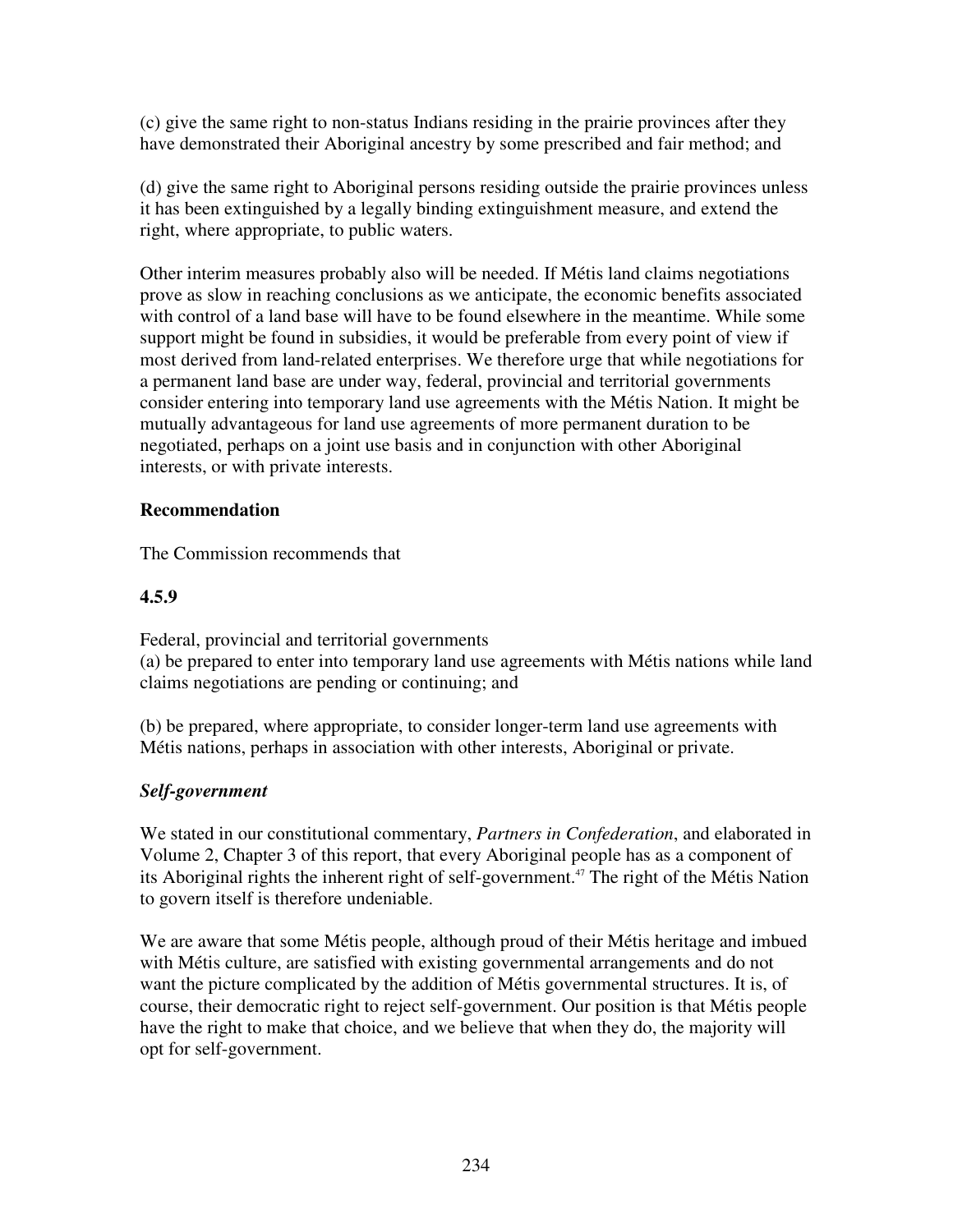(c) give the same right to non-status Indians residing in the prairie provinces after they have demonstrated their Aboriginal ancestry by some prescribed and fair method; and

(d) give the same right to Aboriginal persons residing outside the prairie provinces unless it has been extinguished by a legally binding extinguishment measure, and extend the right, where appropriate, to public waters.

Other interim measures probably also will be needed. If Métis land claims negotiations prove as slow in reaching conclusions as we anticipate, the economic benefits associated with control of a land base will have to be found elsewhere in the meantime. While some support might be found in subsidies, it would be preferable from every point of view if most derived from land-related enterprises. We therefore urge that while negotiations for a permanent land base are under way, federal, provincial and territorial governments consider entering into temporary land use agreements with the Métis Nation. It might be mutually advantageous for land use agreements of more permanent duration to be negotiated, perhaps on a joint use basis and in conjunction with other Aboriginal interests, or with private interests.

**Recommendation**

The Commission recommends that

**4.5.9**

Federal, provincial and territorial governments
(a) be prepared to enter into temporary land use agreements with Métis nations while land claims negotiations are pending or continuing; and

(b) be prepared, where appropriate, to consider longer-term land use agreements with Métis nations, perhaps in association with other interests, Aboriginal or private.

***Self-government***

We stated in our constitutional commentary, *Partners in Confederation*, and elaborated in Volume 2, Chapter 3 of this report, that every Aboriginal people has as a component of its Aboriginal rights the inherent right of self-government.[47] The right of the Métis Nation to govern itself is therefore undeniable.

We are aware that some Métis people, although proud of their Métis heritage and imbued with Métis culture, are satisfied with existing governmental arrangements and do not want the picture complicated by the addition of Métis governmental structures. It is, of course, their democratic right to reject self-government. Our position is that Métis people have the right to make that choice, and we believe that when they do, the majority will opt for self-government.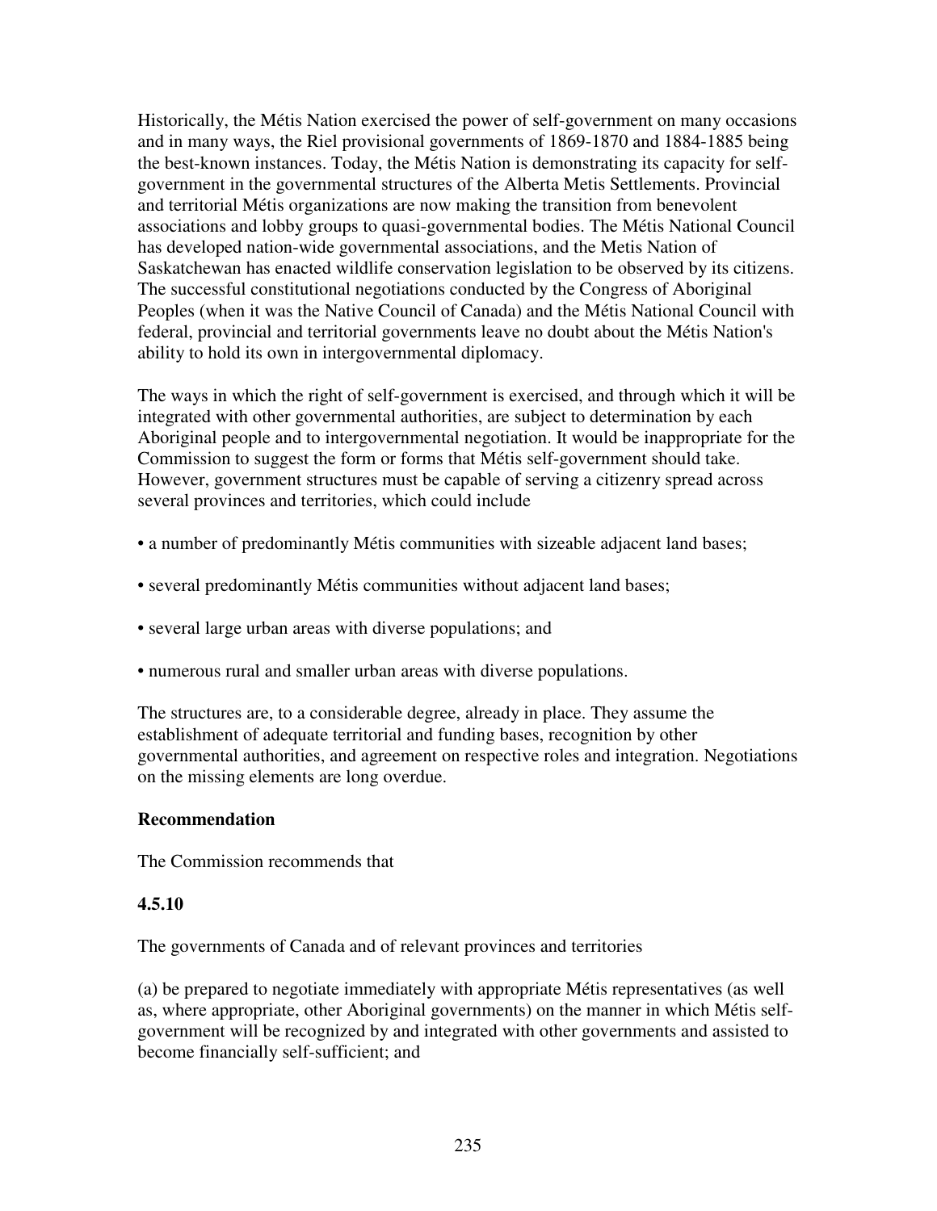Historically, the Métis Nation exercised the power of self-government on many occasions and in many ways, the Riel provisional governments of 1869-1870 and 1884-1885 being the best-known instances. Today, the Métis Nation is demonstrating its capacity for self-government in the governmental structures of the Alberta Metis Settlements. Provincial and territorial Métis organizations are now making the transition from benevolent associations and lobby groups to quasi-governmental bodies. The Métis National Council has developed nation-wide governmental associations, and the Metis Nation of Saskatchewan has enacted wildlife conservation legislation to be observed by its citizens. The successful constitutional negotiations conducted by the Congress of Aboriginal Peoples (when it was the Native Council of Canada) and the Métis National Council with federal, provincial and territorial governments leave no doubt about the Métis Nation's ability to hold its own in intergovernmental diplomacy.

The ways in which the right of self-government is exercised, and through which it will be integrated with other governmental authorities, are subject to determination by each Aboriginal people and to intergovernmental negotiation. It would be inappropriate for the Commission to suggest the form or forms that Métis self-government should take. However, government structures must be capable of serving a citizenry spread across several provinces and territories, which could include

- a number of predominantly Métis communities with sizeable adjacent land bases;
- several predominantly Métis communities without adjacent land bases;
- several large urban areas with diverse populations; and
- numerous rural and smaller urban areas with diverse populations.

The structures are, to a considerable degree, already in place. They assume the establishment of adequate territorial and funding bases, recognition by other governmental authorities, and agreement on respective roles and integration. Negotiations on the missing elements are long overdue.

**Recommendation**

The Commission recommends that

**4.5.10**

The governments of Canada and of relevant provinces and territories

(a) be prepared to negotiate immediately with appropriate Métis representatives (as well as, where appropriate, other Aboriginal governments) on the manner in which Métis self-government will be recognized by and integrated with other governments and assisted to become financially self-sufficient; and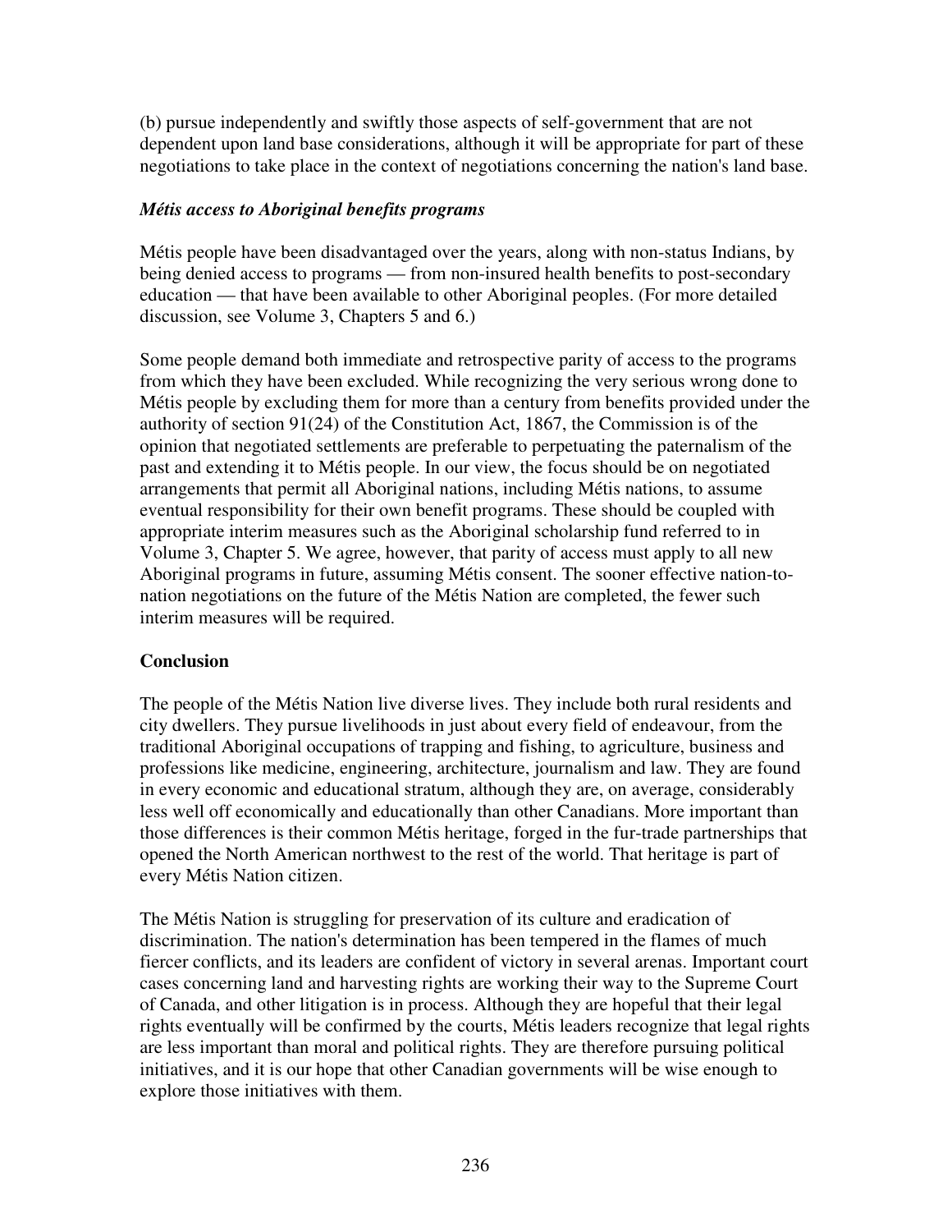(b) pursue independently and swiftly those aspects of self-government that are not dependent upon land base considerations, although it will be appropriate for part of these negotiations to take place in the context of negotiations concerning the nation's land base.

### *Métis access to Aboriginal benefits programs*

Métis people have been disadvantaged over the years, along with non-status Indians, by being denied access to programs — from non-insured health benefits to post-secondary education — that have been available to other Aboriginal peoples. (For more detailed discussion, see Volume 3, Chapters 5 and 6.)

Some people demand both immediate and retrospective parity of access to the programs from which they have been excluded. While recognizing the very serious wrong done to Métis people by excluding them for more than a century from benefits provided under the authority of section 91(24) of the Constitution Act, 1867, the Commission is of the opinion that negotiated settlements are preferable to perpetuating the paternalism of the past and extending it to Métis people. In our view, the focus should be on negotiated arrangements that permit all Aboriginal nations, including Métis nations, to assume eventual responsibility for their own benefit programs. These should be coupled with appropriate interim measures such as the Aboriginal scholarship fund referred to in Volume 3, Chapter 5. We agree, however, that parity of access must apply to all new Aboriginal programs in future, assuming Métis consent. The sooner effective nation-to-nation negotiations on the future of the Métis Nation are completed, the fewer such interim measures will be required.

## Conclusion

The people of the Métis Nation live diverse lives. They include both rural residents and city dwellers. They pursue livelihoods in just about every field of endeavour, from the traditional Aboriginal occupations of trapping and fishing, to agriculture, business and professions like medicine, engineering, architecture, journalism and law. They are found in every economic and educational stratum, although they are, on average, considerably less well off economically and educationally than other Canadians. More important than those differences is their common Métis heritage, forged in the fur-trade partnerships that opened the North American northwest to the rest of the world. That heritage is part of every Métis Nation citizen.

The Métis Nation is struggling for preservation of its culture and eradication of discrimination. The nation's determination has been tempered in the flames of much fiercer conflicts, and its leaders are confident of victory in several arenas. Important court cases concerning land and harvesting rights are working their way to the Supreme Court of Canada, and other litigation is in process. Although they are hopeful that their legal rights eventually will be confirmed by the courts, Métis leaders recognize that legal rights are less important than moral and political rights. They are therefore pursuing political initiatives, and it is our hope that other Canadian governments will be wise enough to explore those initiatives with them.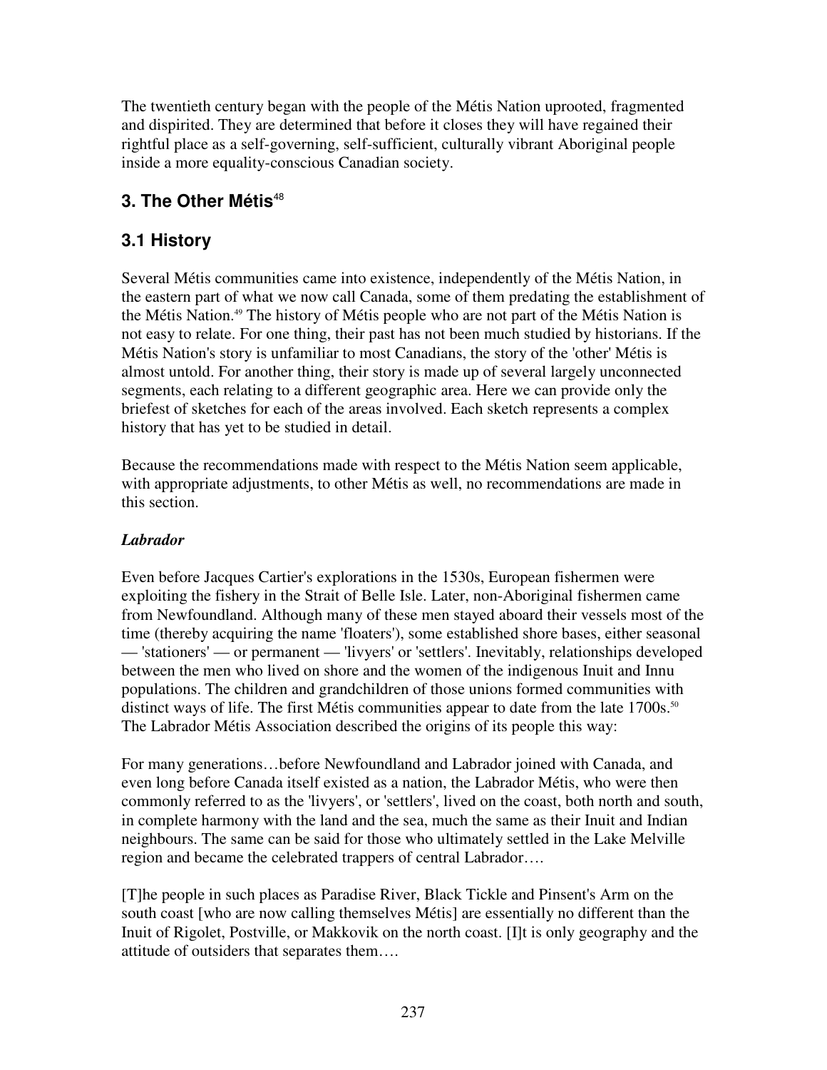The twentieth century began with the people of the Métis Nation uprooted, fragmented and dispirited. They are determined that before it closes they will have regained their rightful place as a self-governing, self-sufficient, culturally vibrant Aboriginal people inside a more equality-conscious Canadian society.

## 3. The Other Métis[48]

## 3.1 History

Several Métis communities came into existence, independently of the Métis Nation, in the eastern part of what we now call Canada, some of them predating the establishment of the Métis Nation.[49] The history of Métis people who are not part of the Métis Nation is not easy to relate. For one thing, their past has not been much studied by historians. If the Métis Nation's story is unfamiliar to most Canadians, the story of the 'other' Métis is almost untold. For another thing, their story is made up of several largely unconnected segments, each relating to a different geographic area. Here we can provide only the briefest of sketches for each of the areas involved. Each sketch represents a complex history that has yet to be studied in detail.

Because the recommendations made with respect to the Métis Nation seem applicable, with appropriate adjustments, to other Métis as well, no recommendations are made in this section.

***Labrador***

Even before Jacques Cartier's explorations in the 1530s, European fishermen were exploiting the fishery in the Strait of Belle Isle. Later, non-Aboriginal fishermen came from Newfoundland. Although many of these men stayed aboard their vessels most of the time (thereby acquiring the name 'floaters'), some established shore bases, either seasonal — 'stationers' — or permanent — 'livyers' or 'settlers'. Inevitably, relationships developed between the men who lived on shore and the women of the indigenous Inuit and Innu populations. The children and grandchildren of those unions formed communities with distinct ways of life. The first Métis communities appear to date from the late 1700s.[50] The Labrador Métis Association described the origins of its people this way:

For many generations…before Newfoundland and Labrador joined with Canada, and even long before Canada itself existed as a nation, the Labrador Métis, who were then commonly referred to as the 'livyers', or 'settlers', lived on the coast, both north and south, in complete harmony with the land and the sea, much the same as their Inuit and Indian neighbours. The same can be said for those who ultimately settled in the Lake Melville region and became the celebrated trappers of central Labrador….

[T]he people in such places as Paradise River, Black Tickle and Pinsent's Arm on the south coast [who are now calling themselves Métis] are essentially no different than the Inuit of Rigolet, Postville, or Makkovik on the north coast. [I]t is only geography and the attitude of outsiders that separates them….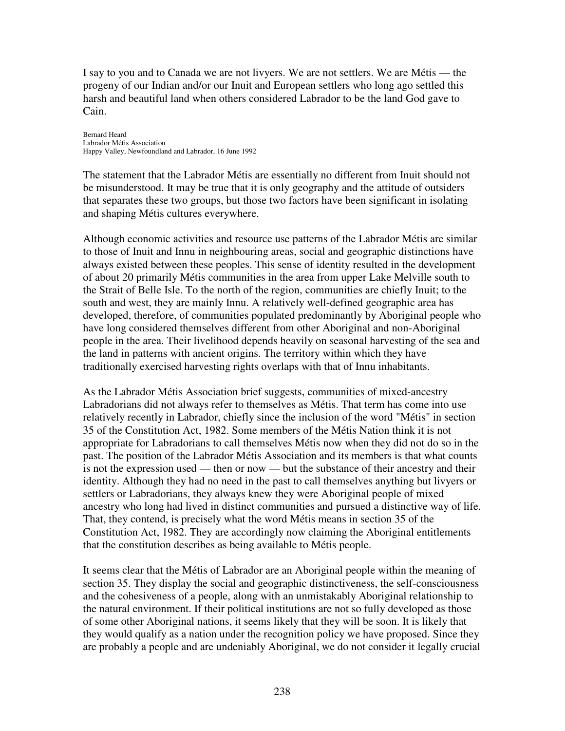I say to you and to Canada we are not livyers. We are not settlers. We are Métis — the progeny of our Indian and/or our Inuit and European settlers who long ago settled this harsh and beautiful land when others considered Labrador to be the land God gave to Cain.

Bernard Heard
Labrador Métis Association
Happy Valley, Newfoundland and Labrador, 16 June 1992

The statement that the Labrador Métis are essentially no different from Inuit should not be misunderstood. It may be true that it is only geography and the attitude of outsiders that separates these two groups, but those two factors have been significant in isolating and shaping Métis cultures everywhere.

Although economic activities and resource use patterns of the Labrador Métis are similar to those of Inuit and Innu in neighbouring areas, social and geographic distinctions have always existed between these peoples. This sense of identity resulted in the development of about 20 primarily Métis communities in the area from upper Lake Melville south to the Strait of Belle Isle. To the north of the region, communities are chiefly Inuit; to the south and west, they are mainly Innu. A relatively well-defined geographic area has developed, therefore, of communities populated predominantly by Aboriginal people who have long considered themselves different from other Aboriginal and non-Aboriginal people in the area. Their livelihood depends heavily on seasonal harvesting of the sea and the land in patterns with ancient origins. The territory within which they have traditionally exercised harvesting rights overlaps with that of Innu inhabitants.

As the Labrador Métis Association brief suggests, communities of mixed-ancestry Labradorians did not always refer to themselves as Métis. That term has come into use relatively recently in Labrador, chiefly since the inclusion of the word "Métis" in section 35 of the Constitution Act, 1982. Some members of the Métis Nation think it is not appropriate for Labradorians to call themselves Métis now when they did not do so in the past. The position of the Labrador Métis Association and its members is that what counts is not the expression used — then or now — but the substance of their ancestry and their identity. Although they had no need in the past to call themselves anything but livyers or settlers or Labradorians, they always knew they were Aboriginal people of mixed ancestry who long had lived in distinct communities and pursued a distinctive way of life. That, they contend, is precisely what the word Métis means in section 35 of the Constitution Act, 1982. They are accordingly now claiming the Aboriginal entitlements that the constitution describes as being available to Métis people.

It seems clear that the Métis of Labrador are an Aboriginal people within the meaning of section 35. They display the social and geographic distinctiveness, the self-consciousness and the cohesiveness of a people, along with an unmistakably Aboriginal relationship to the natural environment. If their political institutions are not so fully developed as those of some other Aboriginal nations, it seems likely that they will be soon. It is likely that they would qualify as a nation under the recognition policy we have proposed. Since they are probably a people and are undeniably Aboriginal, we do not consider it legally crucial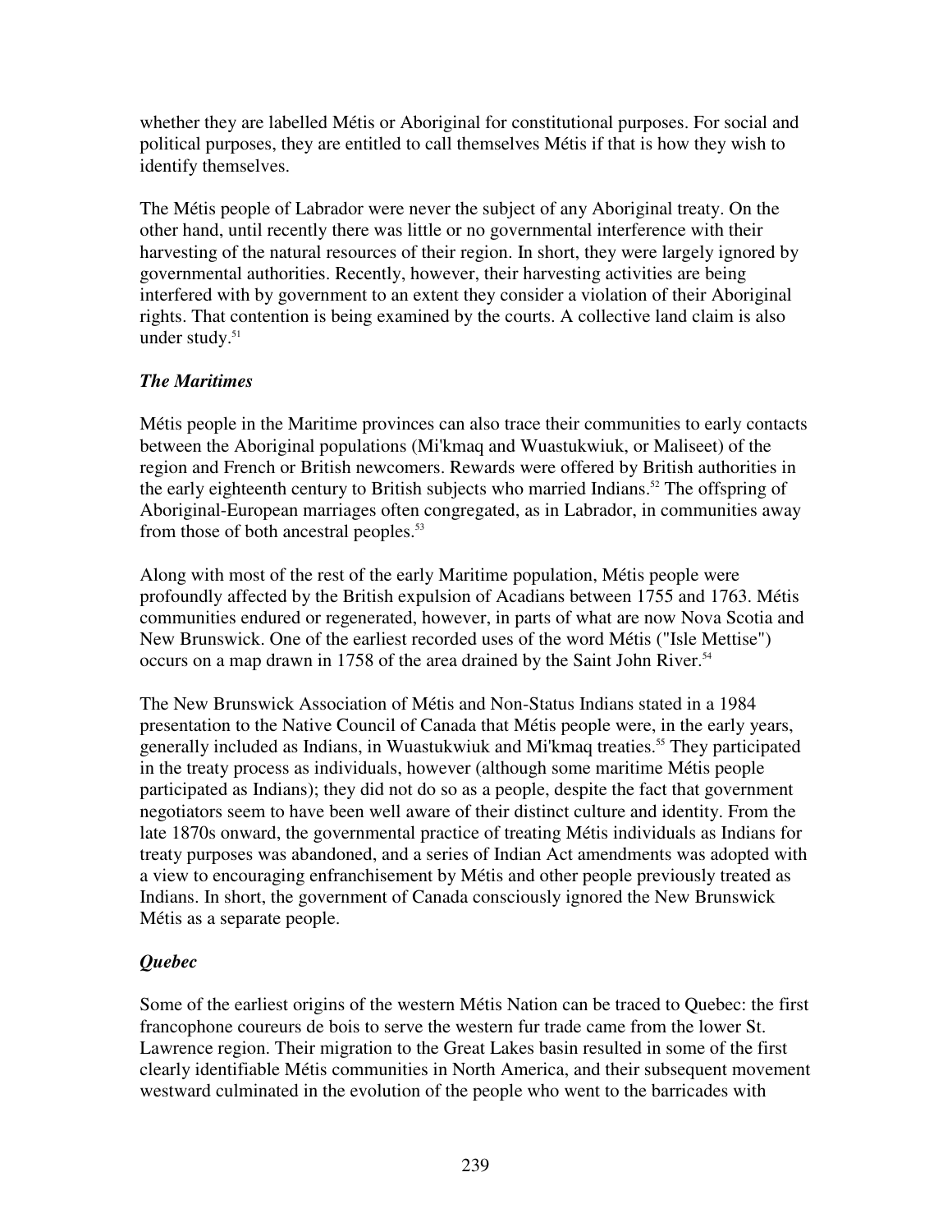whether they are labelled Métis or Aboriginal for constitutional purposes. For social and political purposes, they are entitled to call themselves Métis if that is how they wish to identify themselves.

The Métis people of Labrador were never the subject of any Aboriginal treaty. On the other hand, until recently there was little or no governmental interference with their harvesting of the natural resources of their region. In short, they were largely ignored by governmental authorities. Recently, however, their harvesting activities are being interfered with by government to an extent they consider a violation of their Aboriginal rights. That contention is being examined by the courts. A collective land claim is also under study.[51]

### *The Maritimes*

Métis people in the Maritime provinces can also trace their communities to early contacts between the Aboriginal populations (Mi'kmaq and Wuastukwiuk, or Maliseet) of the region and French or British newcomers. Rewards were offered by British authorities in the early eighteenth century to British subjects who married Indians.[52] The offspring of Aboriginal-European marriages often congregated, as in Labrador, in communities away from those of both ancestral peoples.[53]

Along with most of the rest of the early Maritime population, Métis people were profoundly affected by the British expulsion of Acadians between 1755 and 1763. Métis communities endured or regenerated, however, in parts of what are now Nova Scotia and New Brunswick. One of the earliest recorded uses of the word Métis ("Isle Mettise") occurs on a map drawn in 1758 of the area drained by the Saint John River.[54]

The New Brunswick Association of Métis and Non-Status Indians stated in a 1984 presentation to the Native Council of Canada that Métis people were, in the early years, generally included as Indians, in Wuastukwiuk and Mi'kmaq treaties.[55] They participated in the treaty process as individuals, however (although some maritime Métis people participated as Indians); they did not do so as a people, despite the fact that government negotiators seem to have been well aware of their distinct culture and identity. From the late 1870s onward, the governmental practice of treating Métis individuals as Indians for treaty purposes was abandoned, and a series of Indian Act amendments was adopted with a view to encouraging enfranchisement by Métis and other people previously treated as Indians. In short, the government of Canada consciously ignored the New Brunswick Métis as a separate people.

### *Quebec*

Some of the earliest origins of the western Métis Nation can be traced to Quebec: the first francophone coureurs de bois to serve the western fur trade came from the lower St. Lawrence region. Their migration to the Great Lakes basin resulted in some of the first clearly identifiable Métis communities in North America, and their subsequent movement westward culminated in the evolution of the people who went to the barricades with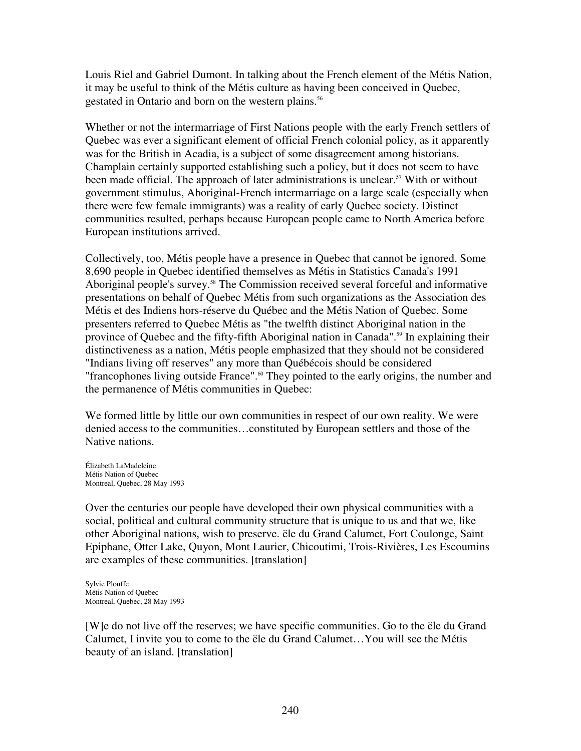Louis Riel and Gabriel Dumont. In talking about the French element of the Métis Nation, it may be useful to think of the Métis culture as having been conceived in Quebec, gestated in Ontario and born on the western plains.[56]

Whether or not the intermarriage of First Nations people with the early French settlers of Quebec was ever a significant element of official French colonial policy, as it apparently was for the British in Acadia, is a subject of some disagreement among historians. Champlain certainly supported establishing such a policy, but it does not seem to have been made official. The approach of later administrations is unclear.[57] With or without government stimulus, Aboriginal-French intermarriage on a large scale (especially when there were few female immigrants) was a reality of early Quebec society. Distinct communities resulted, perhaps because European people came to North America before European institutions arrived.

Collectively, too, Métis people have a presence in Quebec that cannot be ignored. Some 8,690 people in Quebec identified themselves as Métis in Statistics Canada's 1991 Aboriginal people's survey.[58] The Commission received several forceful and informative presentations on behalf of Quebec Métis from such organizations as the Association des Métis et des Indiens hors-réserve du Québec and the Métis Nation of Quebec. Some presenters referred to Quebec Métis as "the twelfth distinct Aboriginal nation in the province of Quebec and the fifty-fifth Aboriginal nation in Canada".[59] In explaining their distinctiveness as a nation, Métis people emphasized that they should not be considered "Indians living off reserves" any more than Québécois should be considered "francophones living outside France".[60] They pointed to the early origins, the number and the permanence of Métis communities in Quebec:

We formed little by little our own communities in respect of our own reality. We were denied access to the communities…constituted by European settlers and those of the Native nations.

Élizabeth LaMadeleine
Métis Nation of Quebec
Montreal, Quebec, 28 May 1993

Over the centuries our people have developed their own physical communities with a social, political and cultural community structure that is unique to us and that we, like other Aboriginal nations, wish to preserve. ële du Grand Calumet, Fort Coulonge, Saint Epiphane, Otter Lake, Quyon, Mont Laurier, Chicoutimi, Trois-Rivières, Les Escoumins are examples of these communities. [translation]

Sylvie Plouffe
Métis Nation of Quebec
Montreal, Quebec, 28 May 1993

[W]e do not live off the reserves; we have specific communities. Go to the ële du Grand Calumet, I invite you to come to the ële du Grand Calumet…You will see the Métis beauty of an island. [translation]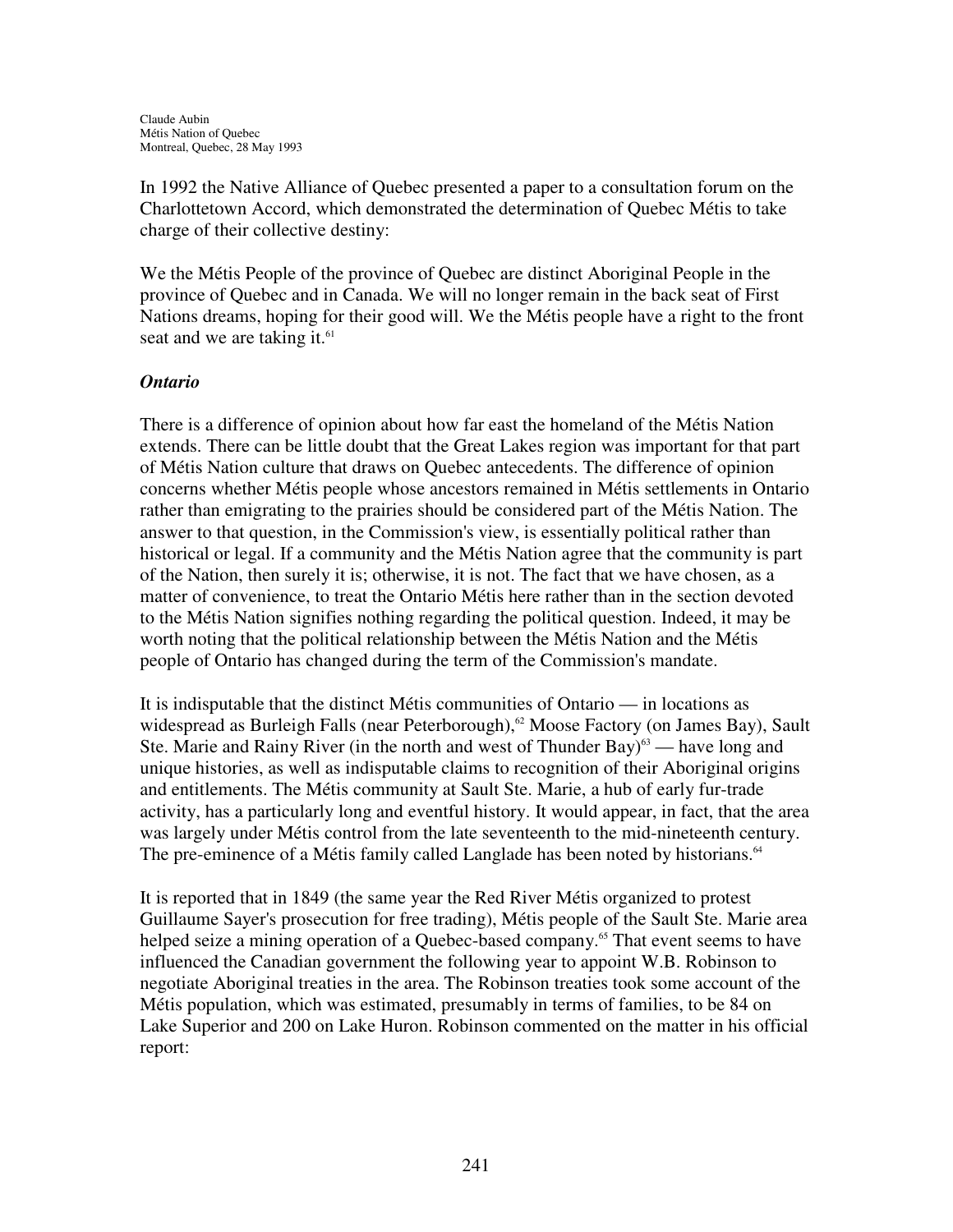Claude Aubin
Métis Nation of Quebec
Montreal, Quebec, 28 May 1993

In 1992 the Native Alliance of Quebec presented a paper to a consultation forum on the Charlottetown Accord, which demonstrated the determination of Quebec Métis to take charge of their collective destiny:

We the Métis People of the province of Quebec are distinct Aboriginal People in the province of Quebec and in Canada. We will no longer remain in the back seat of First Nations dreams, hoping for their good will. We the Métis people have a right to the front seat and we are taking it.[61]

### *Ontario*

There is a difference of opinion about how far east the homeland of the Métis Nation extends. There can be little doubt that the Great Lakes region was important for that part of Métis Nation culture that draws on Quebec antecedents. The difference of opinion concerns whether Métis people whose ancestors remained in Métis settlements in Ontario rather than emigrating to the prairies should be considered part of the Métis Nation. The answer to that question, in the Commission's view, is essentially political rather than historical or legal. If a community and the Métis Nation agree that the community is part of the Nation, then surely it is; otherwise, it is not. The fact that we have chosen, as a matter of convenience, to treat the Ontario Métis here rather than in the section devoted to the Métis Nation signifies nothing regarding the political question. Indeed, it may be worth noting that the political relationship between the Métis Nation and the Métis people of Ontario has changed during the term of the Commission's mandate.

It is indisputable that the distinct Métis communities of Ontario — in locations as widespread as Burleigh Falls (near Peterborough),[62] Moose Factory (on James Bay), Sault Ste. Marie and Rainy River (in the north and west of Thunder Bay)[63] — have long and unique histories, as well as indisputable claims to recognition of their Aboriginal origins and entitlements. The Métis community at Sault Ste. Marie, a hub of early fur-trade activity, has a particularly long and eventful history. It would appear, in fact, that the area was largely under Métis control from the late seventeenth to the mid-nineteenth century. The pre-eminence of a Métis family called Langlade has been noted by historians.[64]

It is reported that in 1849 (the same year the Red River Métis organized to protest Guillaume Sayer's prosecution for free trading), Métis people of the Sault Ste. Marie area helped seize a mining operation of a Quebec-based company.[65] That event seems to have influenced the Canadian government the following year to appoint W.B. Robinson to negotiate Aboriginal treaties in the area. The Robinson treaties took some account of the Métis population, which was estimated, presumably in terms of families, to be 84 on Lake Superior and 200 on Lake Huron. Robinson commented on the matter in his official report: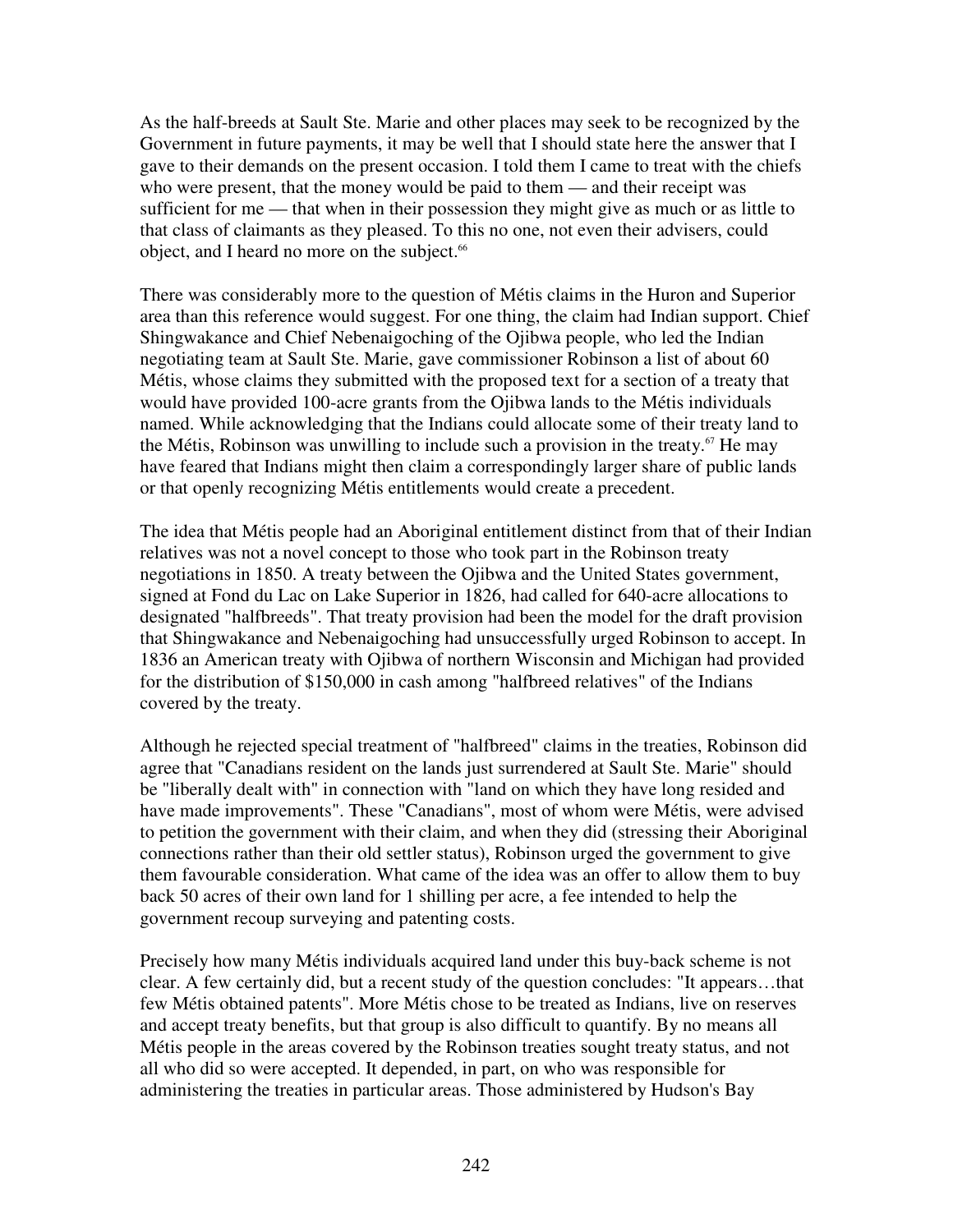As the half-breeds at Sault Ste. Marie and other places may seek to be recognized by the Government in future payments, it may be well that I should state here the answer that I gave to their demands on the present occasion. I told them I came to treat with the chiefs who were present, that the money would be paid to them — and their receipt was sufficient for me — that when in their possession they might give as much or as little to that class of claimants as they pleased. To this no one, not even their advisers, could object, and I heard no more on the subject.[66]

There was considerably more to the question of Métis claims in the Huron and Superior area than this reference would suggest. For one thing, the claim had Indian support. Chief Shingwakance and Chief Nebenaigoching of the Ojibwa people, who led the Indian negotiating team at Sault Ste. Marie, gave commissioner Robinson a list of about 60 Métis, whose claims they submitted with the proposed text for a section of a treaty that would have provided 100-acre grants from the Ojibwa lands to the Métis individuals named. While acknowledging that the Indians could allocate some of their treaty land to the Métis, Robinson was unwilling to include such a provision in the treaty.[67] He may have feared that Indians might then claim a correspondingly larger share of public lands or that openly recognizing Métis entitlements would create a precedent.

The idea that Métis people had an Aboriginal entitlement distinct from that of their Indian relatives was not a novel concept to those who took part in the Robinson treaty negotiations in 1850. A treaty between the Ojibwa and the United States government, signed at Fond du Lac on Lake Superior in 1826, had called for 640-acre allocations to designated "halfbreeds". That treaty provision had been the model for the draft provision that Shingwakance and Nebenaigoching had unsuccessfully urged Robinson to accept. In 1836 an American treaty with Ojibwa of northern Wisconsin and Michigan had provided for the distribution of $150,000 in cash among "halfbreed relatives" of the Indians covered by the treaty.

Although he rejected special treatment of "halfbreed" claims in the treaties, Robinson did agree that "Canadians resident on the lands just surrendered at Sault Ste. Marie" should be "liberally dealt with" in connection with "land on which they have long resided and have made improvements". These "Canadians", most of whom were Métis, were advised to petition the government with their claim, and when they did (stressing their Aboriginal connections rather than their old settler status), Robinson urged the government to give them favourable consideration. What came of the idea was an offer to allow them to buy back 50 acres of their own land for 1 shilling per acre, a fee intended to help the government recoup surveying and patenting costs.

Precisely how many Métis individuals acquired land under this buy-back scheme is not clear. A few certainly did, but a recent study of the question concludes: "It appears…that few Métis obtained patents". More Métis chose to be treated as Indians, live on reserves and accept treaty benefits, but that group is also difficult to quantify. By no means all Métis people in the areas covered by the Robinson treaties sought treaty status, and not all who did so were accepted. It depended, in part, on who was responsible for administering the treaties in particular areas. Those administered by Hudson's Bay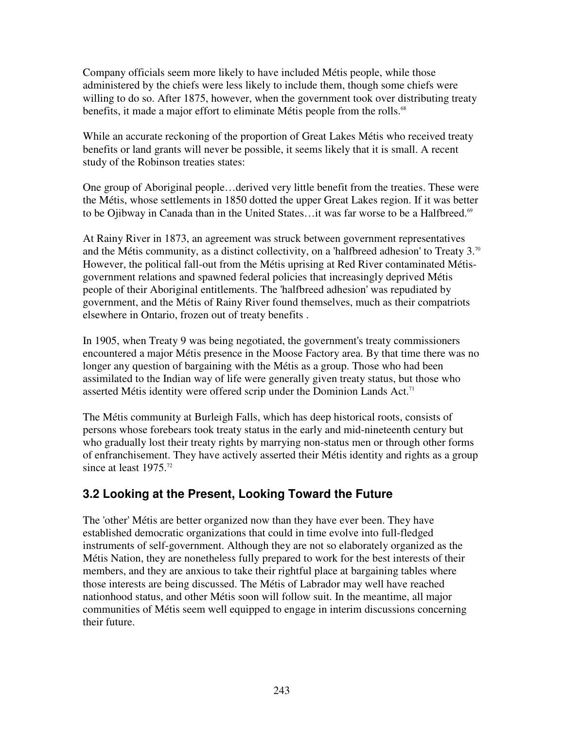Company officials seem more likely to have included Métis people, while those administered by the chiefs were less likely to include them, though some chiefs were willing to do so. After 1875, however, when the government took over distributing treaty benefits, it made a major effort to eliminate Métis people from the rolls.[68]

While an accurate reckoning of the proportion of Great Lakes Métis who received treaty benefits or land grants will never be possible, it seems likely that it is small. A recent study of the Robinson treaties states:

One group of Aboriginal people…derived very little benefit from the treaties. These were the Métis, whose settlements in 1850 dotted the upper Great Lakes region. If it was better to be Ojibway in Canada than in the United States…it was far worse to be a Halfbreed.[69]

At Rainy River in 1873, an agreement was struck between government representatives and the Métis community, as a distinct collectivity, on a 'halfbreed adhesion' to Treaty 3.[70] However, the political fall-out from the Métis uprising at Red River contaminated Métis-government relations and spawned federal policies that increasingly deprived Métis people of their Aboriginal entitlements. The 'halfbreed adhesion' was repudiated by government, and the Métis of Rainy River found themselves, much as their compatriots elsewhere in Ontario, frozen out of treaty benefits .

In 1905, when Treaty 9 was being negotiated, the government's treaty commissioners encountered a major Métis presence in the Moose Factory area. By that time there was no longer any question of bargaining with the Métis as a group. Those who had been assimilated to the Indian way of life were generally given treaty status, but those who asserted Métis identity were offered scrip under the Dominion Lands Act.[71]

The Métis community at Burleigh Falls, which has deep historical roots, consists of persons whose forebears took treaty status in the early and mid-nineteenth century but who gradually lost their treaty rights by marrying non-status men or through other forms of enfranchisement. They have actively asserted their Métis identity and rights as a group since at least 1975.[72]

## 3.2 Looking at the Present, Looking Toward the Future

The 'other' Métis are better organized now than they have ever been. They have established democratic organizations that could in time evolve into full-fledged instruments of self-government. Although they are not so elaborately organized as the Métis Nation, they are nonetheless fully prepared to work for the best interests of their members, and they are anxious to take their rightful place at bargaining tables where those interests are being discussed. The Métis of Labrador may well have reached nationhood status, and other Métis soon will follow suit. In the meantime, all major communities of Métis seem well equipped to engage in interim discussions concerning their future.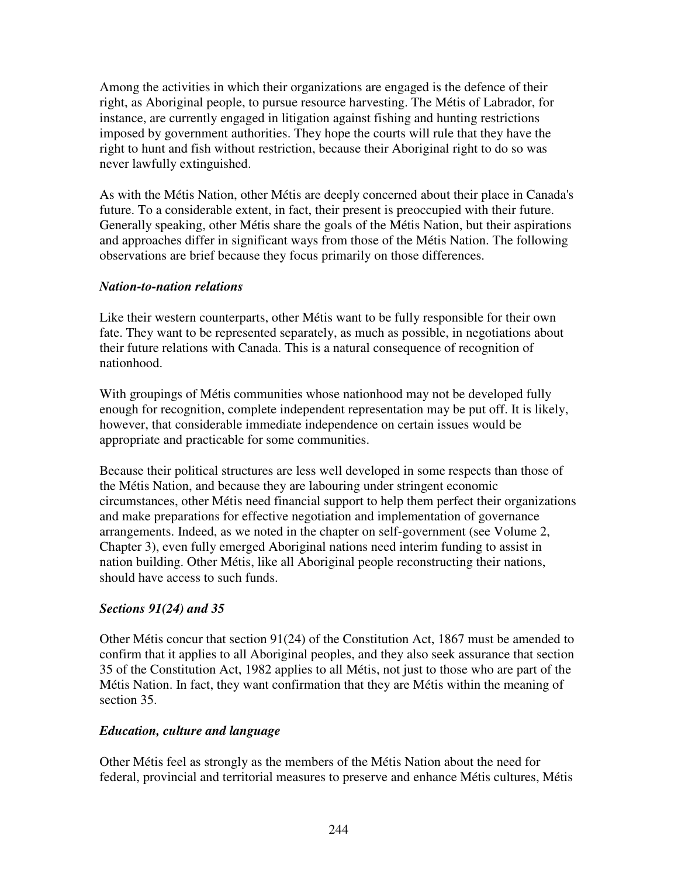Among the activities in which their organizations are engaged is the defence of their right, as Aboriginal people, to pursue resource harvesting. The Métis of Labrador, for instance, are currently engaged in litigation against fishing and hunting restrictions imposed by government authorities. They hope the courts will rule that they have the right to hunt and fish without restriction, because their Aboriginal right to do so was never lawfully extinguished.

As with the Métis Nation, other Métis are deeply concerned about their place in Canada's future. To a considerable extent, in fact, their present is preoccupied with their future. Generally speaking, other Métis share the goals of the Métis Nation, but their aspirations and approaches differ in significant ways from those of the Métis Nation. The following observations are brief because they focus primarily on those differences.

***Nation-to-nation relations***

Like their western counterparts, other Métis want to be fully responsible for their own fate. They want to be represented separately, as much as possible, in negotiations about their future relations with Canada. This is a natural consequence of recognition of nationhood.

With groupings of Métis communities whose nationhood may not be developed fully enough for recognition, complete independent representation may be put off. It is likely, however, that considerable immediate independence on certain issues would be appropriate and practicable for some communities.

Because their political structures are less well developed in some respects than those of the Métis Nation, and because they are labouring under stringent economic circumstances, other Métis need financial support to help them perfect their organizations and make preparations for effective negotiation and implementation of governance arrangements. Indeed, as we noted in the chapter on self-government (see Volume 2, Chapter 3), even fully emerged Aboriginal nations need interim funding to assist in nation building. Other Métis, like all Aboriginal people reconstructing their nations, should have access to such funds.

***Sections 91(24) and 35***

Other Métis concur that section 91(24) of the Constitution Act, 1867 must be amended to confirm that it applies to all Aboriginal peoples, and they also seek assurance that section 35 of the Constitution Act, 1982 applies to all Métis, not just to those who are part of the Métis Nation. In fact, they want confirmation that they are Métis within the meaning of section 35.

***Education, culture and language***

Other Métis feel as strongly as the members of the Métis Nation about the need for federal, provincial and territorial measures to preserve and enhance Métis cultures, Métis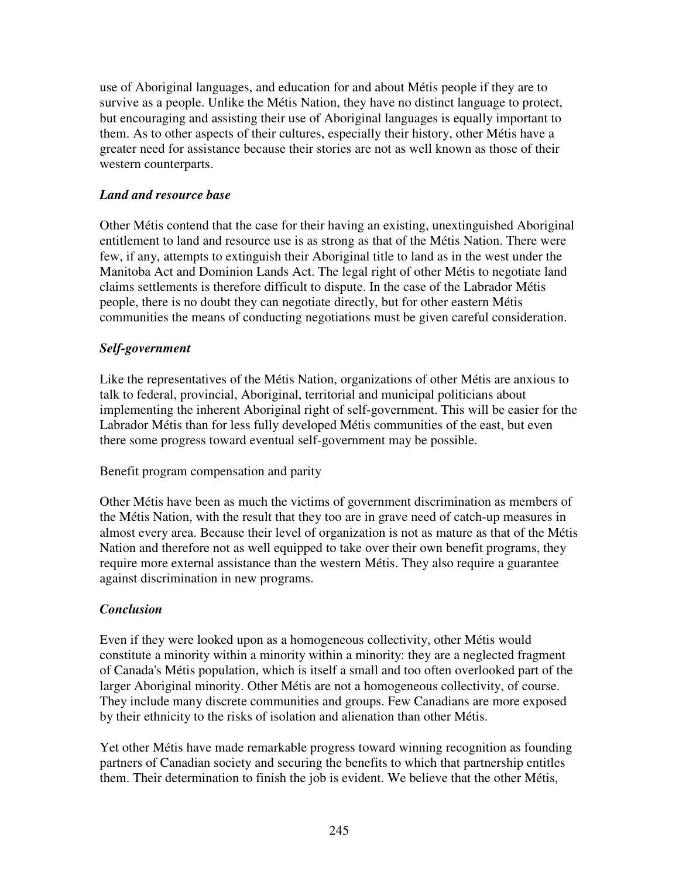use of Aboriginal languages, and education for and about Métis people if they are to survive as a people. Unlike the Métis Nation, they have no distinct language to protect, but encouraging and assisting their use of Aboriginal languages is equally important to them. As to other aspects of their cultures, especially their history, other Métis have a greater need for assistance because their stories are not as well known as those of their western counterparts.

### *Land and resource base*

Other Métis contend that the case for their having an existing, unextinguished Aboriginal entitlement to land and resource use is as strong as that of the Métis Nation. There were few, if any, attempts to extinguish their Aboriginal title to land as in the west under the Manitoba Act and Dominion Lands Act. The legal right of other Métis to negotiate land claims settlements is therefore difficult to dispute. In the case of the Labrador Métis people, there is no doubt they can negotiate directly, but for other eastern Métis communities the means of conducting negotiations must be given careful consideration.

### *Self-government*

Like the representatives of the Métis Nation, organizations of other Métis are anxious to talk to federal, provincial, Aboriginal, territorial and municipal politicians about implementing the inherent Aboriginal right of self-government. This will be easier for the Labrador Métis than for less fully developed Métis communities of the east, but even there some progress toward eventual self-government may be possible.

Benefit program compensation and parity

Other Métis have been as much the victims of government discrimination as members of the Métis Nation, with the result that they too are in grave need of catch-up measures in almost every area. Because their level of organization is not as mature as that of the Métis Nation and therefore not as well equipped to take over their own benefit programs, they require more external assistance than the western Métis. They also require a guarantee against discrimination in new programs.

### *Conclusion*

Even if they were looked upon as a homogeneous collectivity, other Métis would constitute a minority within a minority within a minority: they are a neglected fragment of Canada's Métis population, which is itself a small and too often overlooked part of the larger Aboriginal minority. Other Métis are not a homogeneous collectivity, of course. They include many discrete communities and groups. Few Canadians are more exposed by their ethnicity to the risks of isolation and alienation than other Métis.

Yet other Métis have made remarkable progress toward winning recognition as founding partners of Canadian society and securing the benefits to which that partnership entitles them. Their determination to finish the job is evident. We believe that the other Métis,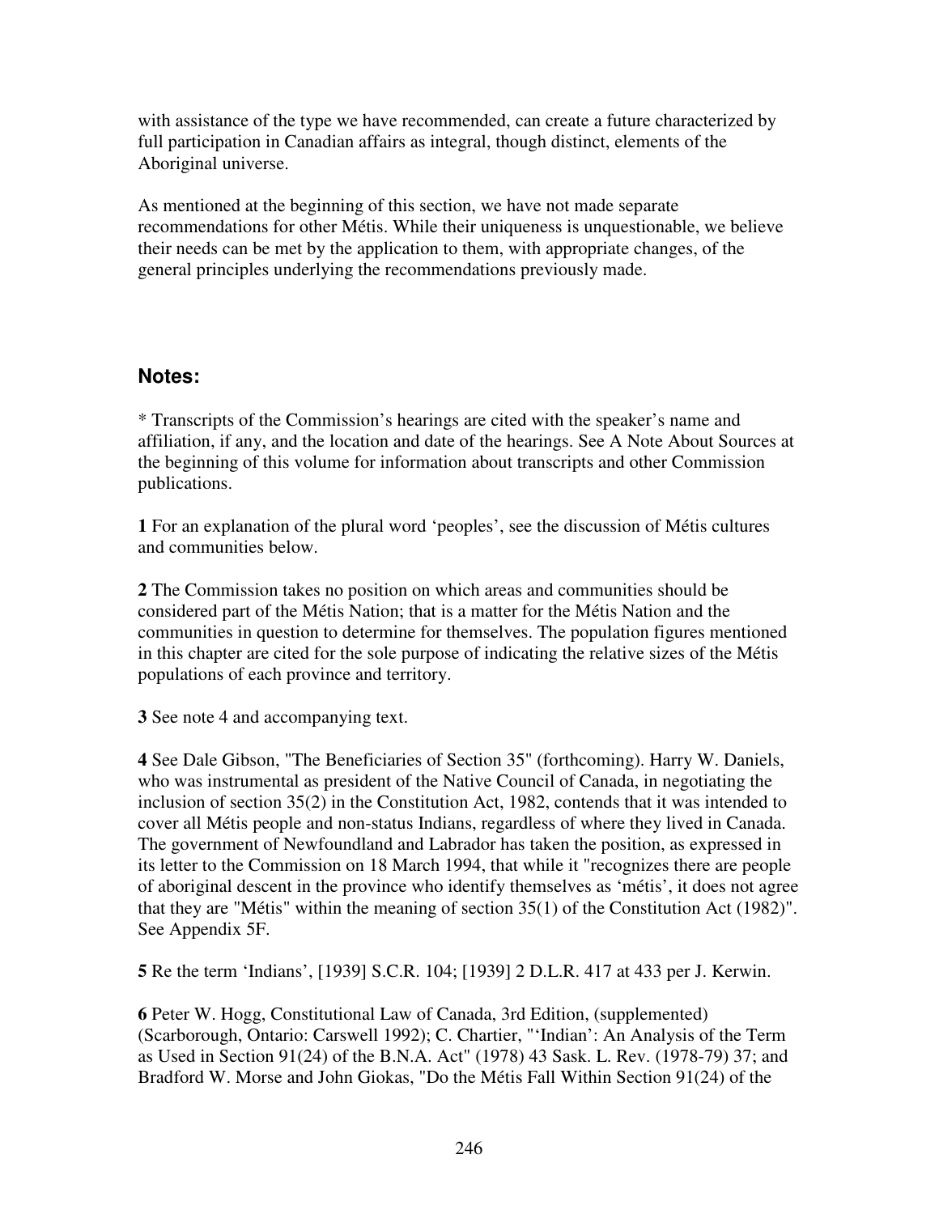with assistance of the type we have recommended, can create a future characterized by full participation in Canadian affairs as integral, though distinct, elements of the Aboriginal universe.

As mentioned at the beginning of this section, we have not made separate recommendations for other Métis. While their uniqueness is unquestionable, we believe their needs can be met by the application to them, with appropriate changes, of the general principles underlying the recommendations previously made.

## Notes:

* Transcripts of the Commission's hearings are cited with the speaker's name and affiliation, if any, and the location and date of the hearings. See A Note About Sources at the beginning of this volume for information about transcripts and other Commission publications.

**1** For an explanation of the plural word 'peoples', see the discussion of Métis cultures and communities below.

**2** The Commission takes no position on which areas and communities should be considered part of the Métis Nation; that is a matter for the Métis Nation and the communities in question to determine for themselves. The population figures mentioned in this chapter are cited for the sole purpose of indicating the relative sizes of the Métis populations of each province and territory.

**3** See note 4 and accompanying text.

**4** See Dale Gibson, "The Beneficiaries of Section 35" (forthcoming). Harry W. Daniels, who was instrumental as president of the Native Council of Canada, in negotiating the inclusion of section 35(2) in the Constitution Act, 1982, contends that it was intended to cover all Métis people and non-status Indians, regardless of where they lived in Canada. The government of Newfoundland and Labrador has taken the position, as expressed in its letter to the Commission on 18 March 1994, that while it "recognizes there are people of aboriginal descent in the province who identify themselves as 'métis', it does not agree that they are "Métis" within the meaning of section 35(1) of the Constitution Act (1982)". See Appendix 5F.

**5** Re the term 'Indians', [1939] S.C.R. 104; [1939] 2 D.L.R. 417 at 433 per J. Kerwin.

**6** Peter W. Hogg, Constitutional Law of Canada, 3rd Edition, (supplemented) (Scarborough, Ontario: Carswell 1992); C. Chartier, "'Indian': An Analysis of the Term as Used in Section 91(24) of the B.N.A. Act" (1978) 43 Sask. L. Rev. (1978-79) 37; and Bradford W. Morse and John Giokas, "Do the Métis Fall Within Section 91(24) of the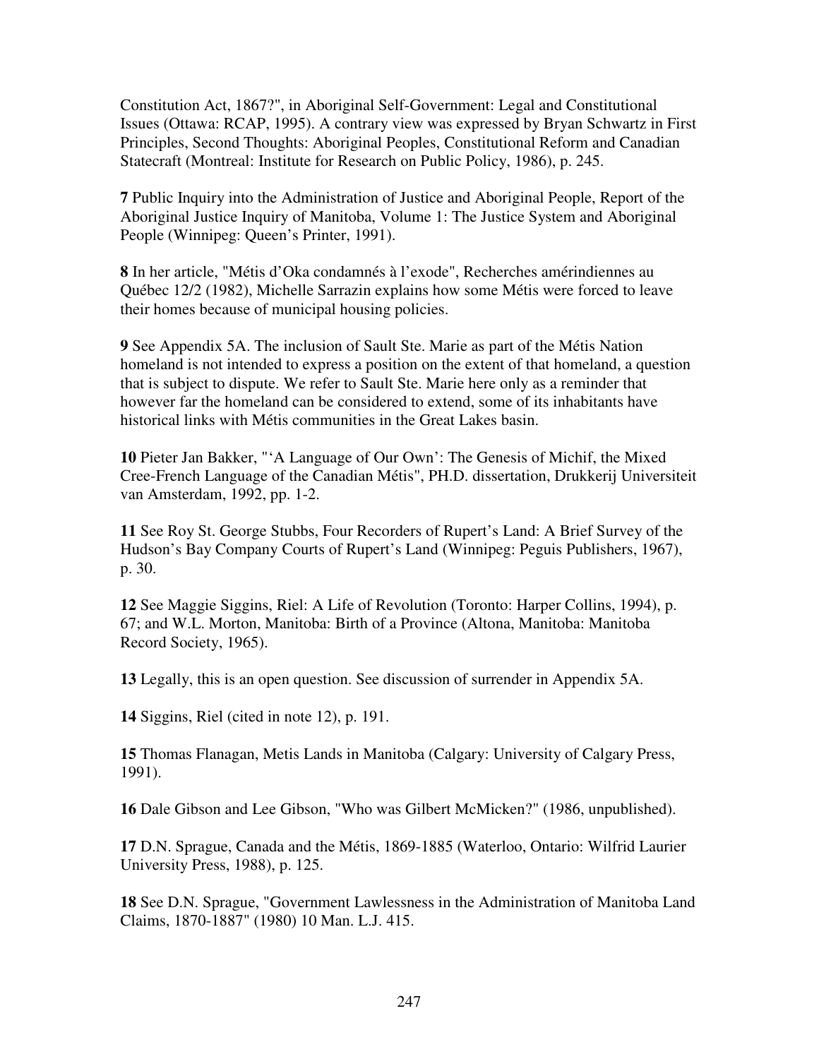Constitution Act, 1867?", in Aboriginal Self-Government: Legal and Constitutional Issues (Ottawa: RCAP, 1995). A contrary view was expressed by Bryan Schwartz in First Principles, Second Thoughts: Aboriginal Peoples, Constitutional Reform and Canadian Statecraft (Montreal: Institute for Research on Public Policy, 1986), p. 245.

**7** Public Inquiry into the Administration of Justice and Aboriginal People, Report of the Aboriginal Justice Inquiry of Manitoba, Volume 1: The Justice System and Aboriginal People (Winnipeg: Queen's Printer, 1991).

**8** In her article, "Métis d'Oka condamnés à l'exode", Recherches amérindiennes au Québec 12/2 (1982), Michelle Sarrazin explains how some Métis were forced to leave their homes because of municipal housing policies.

**9** See Appendix 5A. The inclusion of Sault Ste. Marie as part of the Métis Nation homeland is not intended to express a position on the extent of that homeland, a question that is subject to dispute. We refer to Sault Ste. Marie here only as a reminder that however far the homeland can be considered to extend, some of its inhabitants have historical links with Métis communities in the Great Lakes basin.

**10** Pieter Jan Bakker, "'A Language of Our Own': The Genesis of Michif, the Mixed Cree-French Language of the Canadian Métis", PH.D. dissertation, Drukkerij Universiteit van Amsterdam, 1992, pp. 1-2.

**11** See Roy St. George Stubbs, Four Recorders of Rupert's Land: A Brief Survey of the Hudson's Bay Company Courts of Rupert's Land (Winnipeg: Peguis Publishers, 1967), p. 30.

**12** See Maggie Siggins, Riel: A Life of Revolution (Toronto: Harper Collins, 1994), p. 67; and W.L. Morton, Manitoba: Birth of a Province (Altona, Manitoba: Manitoba Record Society, 1965).

**13** Legally, this is an open question. See discussion of surrender in Appendix 5A.

**14** Siggins, Riel (cited in note 12), p. 191.

**15** Thomas Flanagan, Metis Lands in Manitoba (Calgary: University of Calgary Press, 1991).

**16** Dale Gibson and Lee Gibson, "Who was Gilbert McMicken?" (1986, unpublished).

**17** D.N. Sprague, Canada and the Métis, 1869-1885 (Waterloo, Ontario: Wilfrid Laurier University Press, 1988), p. 125.

**18** See D.N. Sprague, "Government Lawlessness in the Administration of Manitoba Land Claims, 1870-1887" (1980) 10 Man. L.J. 415.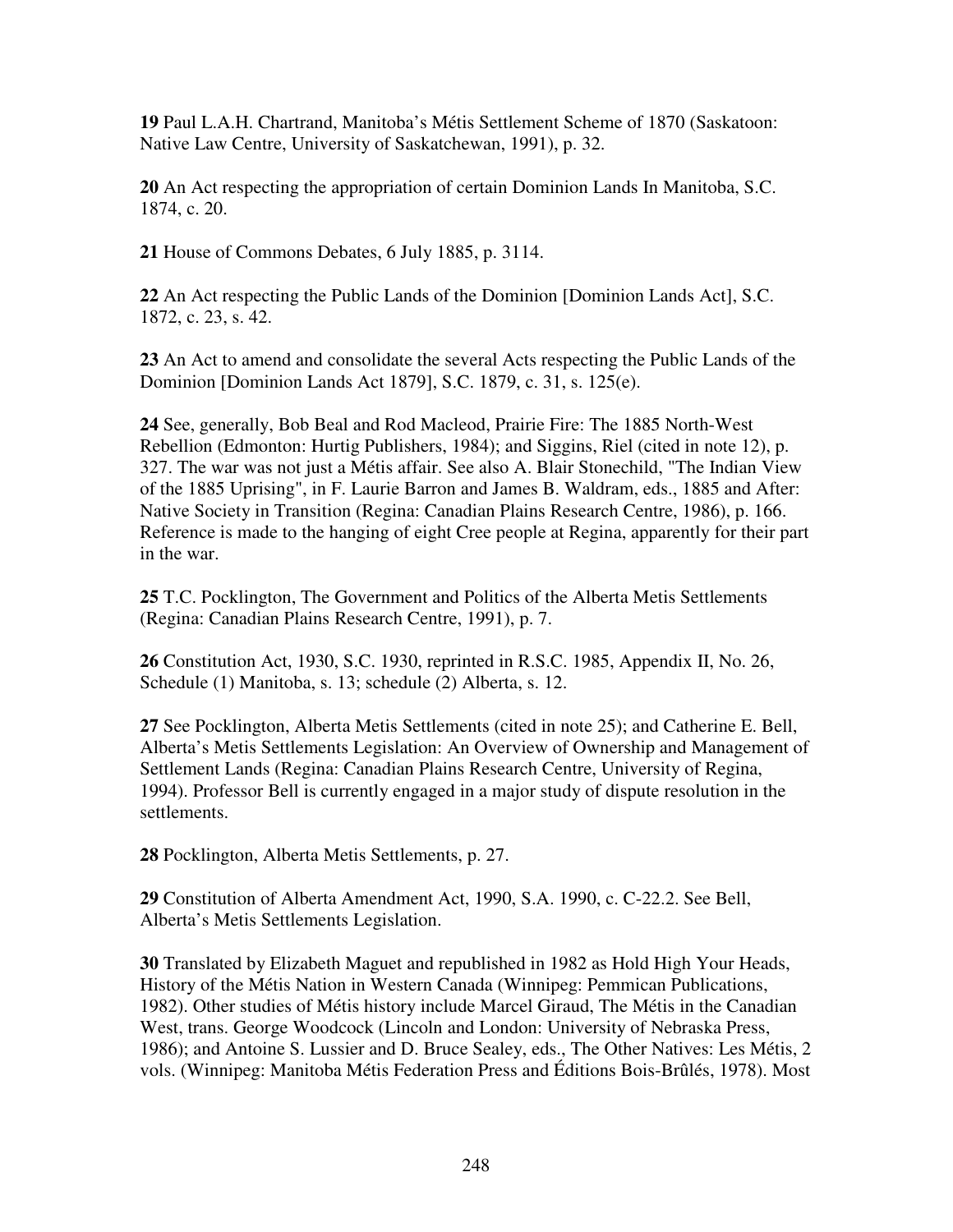**19** Paul L.A.H. Chartrand, Manitoba's Métis Settlement Scheme of 1870 (Saskatoon: Native Law Centre, University of Saskatchewan, 1991), p. 32.

**20** An Act respecting the appropriation of certain Dominion Lands In Manitoba, S.C. 1874, c. 20.

**21** House of Commons Debates, 6 July 1885, p. 3114.

**22** An Act respecting the Public Lands of the Dominion [Dominion Lands Act], S.C. 1872, c. 23, s. 42.

**23** An Act to amend and consolidate the several Acts respecting the Public Lands of the Dominion [Dominion Lands Act 1879], S.C. 1879, c. 31, s. 125(e).

**24** See, generally, Bob Beal and Rod Macleod, Prairie Fire: The 1885 North-West Rebellion (Edmonton: Hurtig Publishers, 1984); and Siggins, Riel (cited in note 12), p. 327. The war was not just a Métis affair. See also A. Blair Stonechild, "The Indian View of the 1885 Uprising", in F. Laurie Barron and James B. Waldram, eds., 1885 and After: Native Society in Transition (Regina: Canadian Plains Research Centre, 1986), p. 166. Reference is made to the hanging of eight Cree people at Regina, apparently for their part in the war.

**25** T.C. Pocklington, The Government and Politics of the Alberta Metis Settlements (Regina: Canadian Plains Research Centre, 1991), p. 7.

**26** Constitution Act, 1930, S.C. 1930, reprinted in R.S.C. 1985, Appendix II, No. 26, Schedule (1) Manitoba, s. 13; schedule (2) Alberta, s. 12.

**27** See Pocklington, Alberta Metis Settlements (cited in note 25); and Catherine E. Bell, Alberta's Metis Settlements Legislation: An Overview of Ownership and Management of Settlement Lands (Regina: Canadian Plains Research Centre, University of Regina, 1994). Professor Bell is currently engaged in a major study of dispute resolution in the settlements.

**28** Pocklington, Alberta Metis Settlements, p. 27.

**29** Constitution of Alberta Amendment Act, 1990, S.A. 1990, c. C-22.2. See Bell, Alberta's Metis Settlements Legislation.

**30** Translated by Elizabeth Maguet and republished in 1982 as Hold High Your Heads, History of the Métis Nation in Western Canada (Winnipeg: Pemmican Publications, 1982). Other studies of Métis history include Marcel Giraud, The Métis in the Canadian West, trans. George Woodcock (Lincoln and London: University of Nebraska Press, 1986); and Antoine S. Lussier and D. Bruce Sealey, eds., The Other Natives: Les Métis, 2 vols. (Winnipeg: Manitoba Métis Federation Press and Éditions Bois-Brûlés, 1978). Most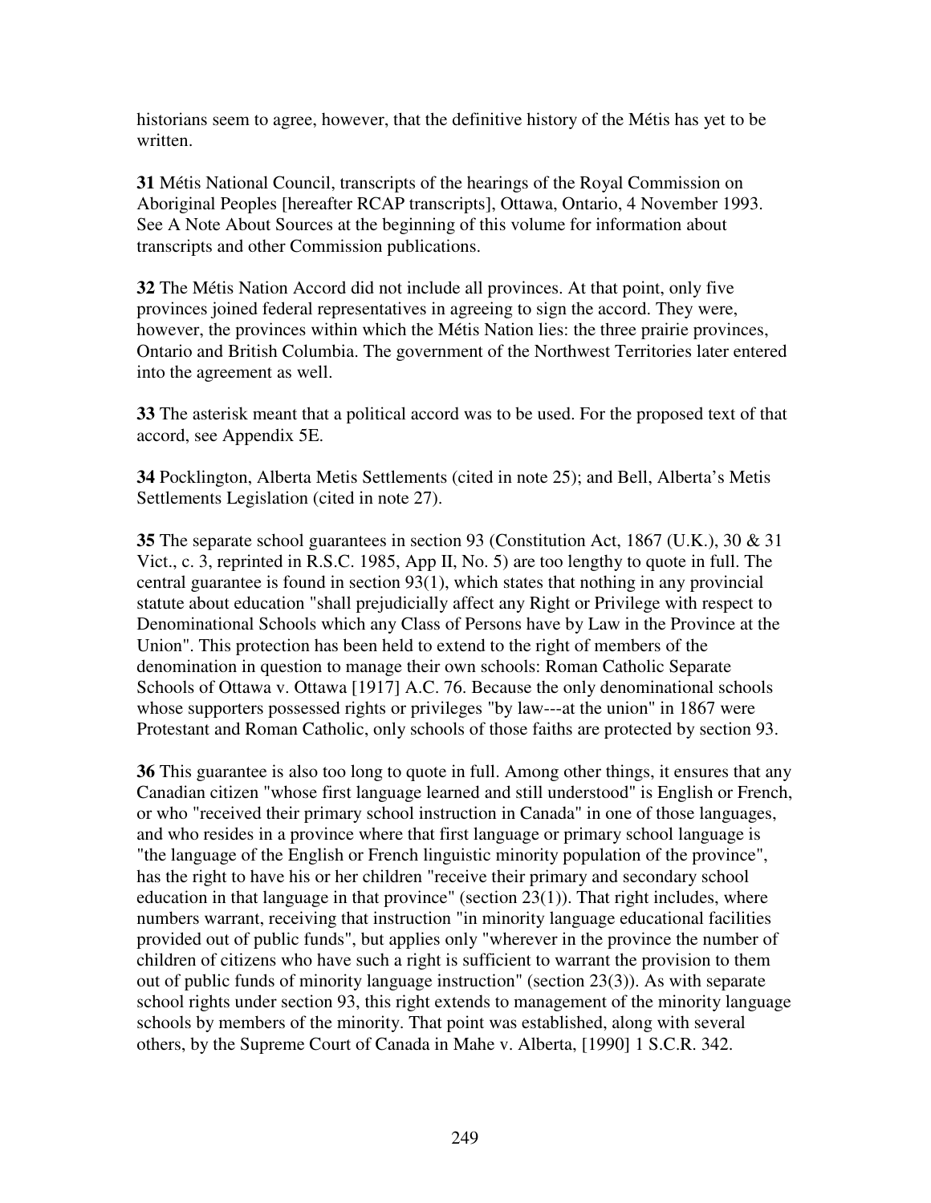historians seem to agree, however, that the definitive history of the Métis has yet to be written.

**31** Métis National Council, transcripts of the hearings of the Royal Commission on Aboriginal Peoples [hereafter RCAP transcripts], Ottawa, Ontario, 4 November 1993. See A Note About Sources at the beginning of this volume for information about transcripts and other Commission publications.

**32** The Métis Nation Accord did not include all provinces. At that point, only five provinces joined federal representatives in agreeing to sign the accord. They were, however, the provinces within which the Métis Nation lies: the three prairie provinces, Ontario and British Columbia. The government of the Northwest Territories later entered into the agreement as well.

**33** The asterisk meant that a political accord was to be used. For the proposed text of that accord, see Appendix 5E.

**34** Pocklington, Alberta Metis Settlements (cited in note 25); and Bell, Alberta's Metis Settlements Legislation (cited in note 27).

**35** The separate school guarantees in section 93 (Constitution Act, 1867 (U.K.), 30 & 31 Vict., c. 3, reprinted in R.S.C. 1985, App II, No. 5) are too lengthy to quote in full. The central guarantee is found in section 93(1), which states that nothing in any provincial statute about education "shall prejudicially affect any Right or Privilege with respect to Denominational Schools which any Class of Persons have by Law in the Province at the Union". This protection has been held to extend to the right of members of the denomination in question to manage their own schools: Roman Catholic Separate Schools of Ottawa v. Ottawa [1917] A.C. 76. Because the only denominational schools whose supporters possessed rights or privileges "by law---at the union" in 1867 were Protestant and Roman Catholic, only schools of those faiths are protected by section 93.

**36** This guarantee is also too long to quote in full. Among other things, it ensures that any Canadian citizen "whose first language learned and still understood" is English or French, or who "received their primary school instruction in Canada" in one of those languages, and who resides in a province where that first language or primary school language is "the language of the English or French linguistic minority population of the province", has the right to have his or her children "receive their primary and secondary school education in that language in that province" (section 23(1)). That right includes, where numbers warrant, receiving that instruction "in minority language educational facilities provided out of public funds", but applies only "wherever in the province the number of children of citizens who have such a right is sufficient to warrant the provision to them out of public funds of minority language instruction" (section 23(3)). As with separate school rights under section 93, this right extends to management of the minority language schools by members of the minority. That point was established, along with several others, by the Supreme Court of Canada in Mahe v. Alberta, [1990] 1 S.C.R. 342.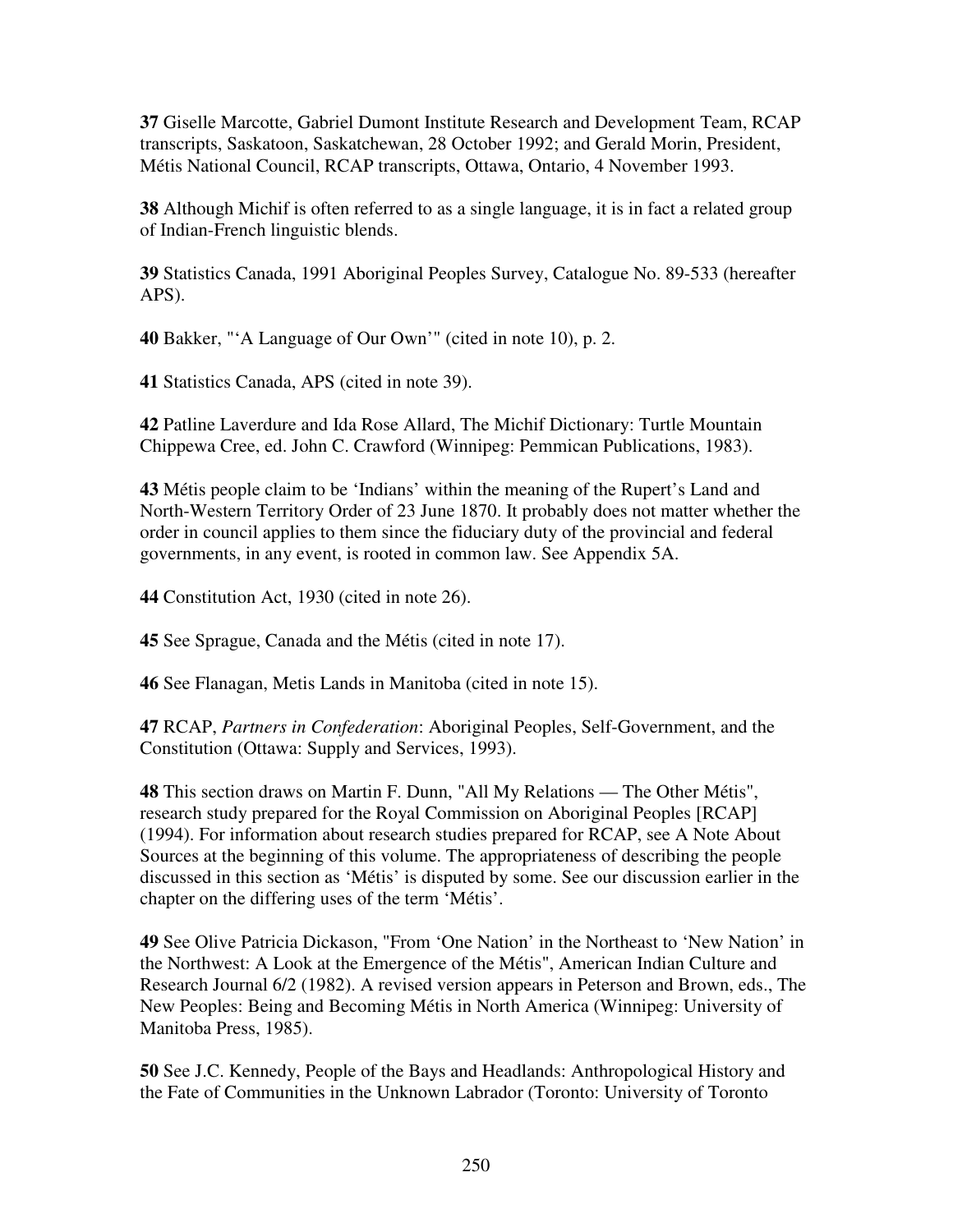**37** Giselle Marcotte, Gabriel Dumont Institute Research and Development Team, RCAP transcripts, Saskatoon, Saskatchewan, 28 October 1992; and Gerald Morin, President, Métis National Council, RCAP transcripts, Ottawa, Ontario, 4 November 1993.

**38** Although Michif is often referred to as a single language, it is in fact a related group of Indian-French linguistic blends.

**39** Statistics Canada, 1991 Aboriginal Peoples Survey, Catalogue No. 89-533 (hereafter APS).

**40** Bakker, "'A Language of Our Own'" (cited in note 10), p. 2.

**41** Statistics Canada, APS (cited in note 39).

**42** Patline Laverdure and Ida Rose Allard, The Michif Dictionary: Turtle Mountain Chippewa Cree, ed. John C. Crawford (Winnipeg: Pemmican Publications, 1983).

**43** Métis people claim to be 'Indians' within the meaning of the Rupert's Land and North-Western Territory Order of 23 June 1870. It probably does not matter whether the order in council applies to them since the fiduciary duty of the provincial and federal governments, in any event, is rooted in common law. See Appendix 5A.

**44** Constitution Act, 1930 (cited in note 26).

**45** See Sprague, Canada and the Métis (cited in note 17).

**46** See Flanagan, Metis Lands in Manitoba (cited in note 15).

**47** RCAP, *Partners in Confederation*: Aboriginal Peoples, Self-Government, and the Constitution (Ottawa: Supply and Services, 1993).

**48** This section draws on Martin F. Dunn, "All My Relations — The Other Métis", research study prepared for the Royal Commission on Aboriginal Peoples [RCAP] (1994). For information about research studies prepared for RCAP, see A Note About Sources at the beginning of this volume. The appropriateness of describing the people discussed in this section as 'Métis' is disputed by some. See our discussion earlier in the chapter on the differing uses of the term 'Métis'.

**49** See Olive Patricia Dickason, "From 'One Nation' in the Northeast to 'New Nation' in the Northwest: A Look at the Emergence of the Métis", American Indian Culture and Research Journal 6/2 (1982). A revised version appears in Peterson and Brown, eds., The New Peoples: Being and Becoming Métis in North America (Winnipeg: University of Manitoba Press, 1985).

**50** See J.C. Kennedy, People of the Bays and Headlands: Anthropological History and the Fate of Communities in the Unknown Labrador (Toronto: University of Toronto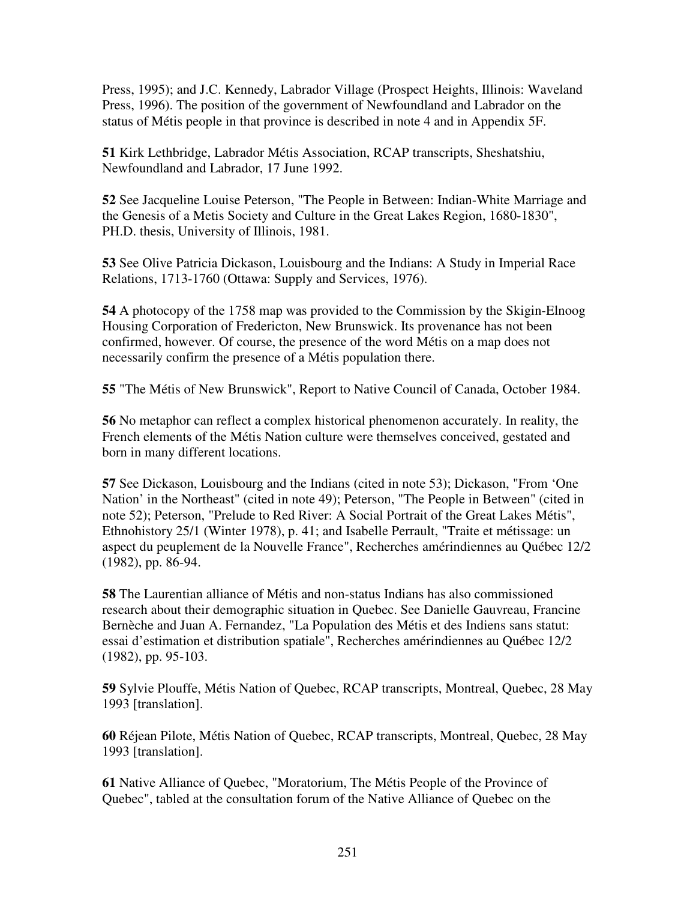Press, 1995); and J.C. Kennedy, Labrador Village (Prospect Heights, Illinois: Waveland Press, 1996). The position of the government of Newfoundland and Labrador on the status of Métis people in that province is described in note 4 and in Appendix 5F.

**51** Kirk Lethbridge, Labrador Métis Association, RCAP transcripts, Sheshatshiu, Newfoundland and Labrador, 17 June 1992.

**52** See Jacqueline Louise Peterson, "The People in Between: Indian-White Marriage and the Genesis of a Metis Society and Culture in the Great Lakes Region, 1680-1830", PH.D. thesis, University of Illinois, 1981.

**53** See Olive Patricia Dickason, Louisbourg and the Indians: A Study in Imperial Race Relations, 1713-1760 (Ottawa: Supply and Services, 1976).

**54** A photocopy of the 1758 map was provided to the Commission by the Skigin-Elnoog Housing Corporation of Fredericton, New Brunswick. Its provenance has not been confirmed, however. Of course, the presence of the word Métis on a map does not necessarily confirm the presence of a Métis population there.

**55** "The Métis of New Brunswick", Report to Native Council of Canada, October 1984.

**56** No metaphor can reflect a complex historical phenomenon accurately. In reality, the French elements of the Métis Nation culture were themselves conceived, gestated and born in many different locations.

**57** See Dickason, Louisbourg and the Indians (cited in note 53); Dickason, "From 'One Nation' in the Northeast" (cited in note 49); Peterson, "The People in Between" (cited in note 52); Peterson, "Prelude to Red River: A Social Portrait of the Great Lakes Métis", Ethnohistory 25/1 (Winter 1978), p. 41; and Isabelle Perrault, "Traite et métissage: un aspect du peuplement de la Nouvelle France", Recherches amérindiennes au Québec 12/2 (1982), pp. 86-94.

**58** The Laurentian alliance of Métis and non-status Indians has also commissioned research about their demographic situation in Quebec. See Danielle Gauvreau, Francine Bernèche and Juan A. Fernandez, "La Population des Métis et des Indiens sans statut: essai d'estimation et distribution spatiale", Recherches amérindiennes au Québec 12/2 (1982), pp. 95-103.

**59** Sylvie Plouffe, Métis Nation of Quebec, RCAP transcripts, Montreal, Quebec, 28 May 1993 [translation].

**60** Réjean Pilote, Métis Nation of Quebec, RCAP transcripts, Montreal, Quebec, 28 May 1993 [translation].

**61** Native Alliance of Quebec, "Moratorium, The Métis People of the Province of Quebec", tabled at the consultation forum of the Native Alliance of Quebec on the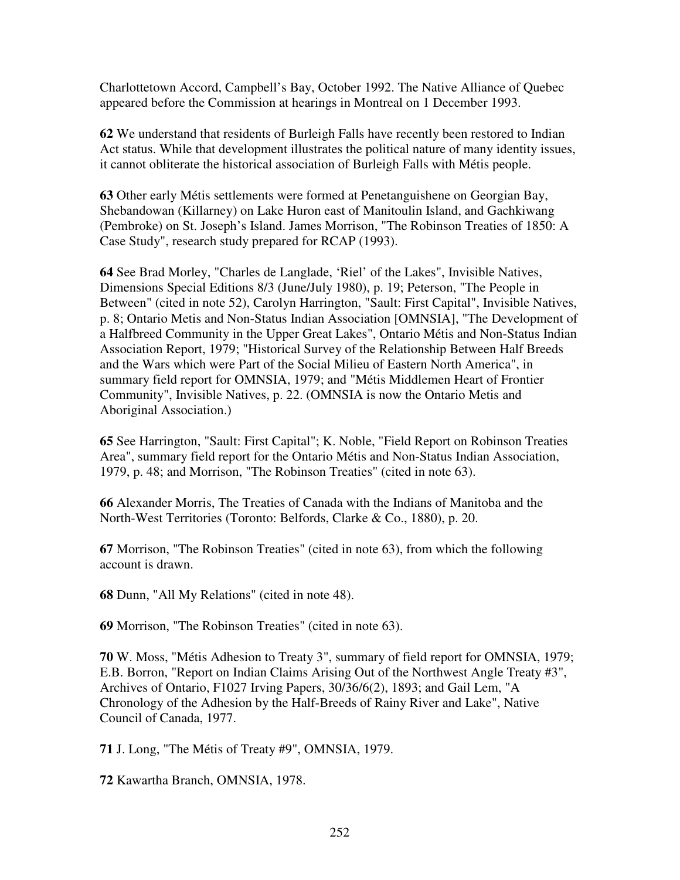Charlottetown Accord, Campbell's Bay, October 1992. The Native Alliance of Quebec appeared before the Commission at hearings in Montreal on 1 December 1993.

**62** We understand that residents of Burleigh Falls have recently been restored to Indian Act status. While that development illustrates the political nature of many identity issues, it cannot obliterate the historical association of Burleigh Falls with Métis people.

**63** Other early Métis settlements were formed at Penetanguishene on Georgian Bay, Shebandowan (Killarney) on Lake Huron east of Manitoulin Island, and Gachkiwang (Pembroke) on St. Joseph's Island. James Morrison, "The Robinson Treaties of 1850: A Case Study", research study prepared for RCAP (1993).

**64** See Brad Morley, "Charles de Langlade, 'Riel' of the Lakes", Invisible Natives, Dimensions Special Editions 8/3 (June/July 1980), p. 19; Peterson, "The People in Between" (cited in note 52), Carolyn Harrington, "Sault: First Capital", Invisible Natives, p. 8; Ontario Metis and Non-Status Indian Association [OMNSIA], "The Development of a Halfbreed Community in the Upper Great Lakes", Ontario Métis and Non-Status Indian Association Report, 1979; "Historical Survey of the Relationship Between Half Breeds and the Wars which were Part of the Social Milieu of Eastern North America", in summary field report for OMNSIA, 1979; and "Métis Middlemen Heart of Frontier Community", Invisible Natives, p. 22. (OMNSIA is now the Ontario Metis and Aboriginal Association.)

**65** See Harrington, "Sault: First Capital"; K. Noble, "Field Report on Robinson Treaties Area", summary field report for the Ontario Métis and Non-Status Indian Association, 1979, p. 48; and Morrison, "The Robinson Treaties" (cited in note 63).

**66** Alexander Morris, The Treaties of Canada with the Indians of Manitoba and the North-West Territories (Toronto: Belfords, Clarke & Co., 1880), p. 20.

**67** Morrison, "The Robinson Treaties" (cited in note 63), from which the following account is drawn.

**68** Dunn, "All My Relations" (cited in note 48).

**69** Morrison, "The Robinson Treaties" (cited in note 63).

**70** W. Moss, "Métis Adhesion to Treaty 3", summary of field report for OMNSIA, 1979; E.B. Borron, "Report on Indian Claims Arising Out of the Northwest Angle Treaty #3", Archives of Ontario, F1027 Irving Papers, 30/36/6(2), 1893; and Gail Lem, "A Chronology of the Adhesion by the Half-Breeds of Rainy River and Lake", Native Council of Canada, 1977.

**71** J. Long, "The Métis of Treaty #9", OMNSIA, 1979.

**72** Kawartha Branch, OMNSIA, 1978.